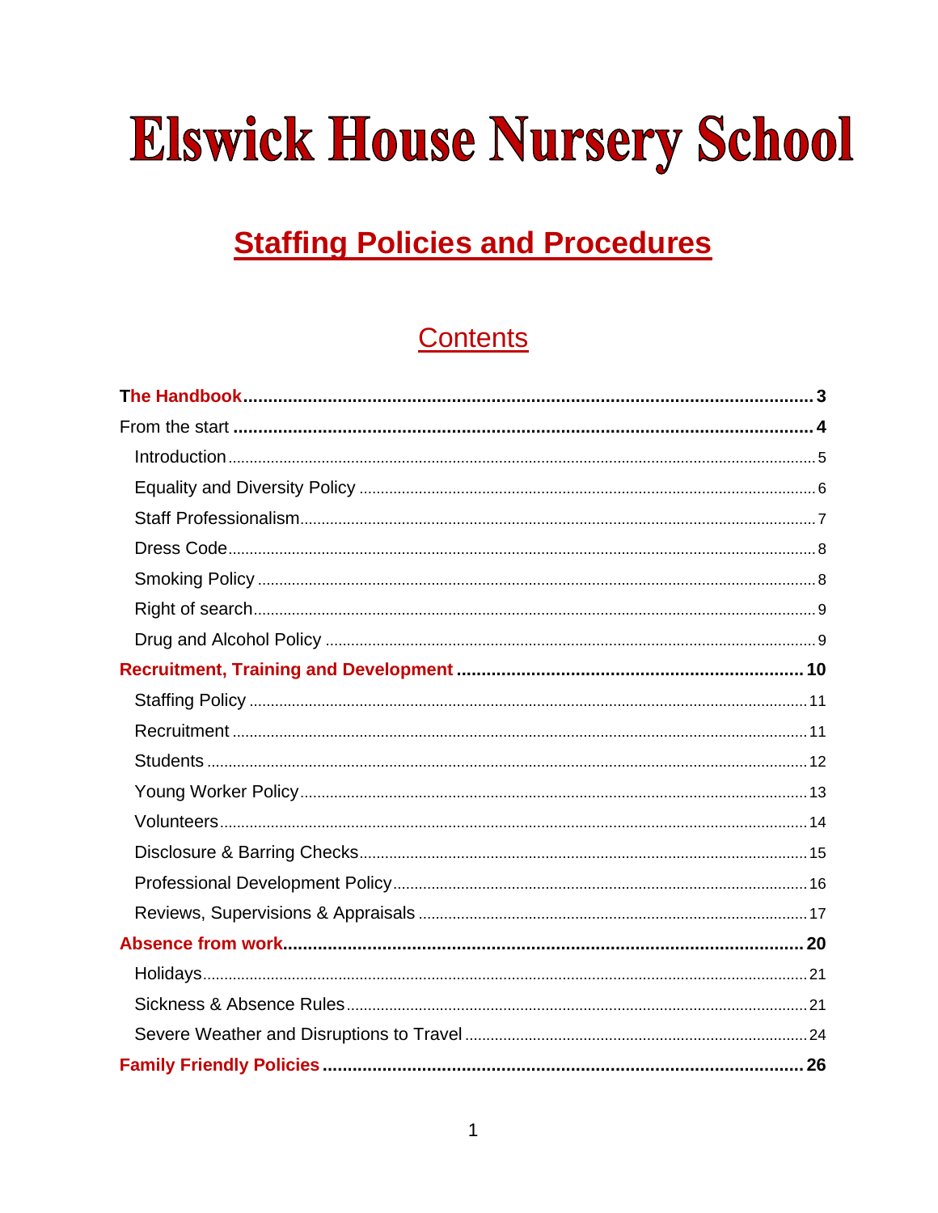# Elswick House Nursery School

## Staffing Policies and Procedures

### Contents

**The Handbook** ..... **3**

From the start ..... **4**

- Introduction ..... 5
- Equality and Diversity Policy ..... 6
- Staff Professionalism ..... 7
- Dress Code ..... 8
- Smoking Policy ..... 8
- Right of search ..... 9
- Drug and Alcohol Policy ..... 9

**Recruitment, Training and Development** ..... **10**

- Staffing Policy ..... 11
- Recruitment ..... 11
- Students ..... 12
- Young Worker Policy ..... 13
- Volunteers ..... 14
- Disclosure & Barring Checks ..... 15
- Professional Development Policy ..... 16
- Reviews, Supervisions & Appraisals ..... 17

**Absence from work** ..... **20**

- Holidays ..... 21
- Sickness & Absence Rules ..... 21
- Severe Weather and Disruptions to Travel ..... 24

**Family Friendly Policies** ..... **26**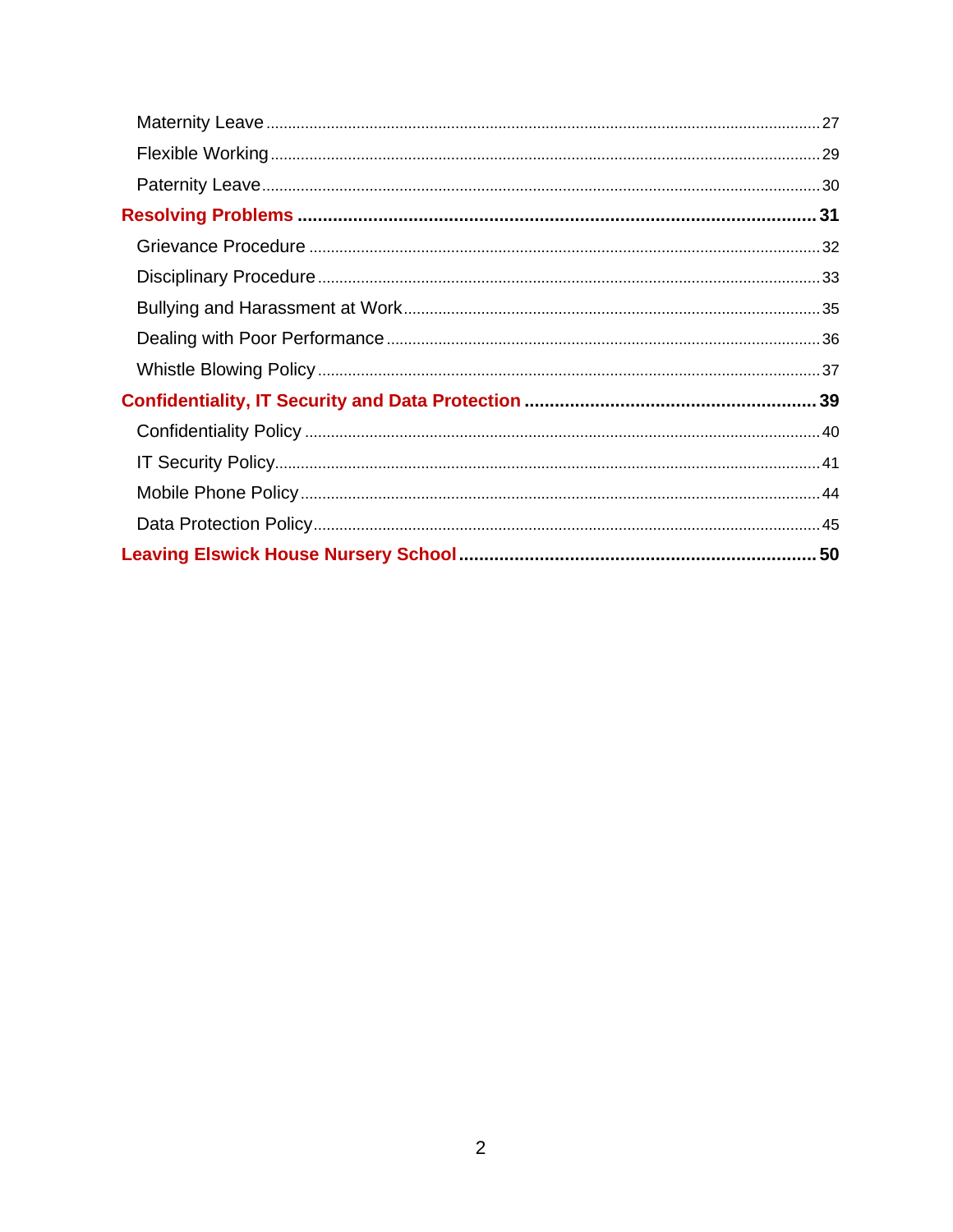Maternity Leave ..... 27
Flexible Working ..... 29
Paternity Leave ..... 30

**Resolving Problems ..... 31**

Grievance Procedure ..... 32
Disciplinary Procedure ..... 33
Bullying and Harassment at Work ..... 35
Dealing with Poor Performance ..... 36
Whistle Blowing Policy ..... 37

**Confidentiality, IT Security and Data Protection ..... 39**

Confidentiality Policy ..... 40
IT Security Policy ..... 41
Mobile Phone Policy ..... 44
Data Protection Policy ..... 45

**Leaving Elswick House Nursery School ..... 50**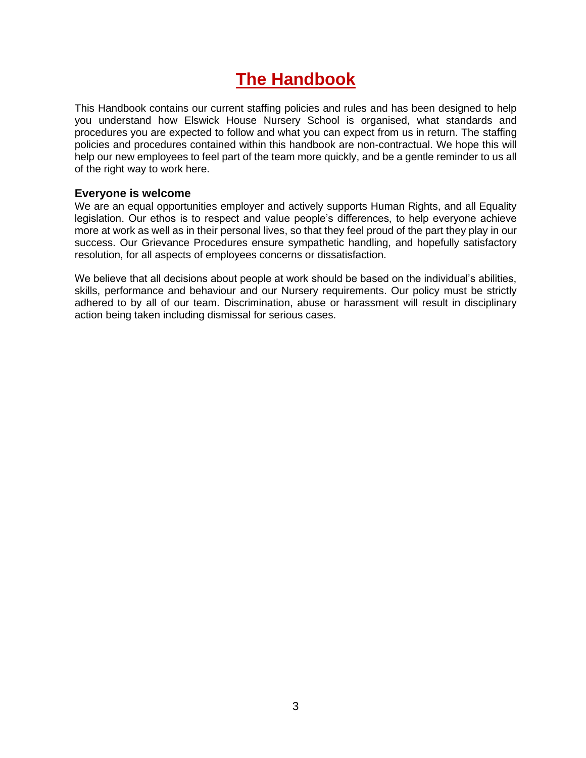# The Handbook

This Handbook contains our current staffing policies and rules and has been designed to help you understand how Elswick House Nursery School is organised, what standards and procedures you are expected to follow and what you can expect from us in return. The staffing policies and procedures contained within this handbook are non-contractual. We hope this will help our new employees to feel part of the team more quickly, and be a gentle reminder to us all of the right way to work here.

### Everyone is welcome

We are an equal opportunities employer and actively supports Human Rights, and all Equality legislation. Our ethos is to respect and value people's differences, to help everyone achieve more at work as well as in their personal lives, so that they feel proud of the part they play in our success. Our Grievance Procedures ensure sympathetic handling, and hopefully satisfactory resolution, for all aspects of employees concerns or dissatisfaction.

We believe that all decisions about people at work should be based on the individual's abilities, skills, performance and behaviour and our Nursery requirements. Our policy must be strictly adhered to by all of our team. Discrimination, abuse or harassment will result in disciplinary action being taken including dismissal for serious cases.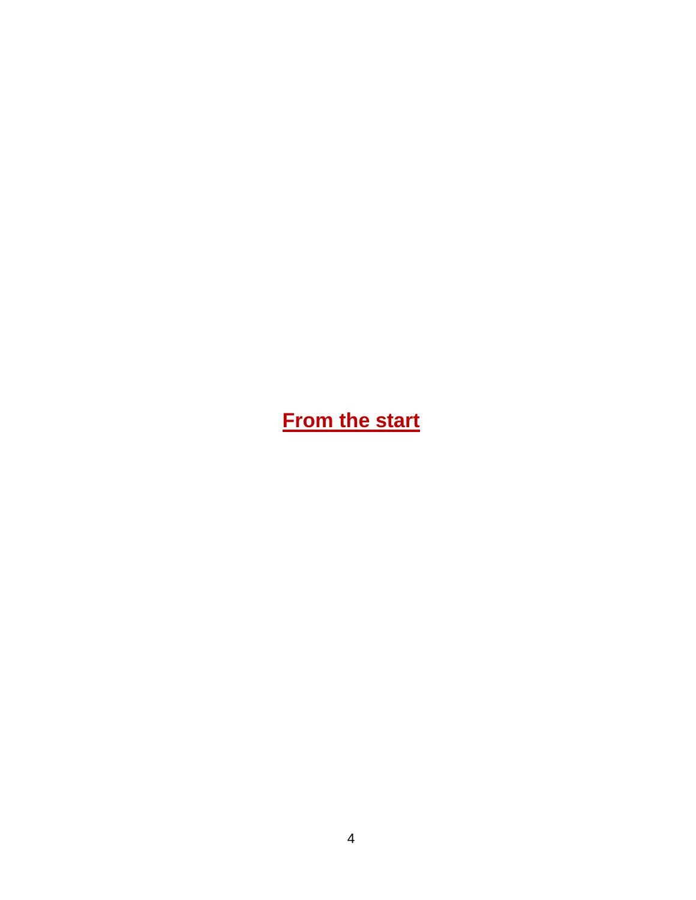# **From the start**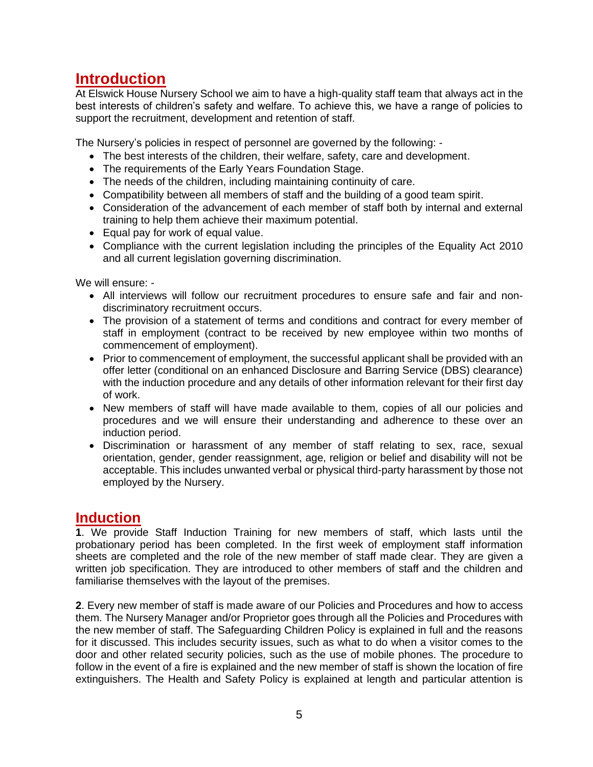## Introduction

At Elswick House Nursery School we aim to have a high-quality staff team that always act in the best interests of children's safety and welfare. To achieve this, we have a range of policies to support the recruitment, development and retention of staff.

The Nursery's policies in respect of personnel are governed by the following: -

- The best interests of the children, their welfare, safety, care and development.
- The requirements of the Early Years Foundation Stage.
- The needs of the children, including maintaining continuity of care.
- Compatibility between all members of staff and the building of a good team spirit.
- Consideration of the advancement of each member of staff both by internal and external training to help them achieve their maximum potential.
- Equal pay for work of equal value.
- Compliance with the current legislation including the principles of the Equality Act 2010 and all current legislation governing discrimination.

We will ensure: -

- All interviews will follow our recruitment procedures to ensure safe and fair and non-discriminatory recruitment occurs.
- The provision of a statement of terms and conditions and contract for every member of staff in employment (contract to be received by new employee within two months of commencement of employment).
- Prior to commencement of employment, the successful applicant shall be provided with an offer letter (conditional on an enhanced Disclosure and Barring Service (DBS) clearance) with the induction procedure and any details of other information relevant for their first day of work.
- New members of staff will have made available to them, copies of all our policies and procedures and we will ensure their understanding and adherence to these over an induction period.
- Discrimination or harassment of any member of staff relating to sex, race, sexual orientation, gender, gender reassignment, age, religion or belief and disability will not be acceptable. This includes unwanted verbal or physical third-party harassment by those not employed by the Nursery.

## Induction

**1**. We provide Staff Induction Training for new members of staff, which lasts until the probationary period has been completed. In the first week of employment staff information sheets are completed and the role of the new member of staff made clear. They are given a written job specification. They are introduced to other members of staff and the children and familiarise themselves with the layout of the premises.

**2**. Every new member of staff is made aware of our Policies and Procedures and how to access them. The Nursery Manager and/or Proprietor goes through all the Policies and Procedures with the new member of staff. The Safeguarding Children Policy is explained in full and the reasons for it discussed. This includes security issues, such as what to do when a visitor comes to the door and other related security policies, such as the use of mobile phones. The procedure to follow in the event of a fire is explained and the new member of staff is shown the location of fire extinguishers. The Health and Safety Policy is explained at length and particular attention is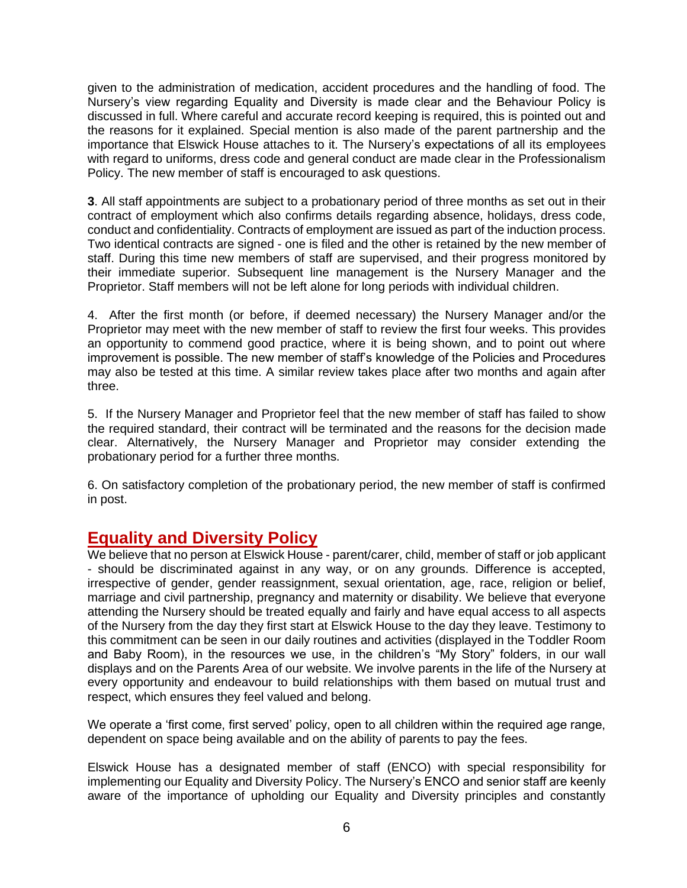given to the administration of medication, accident procedures and the handling of food. The Nursery's view regarding Equality and Diversity is made clear and the Behaviour Policy is discussed in full. Where careful and accurate record keeping is required, this is pointed out and the reasons for it explained. Special mention is also made of the parent partnership and the importance that Elswick House attaches to it. The Nursery's expectations of all its employees with regard to uniforms, dress code and general conduct are made clear in the Professionalism Policy. The new member of staff is encouraged to ask questions.

**3**. All staff appointments are subject to a probationary period of three months as set out in their contract of employment which also confirms details regarding absence, holidays, dress code, conduct and confidentiality. Contracts of employment are issued as part of the induction process. Two identical contracts are signed - one is filed and the other is retained by the new member of staff. During this time new members of staff are supervised, and their progress monitored by their immediate superior. Subsequent line management is the Nursery Manager and the Proprietor. Staff members will not be left alone for long periods with individual children.

4. After the first month (or before, if deemed necessary) the Nursery Manager and/or the Proprietor may meet with the new member of staff to review the first four weeks. This provides an opportunity to commend good practice, where it is being shown, and to point out where improvement is possible. The new member of staff's knowledge of the Policies and Procedures may also be tested at this time. A similar review takes place after two months and again after three.

5. If the Nursery Manager and Proprietor feel that the new member of staff has failed to show the required standard, their contract will be terminated and the reasons for the decision made clear. Alternatively, the Nursery Manager and Proprietor may consider extending the probationary period for a further three months.

6. On satisfactory completion of the probationary period, the new member of staff is confirmed in post.

## Equality and Diversity Policy

We believe that no person at Elswick House - parent/carer, child, member of staff or job applicant - should be discriminated against in any way, or on any grounds. Difference is accepted, irrespective of gender, gender reassignment, sexual orientation, age, race, religion or belief, marriage and civil partnership, pregnancy and maternity or disability. We believe that everyone attending the Nursery should be treated equally and fairly and have equal access to all aspects of the Nursery from the day they first start at Elswick House to the day they leave. Testimony to this commitment can be seen in our daily routines and activities (displayed in the Toddler Room and Baby Room), in the resources we use, in the children's "My Story" folders, in our wall displays and on the Parents Area of our website. We involve parents in the life of the Nursery at every opportunity and endeavour to build relationships with them based on mutual trust and respect, which ensures they feel valued and belong.

We operate a 'first come, first served' policy, open to all children within the required age range, dependent on space being available and on the ability of parents to pay the fees.

Elswick House has a designated member of staff (ENCO) with special responsibility for implementing our Equality and Diversity Policy. The Nursery's ENCO and senior staff are keenly aware of the importance of upholding our Equality and Diversity principles and constantly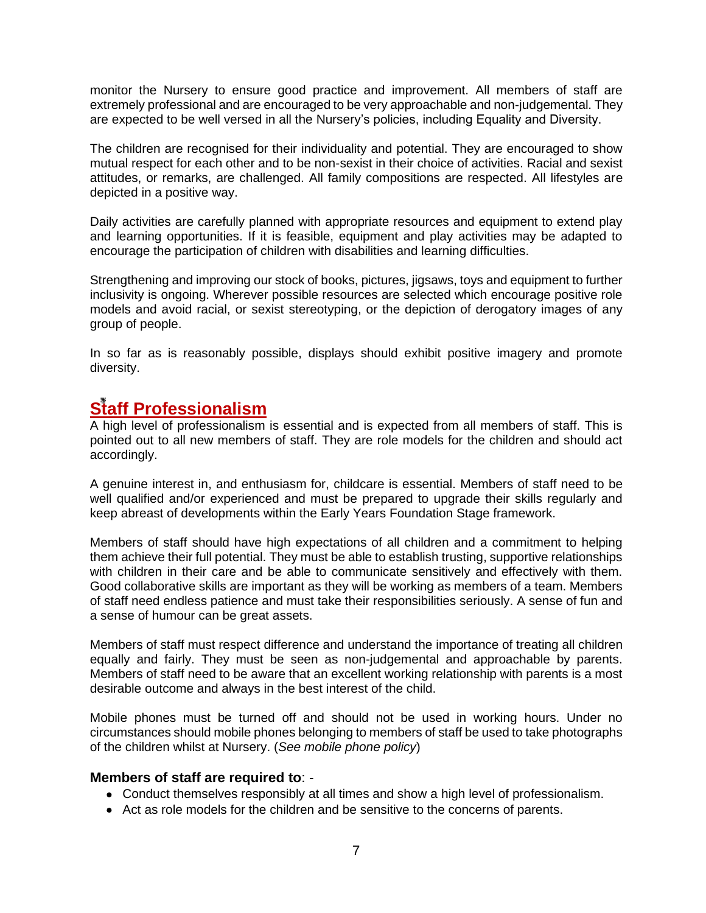monitor the Nursery to ensure good practice and improvement. All members of staff are extremely professional and are encouraged to be very approachable and non-judgemental. They are expected to be well versed in all the Nursery's policies, including Equality and Diversity.

The children are recognised for their individuality and potential. They are encouraged to show mutual respect for each other and to be non-sexist in their choice of activities. Racial and sexist attitudes, or remarks, are challenged. All family compositions are respected. All lifestyles are depicted in a positive way.

Daily activities are carefully planned with appropriate resources and equipment to extend play and learning opportunities. If it is feasible, equipment and play activities may be adapted to encourage the participation of children with disabilities and learning difficulties.

Strengthening and improving our stock of books, pictures, jigsaws, toys and equipment to further inclusivity is ongoing. Wherever possible resources are selected which encourage positive role models and avoid racial, or sexist stereotyping, or the depiction of derogatory images of any group of people.

In so far as is reasonably possible, displays should exhibit positive imagery and promote diversity.

## Staff Professionalism

A high level of professionalism is essential and is expected from all members of staff. This is pointed out to all new members of staff. They are role models for the children and should act accordingly.

A genuine interest in, and enthusiasm for, childcare is essential. Members of staff need to be well qualified and/or experienced and must be prepared to upgrade their skills regularly and keep abreast of developments within the Early Years Foundation Stage framework.

Members of staff should have high expectations of all children and a commitment to helping them achieve their full potential. They must be able to establish trusting, supportive relationships with children in their care and be able to communicate sensitively and effectively with them. Good collaborative skills are important as they will be working as members of a team. Members of staff need endless patience and must take their responsibilities seriously. A sense of fun and a sense of humour can be great assets.

Members of staff must respect difference and understand the importance of treating all children equally and fairly. They must be seen as non-judgemental and approachable by parents. Members of staff need to be aware that an excellent working relationship with parents is a most desirable outcome and always in the best interest of the child.

Mobile phones must be turned off and should not be used in working hours. Under no circumstances should mobile phones belonging to members of staff be used to take photographs of the children whilst at Nursery. (*See mobile phone policy*)

**Members of staff are required to**: -

- Conduct themselves responsibly at all times and show a high level of professionalism.
- Act as role models for the children and be sensitive to the concerns of parents.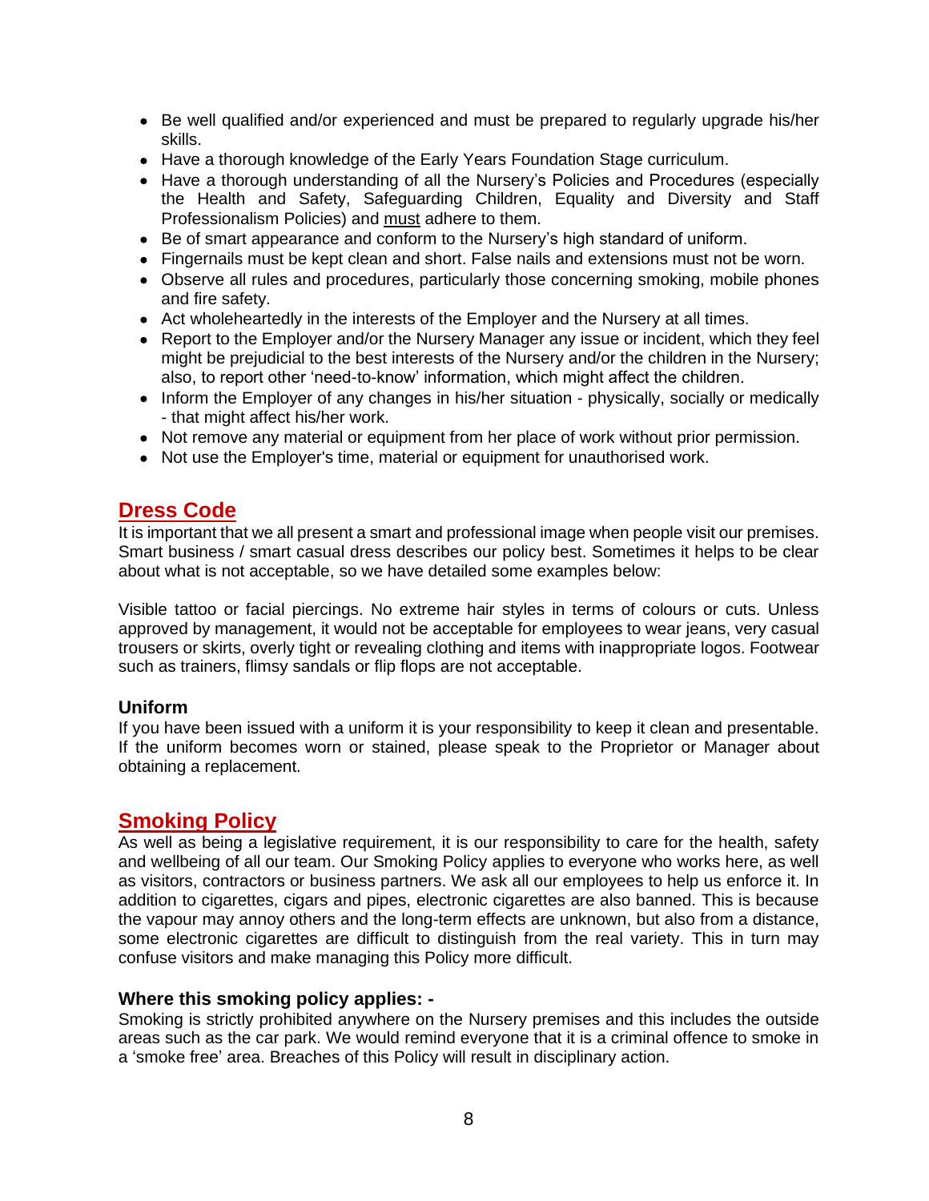- Be well qualified and/or experienced and must be prepared to regularly upgrade his/her skills.
- Have a thorough knowledge of the Early Years Foundation Stage curriculum.
- Have a thorough understanding of all the Nursery's Policies and Procedures (especially the Health and Safety, Safeguarding Children, Equality and Diversity and Staff Professionalism Policies) and must adhere to them.
- Be of smart appearance and conform to the Nursery's high standard of uniform.
- Fingernails must be kept clean and short. False nails and extensions must not be worn.
- Observe all rules and procedures, particularly those concerning smoking, mobile phones and fire safety.
- Act wholeheartedly in the interests of the Employer and the Nursery at all times.
- Report to the Employer and/or the Nursery Manager any issue or incident, which they feel might be prejudicial to the best interests of the Nursery and/or the children in the Nursery; also, to report other 'need-to-know' information, which might affect the children.
- Inform the Employer of any changes in his/her situation - physically, socially or medically - that might affect his/her work.
- Not remove any material or equipment from her place of work without prior permission.
- Not use the Employer's time, material or equipment for unauthorised work.

## Dress Code

It is important that we all present a smart and professional image when people visit our premises. Smart business / smart casual dress describes our policy best. Sometimes it helps to be clear about what is not acceptable, so we have detailed some examples below:

Visible tattoo or facial piercings. No extreme hair styles in terms of colours or cuts. Unless approved by management, it would not be acceptable for employees to wear jeans, very casual trousers or skirts, overly tight or revealing clothing and items with inappropriate logos. Footwear such as trainers, flimsy sandals or flip flops are not acceptable.

### Uniform

If you have been issued with a uniform it is your responsibility to keep it clean and presentable. If the uniform becomes worn or stained, please speak to the Proprietor or Manager about obtaining a replacement.

## Smoking Policy

As well as being a legislative requirement, it is our responsibility to care for the health, safety and wellbeing of all our team. Our Smoking Policy applies to everyone who works here, as well as visitors, contractors or business partners. We ask all our employees to help us enforce it. In addition to cigarettes, cigars and pipes, electronic cigarettes are also banned. This is because the vapour may annoy others and the long-term effects are unknown, but also from a distance, some electronic cigarettes are difficult to distinguish from the real variety. This in turn may confuse visitors and make managing this Policy more difficult.

### Where this smoking policy applies: -

Smoking is strictly prohibited anywhere on the Nursery premises and this includes the outside areas such as the car park. We would remind everyone that it is a criminal offence to smoke in a 'smoke free' area. Breaches of this Policy will result in disciplinary action.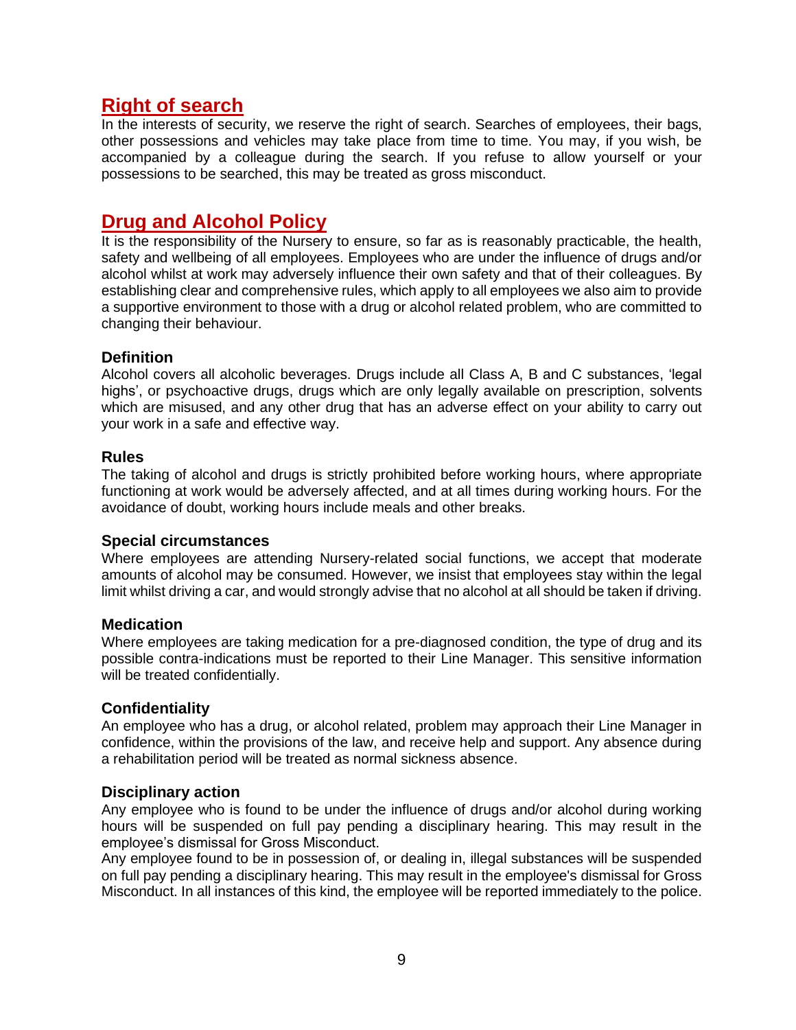## Right of search

In the interests of security, we reserve the right of search. Searches of employees, their bags, other possessions and vehicles may take place from time to time. You may, if you wish, be accompanied by a colleague during the search. If you refuse to allow yourself or your possessions to be searched, this may be treated as gross misconduct.

## Drug and Alcohol Policy

It is the responsibility of the Nursery to ensure, so far as is reasonably practicable, the health, safety and wellbeing of all employees. Employees who are under the influence of drugs and/or alcohol whilst at work may adversely influence their own safety and that of their colleagues. By establishing clear and comprehensive rules, which apply to all employees we also aim to provide a supportive environment to those with a drug or alcohol related problem, who are committed to changing their behaviour.

### Definition

Alcohol covers all alcoholic beverages. Drugs include all Class A, B and C substances, 'legal highs', or psychoactive drugs, drugs which are only legally available on prescription, solvents which are misused, and any other drug that has an adverse effect on your ability to carry out your work in a safe and effective way.

### Rules

The taking of alcohol and drugs is strictly prohibited before working hours, where appropriate functioning at work would be adversely affected, and at all times during working hours. For the avoidance of doubt, working hours include meals and other breaks.

### Special circumstances

Where employees are attending Nursery-related social functions, we accept that moderate amounts of alcohol may be consumed. However, we insist that employees stay within the legal limit whilst driving a car, and would strongly advise that no alcohol at all should be taken if driving.

### Medication

Where employees are taking medication for a pre-diagnosed condition, the type of drug and its possible contra-indications must be reported to their Line Manager. This sensitive information will be treated confidentially.

### Confidentiality

An employee who has a drug, or alcohol related, problem may approach their Line Manager in confidence, within the provisions of the law, and receive help and support. Any absence during a rehabilitation period will be treated as normal sickness absence.

### Disciplinary action

Any employee who is found to be under the influence of drugs and/or alcohol during working hours will be suspended on full pay pending a disciplinary hearing. This may result in the employee's dismissal for Gross Misconduct.

Any employee found to be in possession of, or dealing in, illegal substances will be suspended on full pay pending a disciplinary hearing. This may result in the employee's dismissal for Gross Misconduct. In all instances of this kind, the employee will be reported immediately to the police.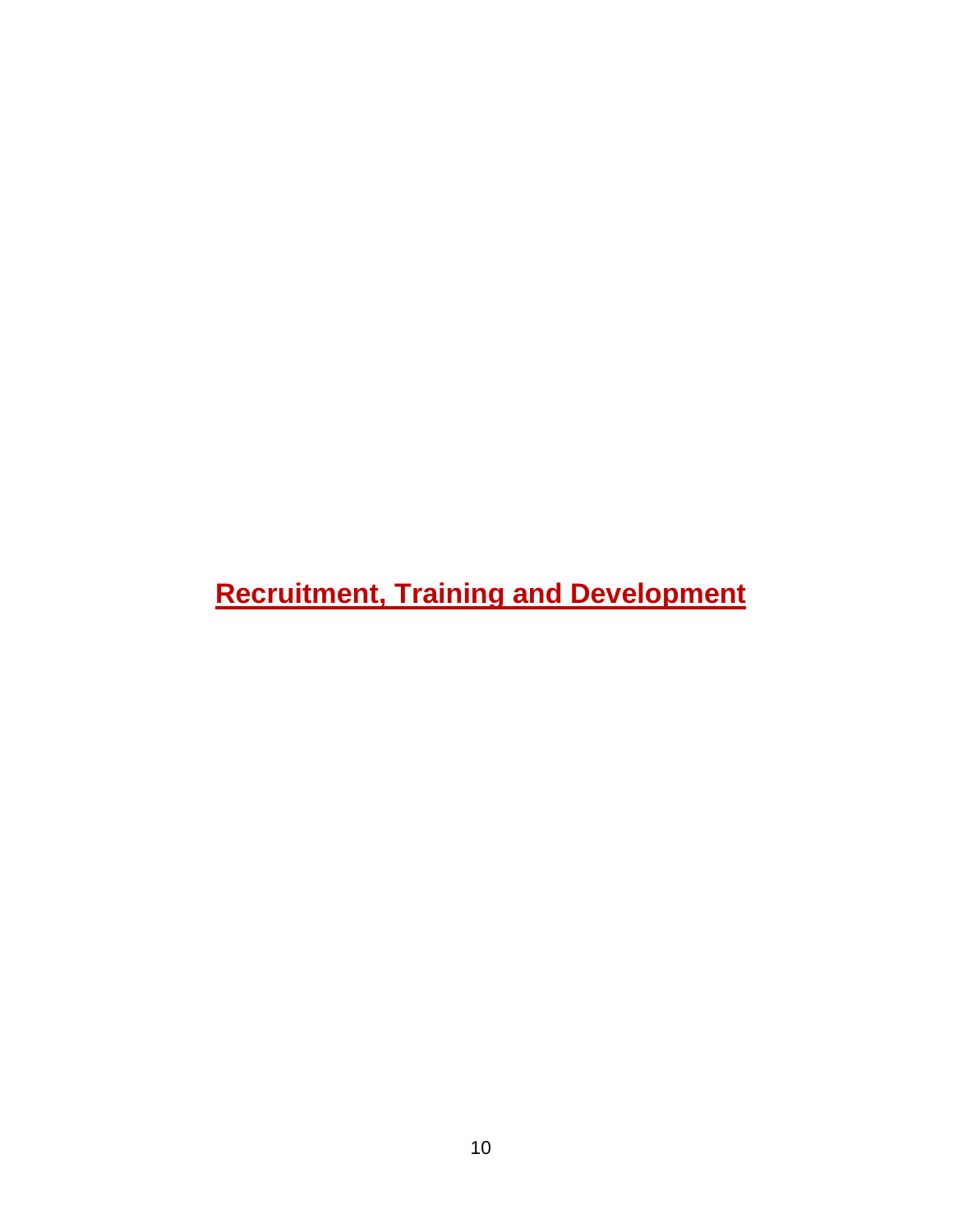# Recruitment, Training and Development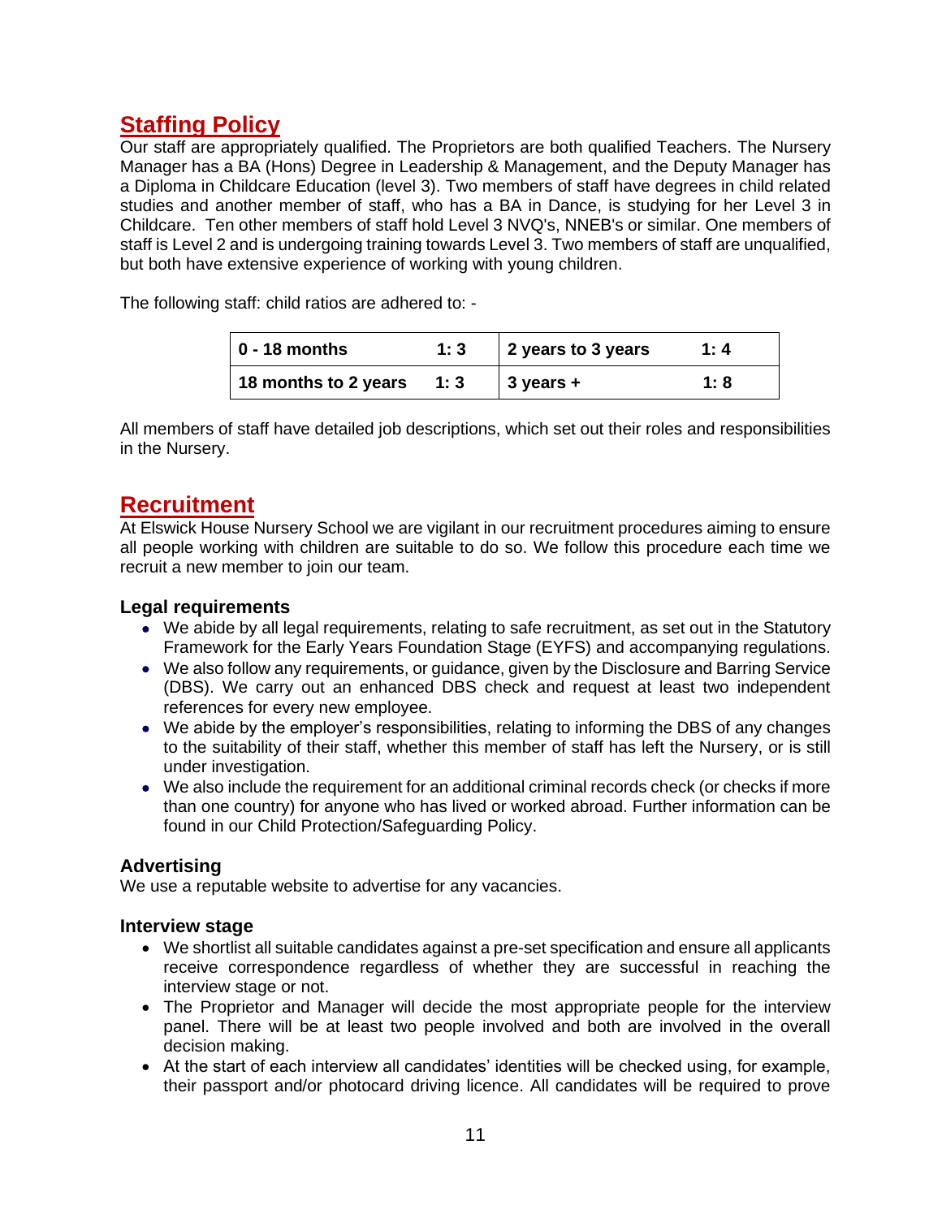## Staffing Policy

Our staff are appropriately qualified. The Proprietors are both qualified Teachers. The Nursery Manager has a BA (Hons) Degree in Leadership & Management, and the Deputy Manager has a Diploma in Childcare Education (level 3). Two members of staff have degrees in child related studies and another member of staff, who has a BA in Dance, is studying for her Level 3 in Childcare. Ten other members of staff hold Level 3 NVQ's, NNEB's or similar. One members of staff is Level 2 and is undergoing training towards Level 3. Two members of staff are unqualified, but both have extensive experience of working with young children.

The following staff: child ratios are adhered to: -

| | | | |
|---|---|---|---|
| **0 - 18 months** | **1: 3** | **2 years to 3 years** | **1: 4** |
| **18 months to 2 years** | **1: 3** | **3 years +** | **1: 8** |

All members of staff have detailed job descriptions, which set out their roles and responsibilities in the Nursery.

## Recruitment

At Elswick House Nursery School we are vigilant in our recruitment procedures aiming to ensure all people working with children are suitable to do so. We follow this procedure each time we recruit a new member to join our team.

### Legal requirements

- We abide by all legal requirements, relating to safe recruitment, as set out in the Statutory Framework for the Early Years Foundation Stage (EYFS) and accompanying regulations.
- We also follow any requirements, or guidance, given by the Disclosure and Barring Service (DBS). We carry out an enhanced DBS check and request at least two independent references for every new employee.
- We abide by the employer's responsibilities, relating to informing the DBS of any changes to the suitability of their staff, whether this member of staff has left the Nursery, or is still under investigation.
- We also include the requirement for an additional criminal records check (or checks if more than one country) for anyone who has lived or worked abroad. Further information can be found in our Child Protection/Safeguarding Policy.

### Advertising

We use a reputable website to advertise for any vacancies.

### Interview stage

- We shortlist all suitable candidates against a pre-set specification and ensure all applicants receive correspondence regardless of whether they are successful in reaching the interview stage or not.
- The Proprietor and Manager will decide the most appropriate people for the interview panel. There will be at least two people involved and both are involved in the overall decision making.
- At the start of each interview all candidates' identities will be checked using, for example, their passport and/or photocard driving licence. All candidates will be required to prove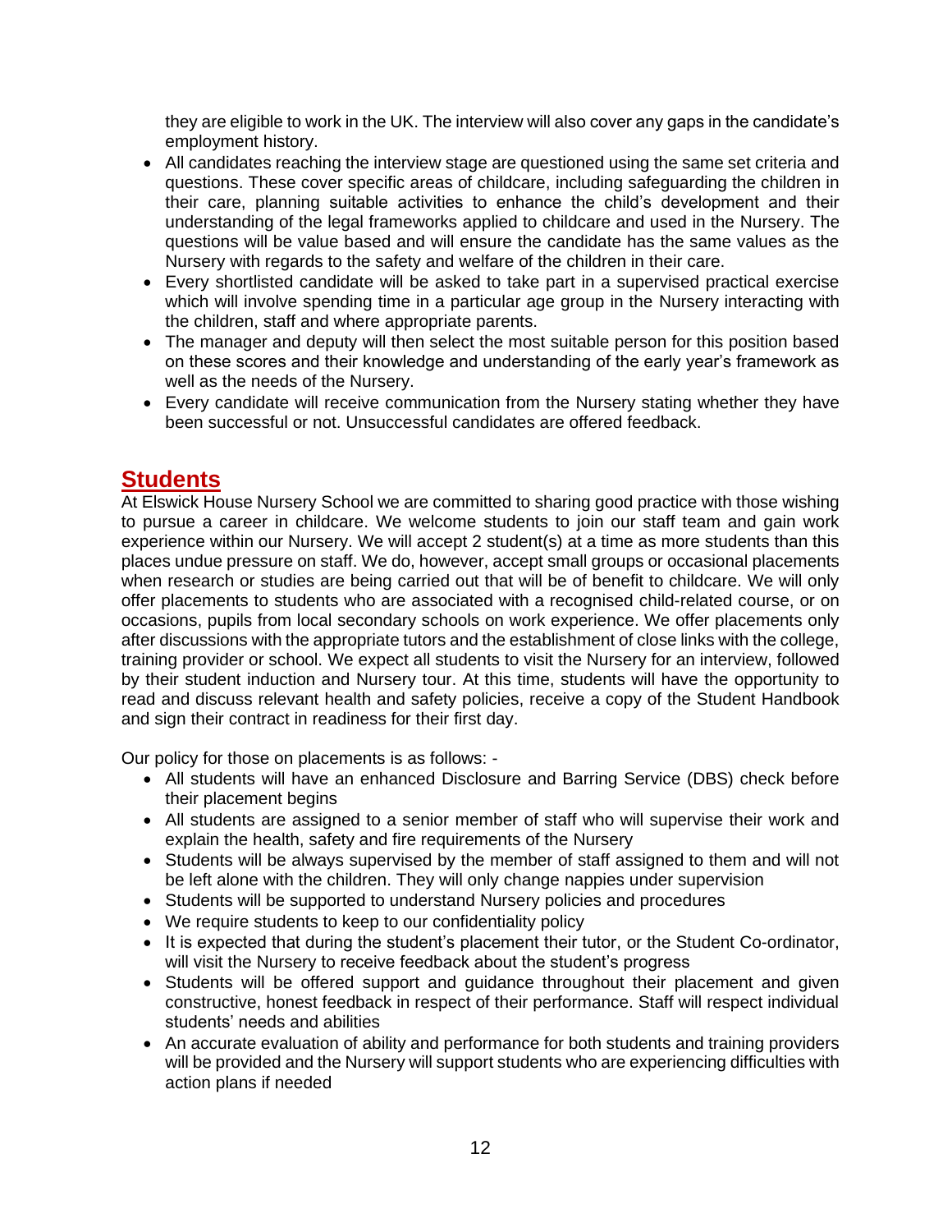they are eligible to work in the UK. The interview will also cover any gaps in the candidate's employment history.

- All candidates reaching the interview stage are questioned using the same set criteria and questions. These cover specific areas of childcare, including safeguarding the children in their care, planning suitable activities to enhance the child's development and their understanding of the legal frameworks applied to childcare and used in the Nursery. The questions will be value based and will ensure the candidate has the same values as the Nursery with regards to the safety and welfare of the children in their care.
- Every shortlisted candidate will be asked to take part in a supervised practical exercise which will involve spending time in a particular age group in the Nursery interacting with the children, staff and where appropriate parents.
- The manager and deputy will then select the most suitable person for this position based on these scores and their knowledge and understanding of the early year's framework as well as the needs of the Nursery.
- Every candidate will receive communication from the Nursery stating whether they have been successful or not. Unsuccessful candidates are offered feedback.

## Students

At Elswick House Nursery School we are committed to sharing good practice with those wishing to pursue a career in childcare. We welcome students to join our staff team and gain work experience within our Nursery. We will accept 2 student(s) at a time as more students than this places undue pressure on staff. We do, however, accept small groups or occasional placements when research or studies are being carried out that will be of benefit to childcare. We will only offer placements to students who are associated with a recognised child-related course, or on occasions, pupils from local secondary schools on work experience. We offer placements only after discussions with the appropriate tutors and the establishment of close links with the college, training provider or school. We expect all students to visit the Nursery for an interview, followed by their student induction and Nursery tour. At this time, students will have the opportunity to read and discuss relevant health and safety policies, receive a copy of the Student Handbook and sign their contract in readiness for their first day.

Our policy for those on placements is as follows: -

- All students will have an enhanced Disclosure and Barring Service (DBS) check before their placement begins
- All students are assigned to a senior member of staff who will supervise their work and explain the health, safety and fire requirements of the Nursery
- Students will be always supervised by the member of staff assigned to them and will not be left alone with the children. They will only change nappies under supervision
- Students will be supported to understand Nursery policies and procedures
- We require students to keep to our confidentiality policy
- It is expected that during the student's placement their tutor, or the Student Co-ordinator, will visit the Nursery to receive feedback about the student's progress
- Students will be offered support and guidance throughout their placement and given constructive, honest feedback in respect of their performance. Staff will respect individual students' needs and abilities
- An accurate evaluation of ability and performance for both students and training providers will be provided and the Nursery will support students who are experiencing difficulties with action plans if needed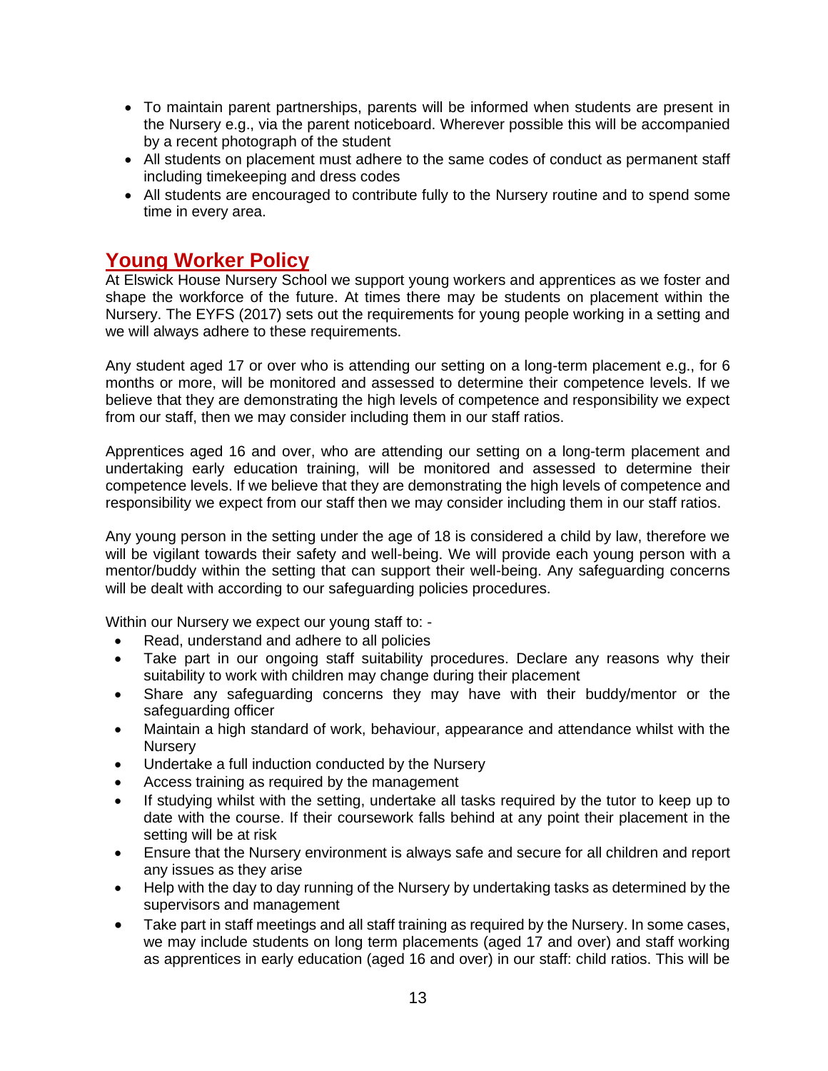- To maintain parent partnerships, parents will be informed when students are present in the Nursery e.g., via the parent noticeboard. Wherever possible this will be accompanied by a recent photograph of the student
- All students on placement must adhere to the same codes of conduct as permanent staff including timekeeping and dress codes
- All students are encouraged to contribute fully to the Nursery routine and to spend some time in every area.

## Young Worker Policy

At Elswick House Nursery School we support young workers and apprentices as we foster and shape the workforce of the future. At times there may be students on placement within the Nursery. The EYFS (2017) sets out the requirements for young people working in a setting and we will always adhere to these requirements.

Any student aged 17 or over who is attending our setting on a long-term placement e.g., for 6 months or more, will be monitored and assessed to determine their competence levels. If we believe that they are demonstrating the high levels of competence and responsibility we expect from our staff, then we may consider including them in our staff ratios.

Apprentices aged 16 and over, who are attending our setting on a long-term placement and undertaking early education training, will be monitored and assessed to determine their competence levels. If we believe that they are demonstrating the high levels of competence and responsibility we expect from our staff then we may consider including them in our staff ratios.

Any young person in the setting under the age of 18 is considered a child by law, therefore we will be vigilant towards their safety and well-being. We will provide each young person with a mentor/buddy within the setting that can support their well-being. Any safeguarding concerns will be dealt with according to our safeguarding policies procedures.

Within our Nursery we expect our young staff to: -

- Read, understand and adhere to all policies
- Take part in our ongoing staff suitability procedures. Declare any reasons why their suitability to work with children may change during their placement
- Share any safeguarding concerns they may have with their buddy/mentor or the safeguarding officer
- Maintain a high standard of work, behaviour, appearance and attendance whilst with the Nursery
- Undertake a full induction conducted by the Nursery
- Access training as required by the management
- If studying whilst with the setting, undertake all tasks required by the tutor to keep up to date with the course. If their coursework falls behind at any point their placement in the setting will be at risk
- Ensure that the Nursery environment is always safe and secure for all children and report any issues as they arise
- Help with the day to day running of the Nursery by undertaking tasks as determined by the supervisors and management
- Take part in staff meetings and all staff training as required by the Nursery. In some cases, we may include students on long term placements (aged 17 and over) and staff working as apprentices in early education (aged 16 and over) in our staff: child ratios. This will be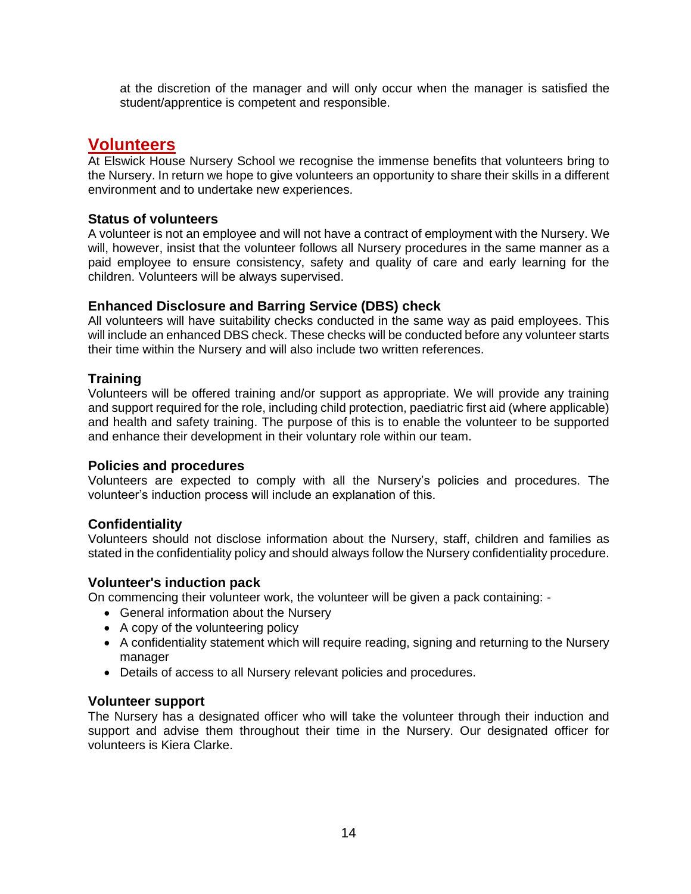at the discretion of the manager and will only occur when the manager is satisfied the student/apprentice is competent and responsible.

## Volunteers

At Elswick House Nursery School we recognise the immense benefits that volunteers bring to the Nursery. In return we hope to give volunteers an opportunity to share their skills in a different environment and to undertake new experiences.

### Status of volunteers

A volunteer is not an employee and will not have a contract of employment with the Nursery. We will, however, insist that the volunteer follows all Nursery procedures in the same manner as a paid employee to ensure consistency, safety and quality of care and early learning for the children. Volunteers will be always supervised.

### Enhanced Disclosure and Barring Service (DBS) check

All volunteers will have suitability checks conducted in the same way as paid employees. This will include an enhanced DBS check. These checks will be conducted before any volunteer starts their time within the Nursery and will also include two written references.

### Training

Volunteers will be offered training and/or support as appropriate. We will provide any training and support required for the role, including child protection, paediatric first aid (where applicable) and health and safety training. The purpose of this is to enable the volunteer to be supported and enhance their development in their voluntary role within our team.

### Policies and procedures

Volunteers are expected to comply with all the Nursery's policies and procedures. The volunteer's induction process will include an explanation of this.

### Confidentiality

Volunteers should not disclose information about the Nursery, staff, children and families as stated in the confidentiality policy and should always follow the Nursery confidentiality procedure.

### Volunteer's induction pack

On commencing their volunteer work, the volunteer will be given a pack containing: -

- General information about the Nursery
- A copy of the volunteering policy
- A confidentiality statement which will require reading, signing and returning to the Nursery manager
- Details of access to all Nursery relevant policies and procedures.

### Volunteer support

The Nursery has a designated officer who will take the volunteer through their induction and support and advise them throughout their time in the Nursery. Our designated officer for volunteers is Kiera Clarke.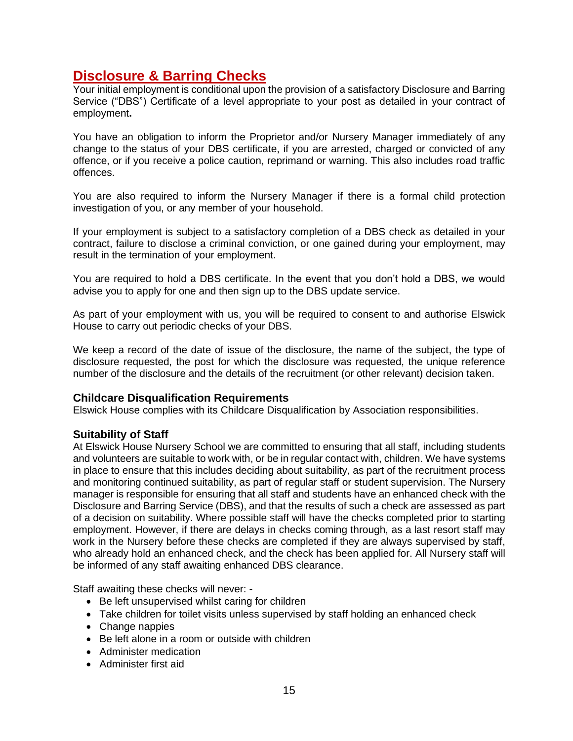## Disclosure & Barring Checks

Your initial employment is conditional upon the provision of a satisfactory Disclosure and Barring Service ("DBS") Certificate of a level appropriate to your post as detailed in your contract of employment**.**

You have an obligation to inform the Proprietor and/or Nursery Manager immediately of any change to the status of your DBS certificate, if you are arrested, charged or convicted of any offence, or if you receive a police caution, reprimand or warning. This also includes road traffic offences.

You are also required to inform the Nursery Manager if there is a formal child protection investigation of you, or any member of your household.

If your employment is subject to a satisfactory completion of a DBS check as detailed in your contract, failure to disclose a criminal conviction, or one gained during your employment, may result in the termination of your employment.

You are required to hold a DBS certificate. In the event that you don't hold a DBS, we would advise you to apply for one and then sign up to the DBS update service.

As part of your employment with us, you will be required to consent to and authorise Elswick House to carry out periodic checks of your DBS.

We keep a record of the date of issue of the disclosure, the name of the subject, the type of disclosure requested, the post for which the disclosure was requested, the unique reference number of the disclosure and the details of the recruitment (or other relevant) decision taken.

### Childcare Disqualification Requirements

Elswick House complies with its Childcare Disqualification by Association responsibilities.

### Suitability of Staff

At Elswick House Nursery School we are committed to ensuring that all staff, including students and volunteers are suitable to work with, or be in regular contact with, children. We have systems in place to ensure that this includes deciding about suitability, as part of the recruitment process and monitoring continued suitability, as part of regular staff or student supervision. The Nursery manager is responsible for ensuring that all staff and students have an enhanced check with the Disclosure and Barring Service (DBS), and that the results of such a check are assessed as part of a decision on suitability. Where possible staff will have the checks completed prior to starting employment. However, if there are delays in checks coming through, as a last resort staff may work in the Nursery before these checks are completed if they are always supervised by staff, who already hold an enhanced check, and the check has been applied for. All Nursery staff will be informed of any staff awaiting enhanced DBS clearance.

Staff awaiting these checks will never: -

- Be left unsupervised whilst caring for children
- Take children for toilet visits unless supervised by staff holding an enhanced check
- Change nappies
- Be left alone in a room or outside with children
- Administer medication
- Administer first aid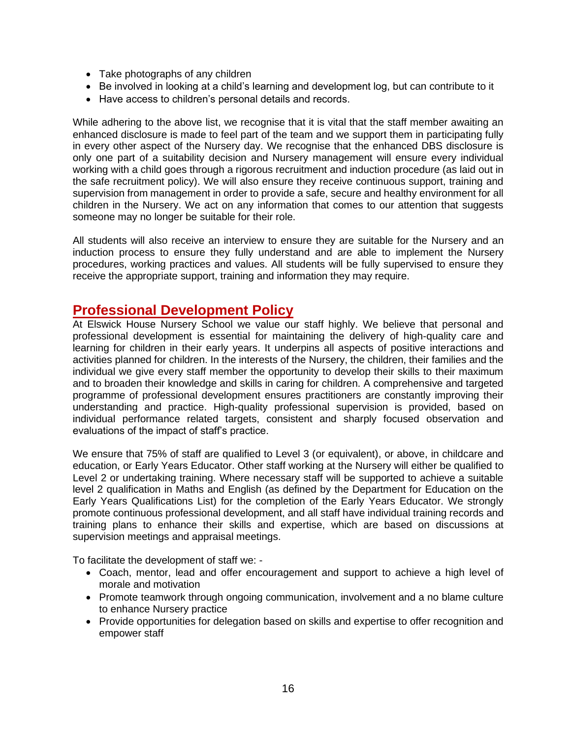- Take photographs of any children
- Be involved in looking at a child's learning and development log, but can contribute to it
- Have access to children's personal details and records.

While adhering to the above list, we recognise that it is vital that the staff member awaiting an enhanced disclosure is made to feel part of the team and we support them in participating fully in every other aspect of the Nursery day. We recognise that the enhanced DBS disclosure is only one part of a suitability decision and Nursery management will ensure every individual working with a child goes through a rigorous recruitment and induction procedure (as laid out in the safe recruitment policy). We will also ensure they receive continuous support, training and supervision from management in order to provide a safe, secure and healthy environment for all children in the Nursery. We act on any information that comes to our attention that suggests someone may no longer be suitable for their role.

All students will also receive an interview to ensure they are suitable for the Nursery and an induction process to ensure they fully understand and are able to implement the Nursery procedures, working practices and values. All students will be fully supervised to ensure they receive the appropriate support, training and information they may require.

## Professional Development Policy

At Elswick House Nursery School we value our staff highly. We believe that personal and professional development is essential for maintaining the delivery of high-quality care and learning for children in their early years. It underpins all aspects of positive interactions and activities planned for children. In the interests of the Nursery, the children, their families and the individual we give every staff member the opportunity to develop their skills to their maximum and to broaden their knowledge and skills in caring for children. A comprehensive and targeted programme of professional development ensures practitioners are constantly improving their understanding and practice. High-quality professional supervision is provided, based on individual performance related targets, consistent and sharply focused observation and evaluations of the impact of staff's practice.

We ensure that 75% of staff are qualified to Level 3 (or equivalent), or above, in childcare and education, or Early Years Educator. Other staff working at the Nursery will either be qualified to Level 2 or undertaking training. Where necessary staff will be supported to achieve a suitable level 2 qualification in Maths and English (as defined by the Department for Education on the Early Years Qualifications List) for the completion of the Early Years Educator. We strongly promote continuous professional development, and all staff have individual training records and training plans to enhance their skills and expertise, which are based on discussions at supervision meetings and appraisal meetings.

To facilitate the development of staff we: -

- Coach, mentor, lead and offer encouragement and support to achieve a high level of morale and motivation
- Promote teamwork through ongoing communication, involvement and a no blame culture to enhance Nursery practice
- Provide opportunities for delegation based on skills and expertise to offer recognition and empower staff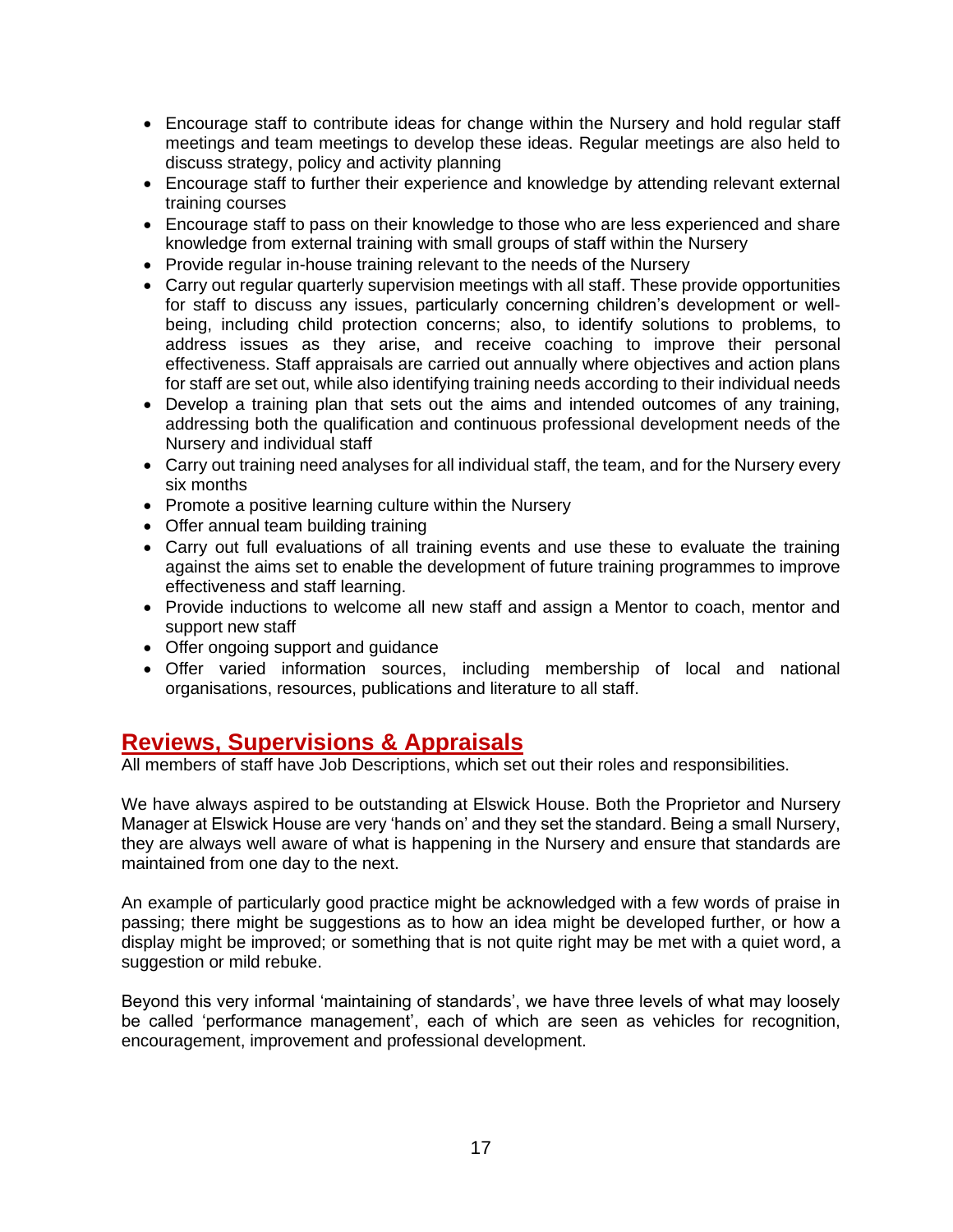- Encourage staff to contribute ideas for change within the Nursery and hold regular staff meetings and team meetings to develop these ideas. Regular meetings are also held to discuss strategy, policy and activity planning
- Encourage staff to further their experience and knowledge by attending relevant external training courses
- Encourage staff to pass on their knowledge to those who are less experienced and share knowledge from external training with small groups of staff within the Nursery
- Provide regular in-house training relevant to the needs of the Nursery
- Carry out regular quarterly supervision meetings with all staff. These provide opportunities for staff to discuss any issues, particularly concerning children's development or well-being, including child protection concerns; also, to identify solutions to problems, to address issues as they arise, and receive coaching to improve their personal effectiveness. Staff appraisals are carried out annually where objectives and action plans for staff are set out, while also identifying training needs according to their individual needs
- Develop a training plan that sets out the aims and intended outcomes of any training, addressing both the qualification and continuous professional development needs of the Nursery and individual staff
- Carry out training need analyses for all individual staff, the team, and for the Nursery every six months
- Promote a positive learning culture within the Nursery
- Offer annual team building training
- Carry out full evaluations of all training events and use these to evaluate the training against the aims set to enable the development of future training programmes to improve effectiveness and staff learning.
- Provide inductions to welcome all new staff and assign a Mentor to coach, mentor and support new staff
- Offer ongoing support and guidance
- Offer varied information sources, including membership of local and national organisations, resources, publications and literature to all staff.

## Reviews, Supervisions & Appraisals

All members of staff have Job Descriptions, which set out their roles and responsibilities.

We have always aspired to be outstanding at Elswick House. Both the Proprietor and Nursery Manager at Elswick House are very 'hands on' and they set the standard. Being a small Nursery, they are always well aware of what is happening in the Nursery and ensure that standards are maintained from one day to the next.

An example of particularly good practice might be acknowledged with a few words of praise in passing; there might be suggestions as to how an idea might be developed further, or how a display might be improved; or something that is not quite right may be met with a quiet word, a suggestion or mild rebuke.

Beyond this very informal 'maintaining of standards', we have three levels of what may loosely be called 'performance management', each of which are seen as vehicles for recognition, encouragement, improvement and professional development.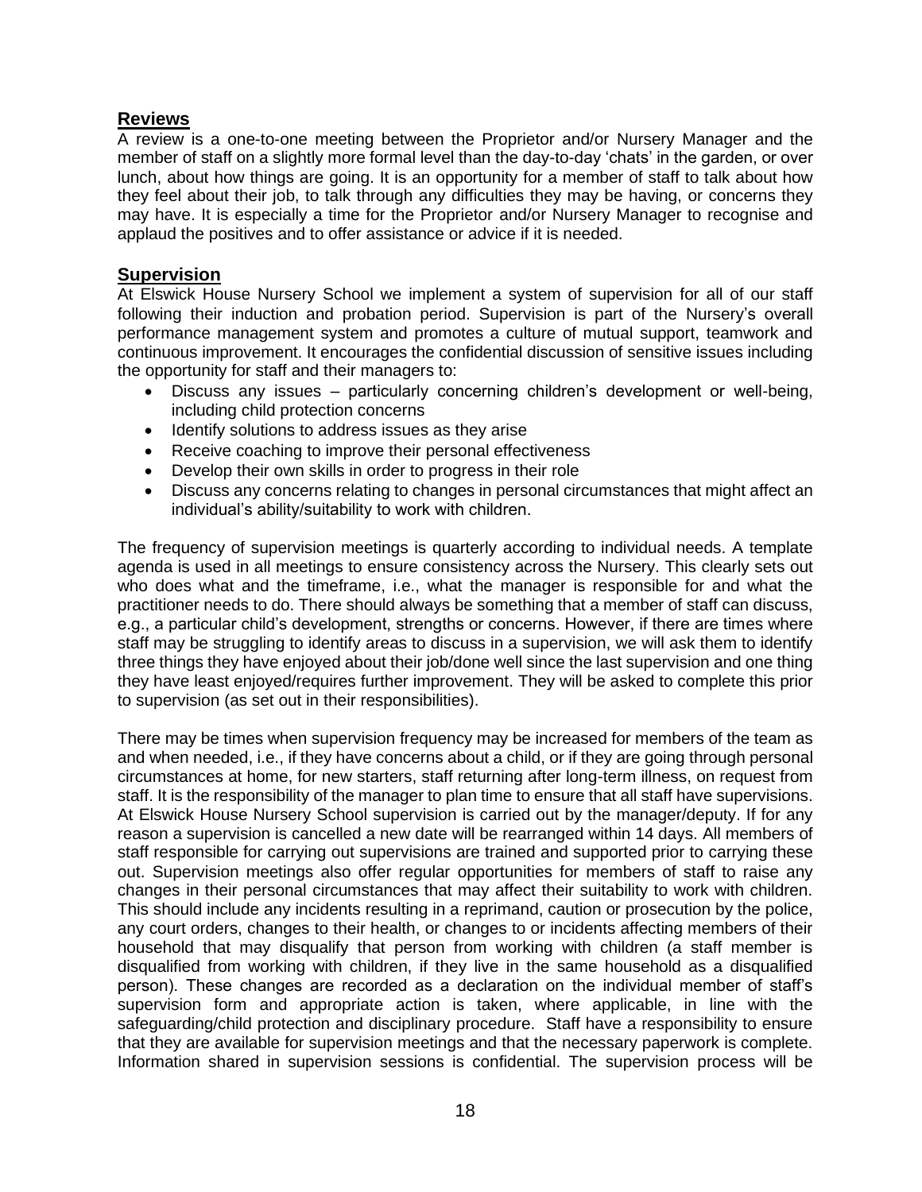## Reviews

A review is a one-to-one meeting between the Proprietor and/or Nursery Manager and the member of staff on a slightly more formal level than the day-to-day 'chats' in the garden, or over lunch, about how things are going. It is an opportunity for a member of staff to talk about how they feel about their job, to talk through any difficulties they may be having, or concerns they may have. It is especially a time for the Proprietor and/or Nursery Manager to recognise and applaud the positives and to offer assistance or advice if it is needed.

## Supervision

At Elswick House Nursery School we implement a system of supervision for all of our staff following their induction and probation period. Supervision is part of the Nursery's overall performance management system and promotes a culture of mutual support, teamwork and continuous improvement. It encourages the confidential discussion of sensitive issues including the opportunity for staff and their managers to:

- Discuss any issues – particularly concerning children's development or well-being, including child protection concerns
- Identify solutions to address issues as they arise
- Receive coaching to improve their personal effectiveness
- Develop their own skills in order to progress in their role
- Discuss any concerns relating to changes in personal circumstances that might affect an individual's ability/suitability to work with children.

The frequency of supervision meetings is quarterly according to individual needs. A template agenda is used in all meetings to ensure consistency across the Nursery. This clearly sets out who does what and the timeframe, i.e., what the manager is responsible for and what the practitioner needs to do. There should always be something that a member of staff can discuss, e.g., a particular child's development, strengths or concerns. However, if there are times where staff may be struggling to identify areas to discuss in a supervision, we will ask them to identify three things they have enjoyed about their job/done well since the last supervision and one thing they have least enjoyed/requires further improvement. They will be asked to complete this prior to supervision (as set out in their responsibilities).

There may be times when supervision frequency may be increased for members of the team as and when needed, i.e., if they have concerns about a child, or if they are going through personal circumstances at home, for new starters, staff returning after long-term illness, on request from staff. It is the responsibility of the manager to plan time to ensure that all staff have supervisions. At Elswick House Nursery School supervision is carried out by the manager/deputy. If for any reason a supervision is cancelled a new date will be rearranged within 14 days. All members of staff responsible for carrying out supervisions are trained and supported prior to carrying these out. Supervision meetings also offer regular opportunities for members of staff to raise any changes in their personal circumstances that may affect their suitability to work with children. This should include any incidents resulting in a reprimand, caution or prosecution by the police, any court orders, changes to their health, or changes to or incidents affecting members of their household that may disqualify that person from working with children (a staff member is disqualified from working with children, if they live in the same household as a disqualified person). These changes are recorded as a declaration on the individual member of staff's supervision form and appropriate action is taken, where applicable, in line with the safeguarding/child protection and disciplinary procedure. Staff have a responsibility to ensure that they are available for supervision meetings and that the necessary paperwork is complete. Information shared in supervision sessions is confidential. The supervision process will be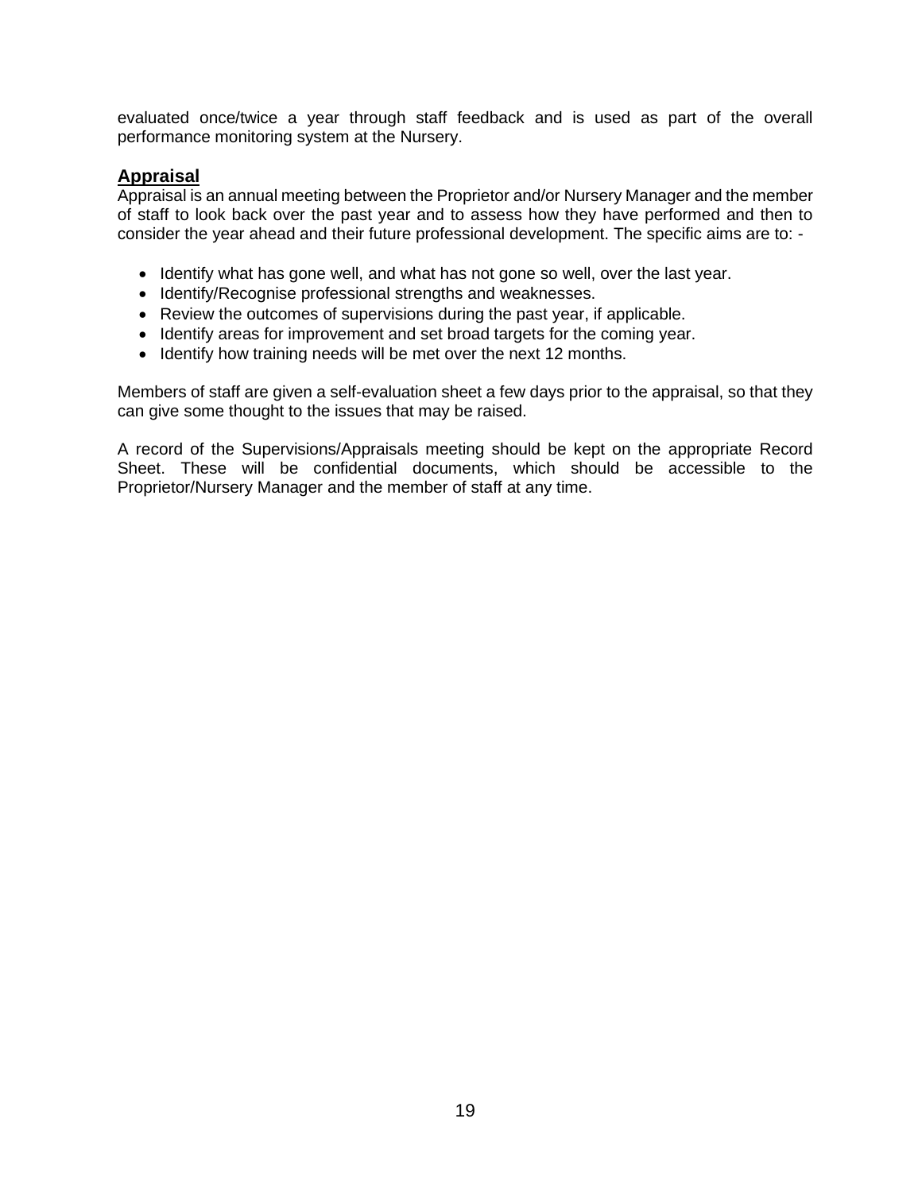evaluated once/twice a year through staff feedback and is used as part of the overall performance monitoring system at the Nursery.

## Appraisal

Appraisal is an annual meeting between the Proprietor and/or Nursery Manager and the member of staff to look back over the past year and to assess how they have performed and then to consider the year ahead and their future professional development. The specific aims are to: -

- Identify what has gone well, and what has not gone so well, over the last year.
- Identify/Recognise professional strengths and weaknesses.
- Review the outcomes of supervisions during the past year, if applicable.
- Identify areas for improvement and set broad targets for the coming year.
- Identify how training needs will be met over the next 12 months.

Members of staff are given a self-evaluation sheet a few days prior to the appraisal, so that they can give some thought to the issues that may be raised.

A record of the Supervisions/Appraisals meeting should be kept on the appropriate Record Sheet. These will be confidential documents, which should be accessible to the Proprietor/Nursery Manager and the member of staff at any time.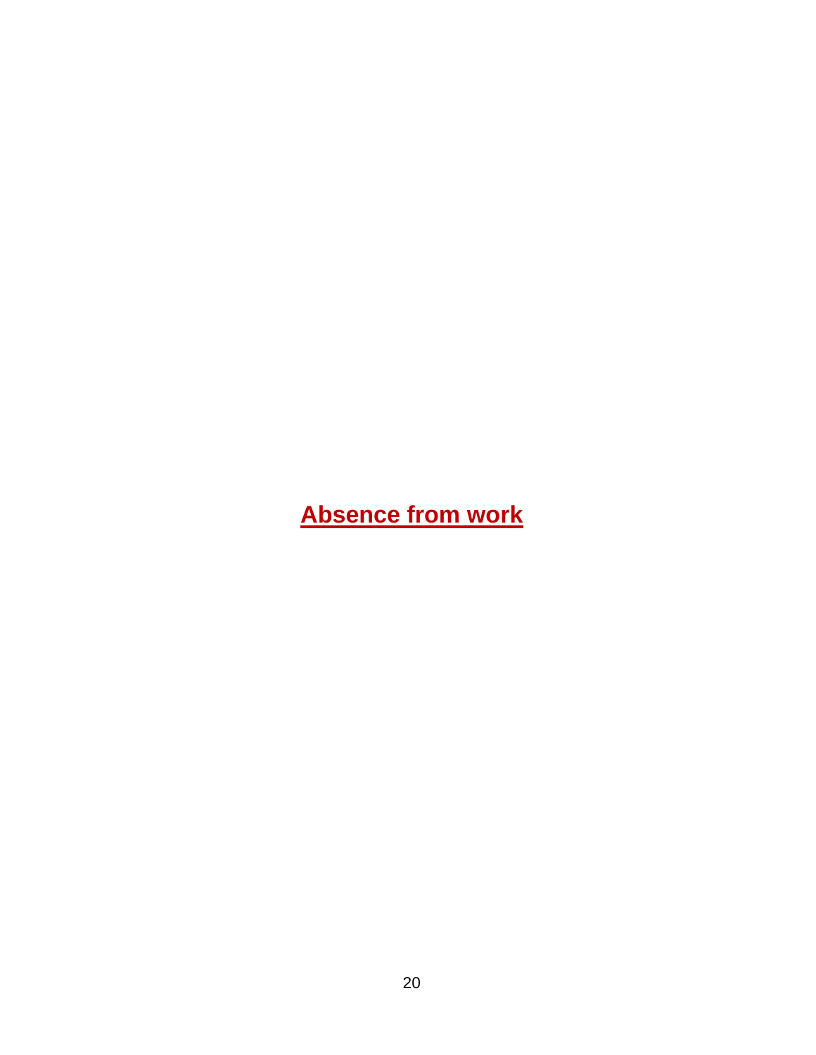# Absence from work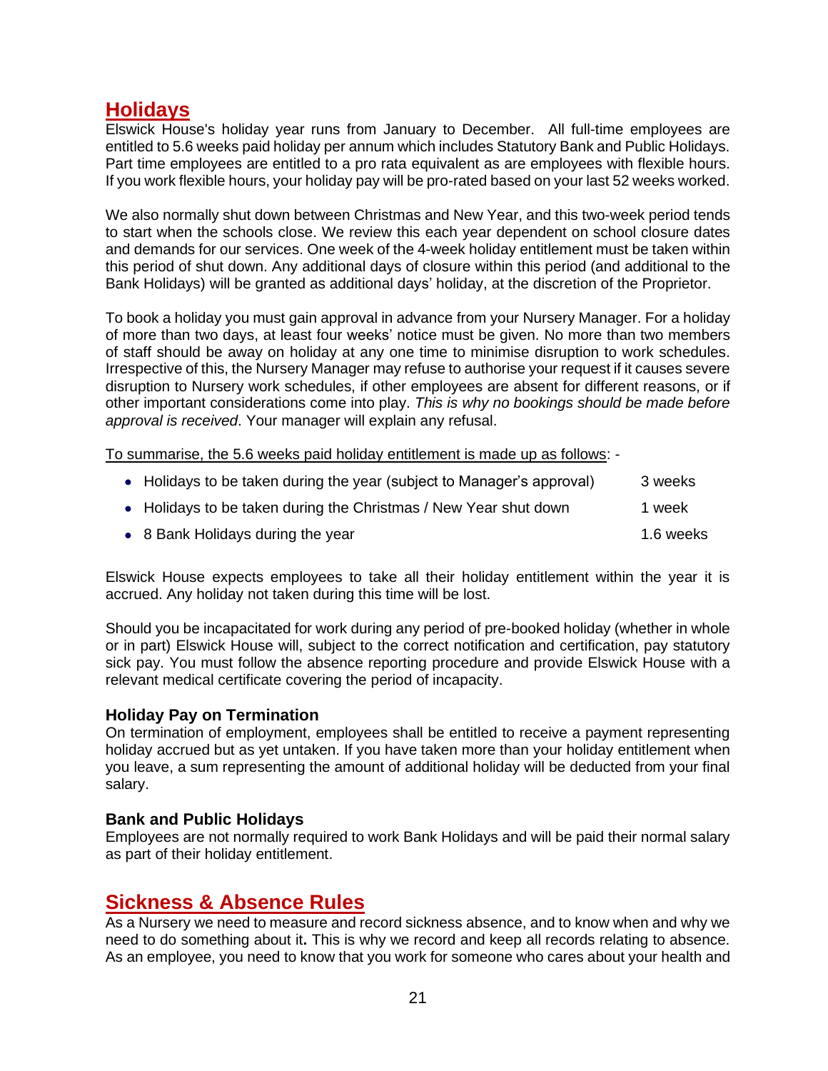## Holidays

Elswick House's holiday year runs from January to December. All full-time employees are entitled to 5.6 weeks paid holiday per annum which includes Statutory Bank and Public Holidays. Part time employees are entitled to a pro rata equivalent as are employees with flexible hours. If you work flexible hours, your holiday pay will be pro-rated based on your last 52 weeks worked.

We also normally shut down between Christmas and New Year, and this two-week period tends to start when the schools close. We review this each year dependent on school closure dates and demands for our services. One week of the 4-week holiday entitlement must be taken within this period of shut down. Any additional days of closure within this period (and additional to the Bank Holidays) will be granted as additional days' holiday, at the discretion of the Proprietor.

To book a holiday you must gain approval in advance from your Nursery Manager. For a holiday of more than two days, at least four weeks' notice must be given. No more than two members of staff should be away on holiday at any one time to minimise disruption to work schedules. Irrespective of this, the Nursery Manager may refuse to authorise your request if it causes severe disruption to Nursery work schedules, if other employees are absent for different reasons, or if other important considerations come into play. *This is why no bookings should be made before approval is received*. Your manager will explain any refusal.

To summarise, the 5.6 weeks paid holiday entitlement is made up as follows: -

- Holidays to be taken during the year (subject to Manager's approval) 3 weeks
- Holidays to be taken during the Christmas / New Year shut down 1 week
- 8 Bank Holidays during the year 1.6 weeks

Elswick House expects employees to take all their holiday entitlement within the year it is accrued. Any holiday not taken during this time will be lost.

Should you be incapacitated for work during any period of pre-booked holiday (whether in whole or in part) Elswick House will, subject to the correct notification and certification, pay statutory sick pay. You must follow the absence reporting procedure and provide Elswick House with a relevant medical certificate covering the period of incapacity.

### Holiday Pay on Termination

On termination of employment, employees shall be entitled to receive a payment representing holiday accrued but as yet untaken. If you have taken more than your holiday entitlement when you leave, a sum representing the amount of additional holiday will be deducted from your final salary.

### Bank and Public Holidays

Employees are not normally required to work Bank Holidays and will be paid their normal salary as part of their holiday entitlement.

## Sickness & Absence Rules

As a Nursery we need to measure and record sickness absence, and to know when and why we need to do something about it**.** This is why we record and keep all records relating to absence. As an employee, you need to know that you work for someone who cares about your health and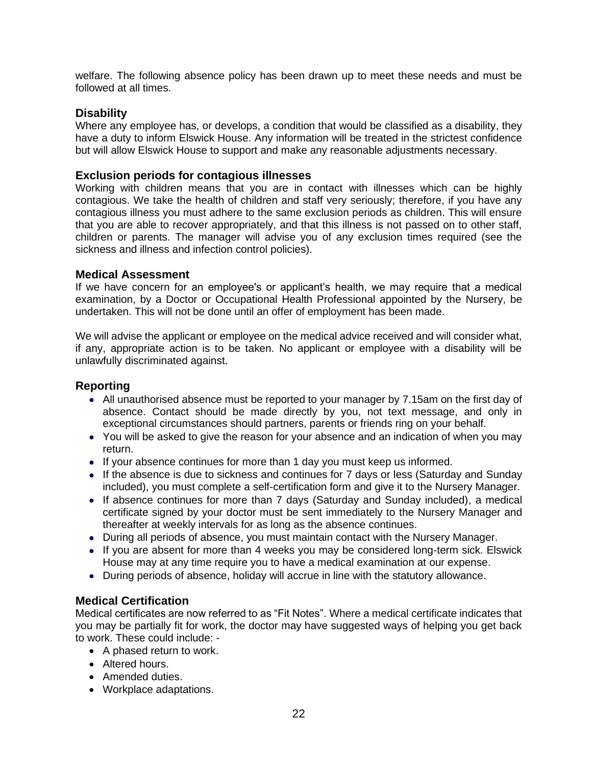welfare. The following absence policy has been drawn up to meet these needs and must be followed at all times.

### Disability

Where any employee has, or develops, a condition that would be classified as a disability, they have a duty to inform Elswick House. Any information will be treated in the strictest confidence but will allow Elswick House to support and make any reasonable adjustments necessary.

### Exclusion periods for contagious illnesses

Working with children means that you are in contact with illnesses which can be highly contagious. We take the health of children and staff very seriously; therefore, if you have any contagious illness you must adhere to the same exclusion periods as children. This will ensure that you are able to recover appropriately, and that this illness is not passed on to other staff, children or parents. The manager will advise you of any exclusion times required (see the sickness and illness and infection control policies).

### Medical Assessment

If we have concern for an employee's or applicant's health, we may require that a medical examination, by a Doctor or Occupational Health Professional appointed by the Nursery, be undertaken. This will not be done until an offer of employment has been made.

We will advise the applicant or employee on the medical advice received and will consider what, if any, appropriate action is to be taken. No applicant or employee with a disability will be unlawfully discriminated against.

### Reporting

- All unauthorised absence must be reported to your manager by 7.15am on the first day of absence. Contact should be made directly by you, not text message, and only in exceptional circumstances should partners, parents or friends ring on your behalf.
- You will be asked to give the reason for your absence and an indication of when you may return.
- If your absence continues for more than 1 day you must keep us informed.
- If the absence is due to sickness and continues for 7 days or less (Saturday and Sunday included), you must complete a self-certification form and give it to the Nursery Manager.
- If absence continues for more than 7 days (Saturday and Sunday included), a medical certificate signed by your doctor must be sent immediately to the Nursery Manager and thereafter at weekly intervals for as long as the absence continues.
- During all periods of absence, you must maintain contact with the Nursery Manager.
- If you are absent for more than 4 weeks you may be considered long-term sick. Elswick House may at any time require you to have a medical examination at our expense.
- During periods of absence, holiday will accrue in line with the statutory allowance.

### Medical Certification

Medical certificates are now referred to as "Fit Notes". Where a medical certificate indicates that you may be partially fit for work, the doctor may have suggested ways of helping you get back to work. These could include: -

- A phased return to work.
- Altered hours.
- Amended duties.
- Workplace adaptations.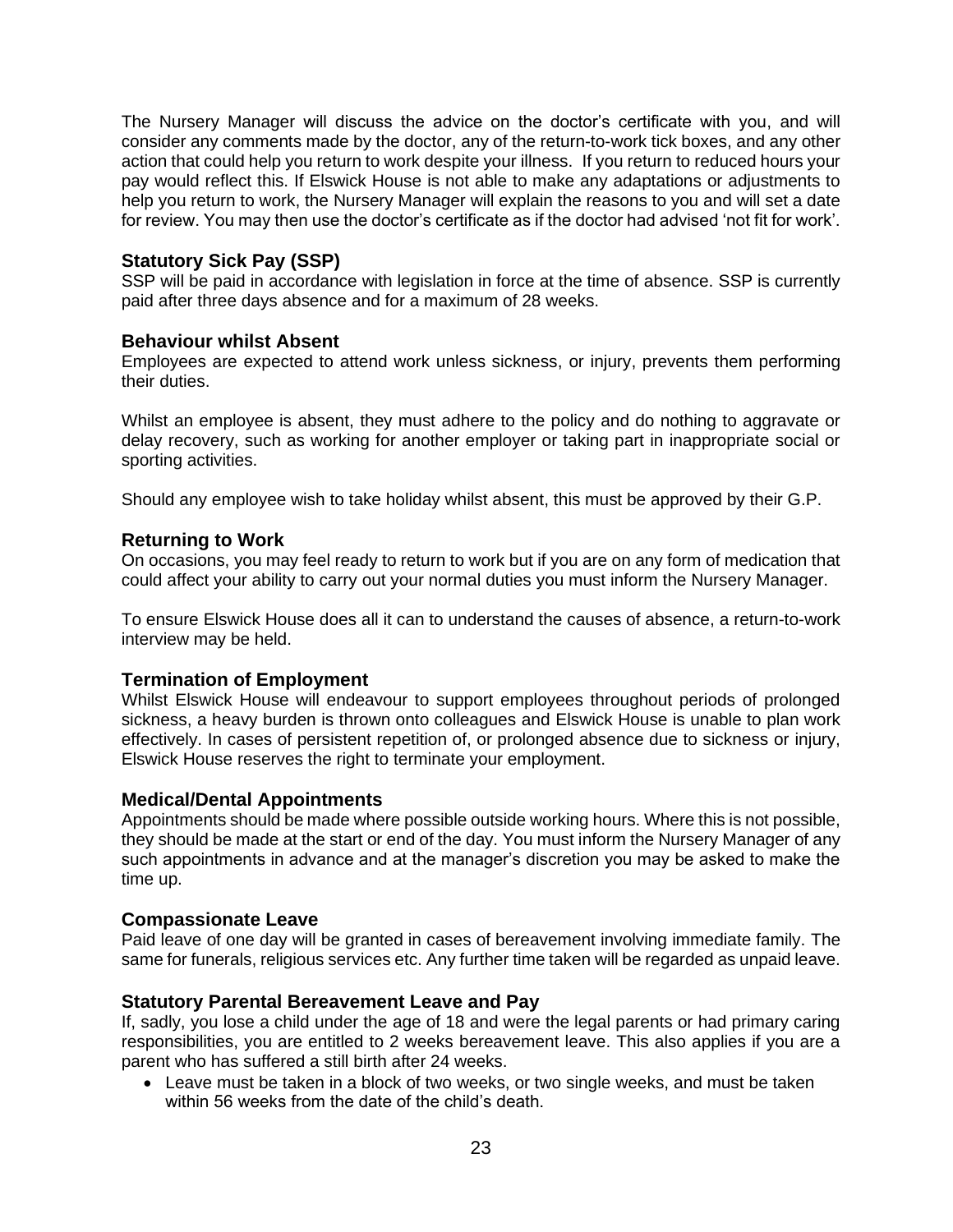The Nursery Manager will discuss the advice on the doctor's certificate with you, and will consider any comments made by the doctor, any of the return-to-work tick boxes, and any other action that could help you return to work despite your illness. If you return to reduced hours your pay would reflect this. If Elswick House is not able to make any adaptations or adjustments to help you return to work, the Nursery Manager will explain the reasons to you and will set a date for review. You may then use the doctor's certificate as if the doctor had advised 'not fit for work'.

### Statutory Sick Pay (SSP)

SSP will be paid in accordance with legislation in force at the time of absence. SSP is currently paid after three days absence and for a maximum of 28 weeks.

### Behaviour whilst Absent

Employees are expected to attend work unless sickness, or injury, prevents them performing their duties.

Whilst an employee is absent, they must adhere to the policy and do nothing to aggravate or delay recovery, such as working for another employer or taking part in inappropriate social or sporting activities.

Should any employee wish to take holiday whilst absent, this must be approved by their G.P.

### Returning to Work

On occasions, you may feel ready to return to work but if you are on any form of medication that could affect your ability to carry out your normal duties you must inform the Nursery Manager.

To ensure Elswick House does all it can to understand the causes of absence, a return-to-work interview may be held.

### Termination of Employment

Whilst Elswick House will endeavour to support employees throughout periods of prolonged sickness, a heavy burden is thrown onto colleagues and Elswick House is unable to plan work effectively. In cases of persistent repetition of, or prolonged absence due to sickness or injury, Elswick House reserves the right to terminate your employment.

### Medical/Dental Appointments

Appointments should be made where possible outside working hours. Where this is not possible, they should be made at the start or end of the day. You must inform the Nursery Manager of any such appointments in advance and at the manager's discretion you may be asked to make the time up.

### Compassionate Leave

Paid leave of one day will be granted in cases of bereavement involving immediate family. The same for funerals, religious services etc. Any further time taken will be regarded as unpaid leave.

### Statutory Parental Bereavement Leave and Pay

If, sadly, you lose a child under the age of 18 and were the legal parents or had primary caring responsibilities, you are entitled to 2 weeks bereavement leave. This also applies if you are a parent who has suffered a still birth after 24 weeks.

- Leave must be taken in a block of two weeks, or two single weeks, and must be taken within 56 weeks from the date of the child's death.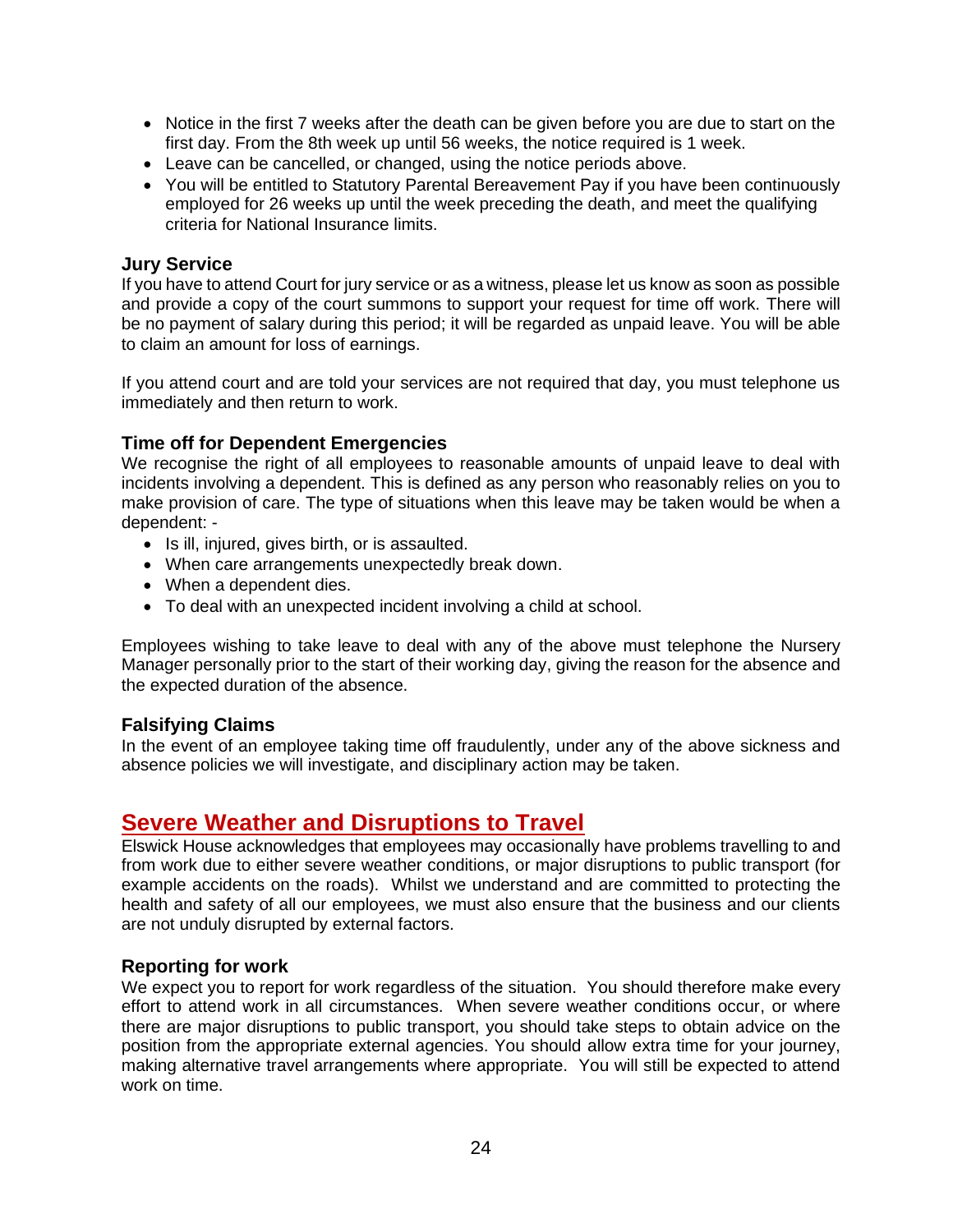- Notice in the first 7 weeks after the death can be given before you are due to start on the first day. From the 8th week up until 56 weeks, the notice required is 1 week.
- Leave can be cancelled, or changed, using the notice periods above.
- You will be entitled to Statutory Parental Bereavement Pay if you have been continuously employed for 26 weeks up until the week preceding the death, and meet the qualifying criteria for National Insurance limits.

### Jury Service

If you have to attend Court for jury service or as a witness, please let us know as soon as possible and provide a copy of the court summons to support your request for time off work. There will be no payment of salary during this period; it will be regarded as unpaid leave. You will be able to claim an amount for loss of earnings.

If you attend court and are told your services are not required that day, you must telephone us immediately and then return to work.

### Time off for Dependent Emergencies

We recognise the right of all employees to reasonable amounts of unpaid leave to deal with incidents involving a dependent. This is defined as any person who reasonably relies on you to make provision of care. The type of situations when this leave may be taken would be when a dependent: -

- Is ill, injured, gives birth, or is assaulted.
- When care arrangements unexpectedly break down.
- When a dependent dies.
- To deal with an unexpected incident involving a child at school.

Employees wishing to take leave to deal with any of the above must telephone the Nursery Manager personally prior to the start of their working day, giving the reason for the absence and the expected duration of the absence.

### Falsifying Claims

In the event of an employee taking time off fraudulently, under any of the above sickness and absence policies we will investigate, and disciplinary action may be taken.

## Severe Weather and Disruptions to Travel

Elswick House acknowledges that employees may occasionally have problems travelling to and from work due to either severe weather conditions, or major disruptions to public transport (for example accidents on the roads). Whilst we understand and are committed to protecting the health and safety of all our employees, we must also ensure that the business and our clients are not unduly disrupted by external factors.

### Reporting for work

We expect you to report for work regardless of the situation. You should therefore make every effort to attend work in all circumstances. When severe weather conditions occur, or where there are major disruptions to public transport, you should take steps to obtain advice on the position from the appropriate external agencies. You should allow extra time for your journey, making alternative travel arrangements where appropriate. You will still be expected to attend work on time.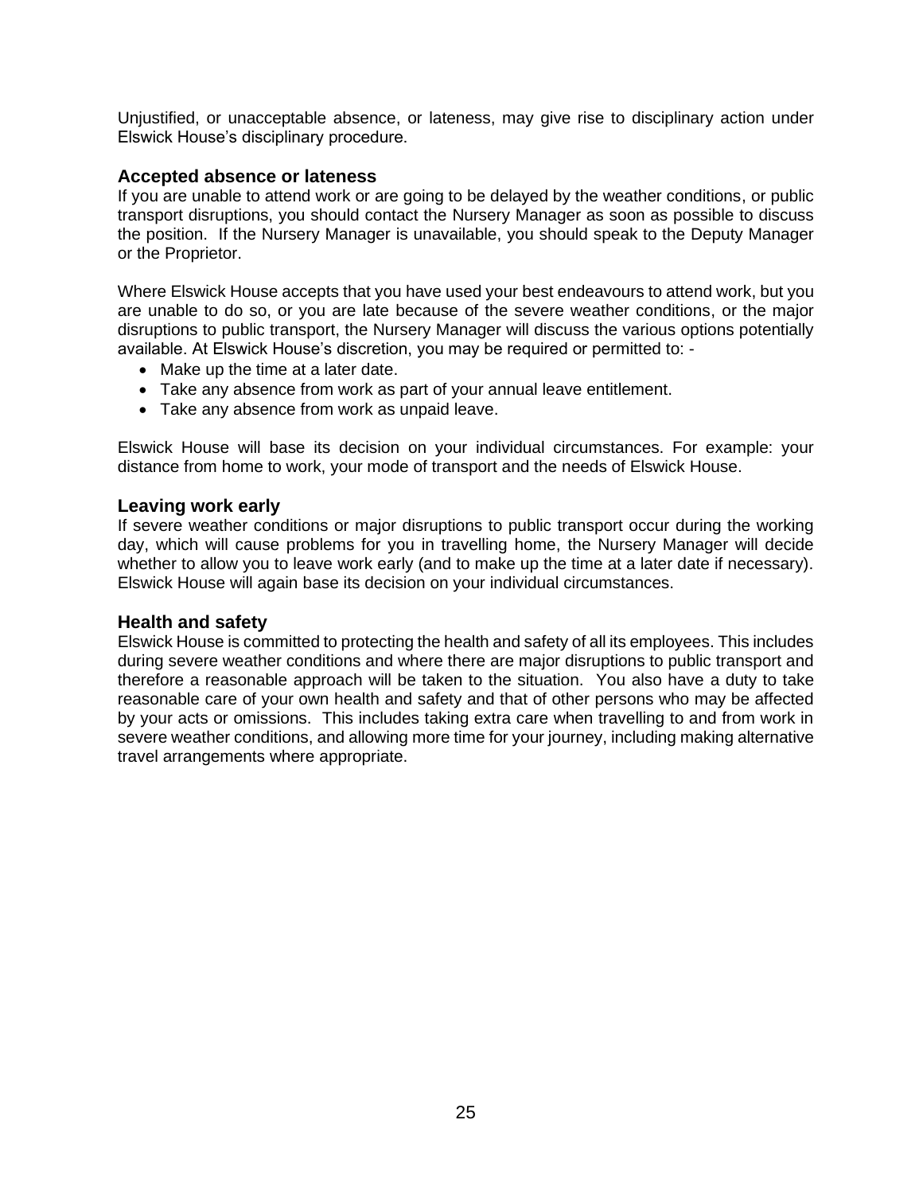Unjustified, or unacceptable absence, or lateness, may give rise to disciplinary action under Elswick House's disciplinary procedure.

### Accepted absence or lateness

If you are unable to attend work or are going to be delayed by the weather conditions, or public transport disruptions, you should contact the Nursery Manager as soon as possible to discuss the position. If the Nursery Manager is unavailable, you should speak to the Deputy Manager or the Proprietor.

Where Elswick House accepts that you have used your best endeavours to attend work, but you are unable to do so, or you are late because of the severe weather conditions, or the major disruptions to public transport, the Nursery Manager will discuss the various options potentially available. At Elswick House's discretion, you may be required or permitted to: -

- Make up the time at a later date.
- Take any absence from work as part of your annual leave entitlement.
- Take any absence from work as unpaid leave.

Elswick House will base its decision on your individual circumstances. For example: your distance from home to work, your mode of transport and the needs of Elswick House.

### Leaving work early

If severe weather conditions or major disruptions to public transport occur during the working day, which will cause problems for you in travelling home, the Nursery Manager will decide whether to allow you to leave work early (and to make up the time at a later date if necessary). Elswick House will again base its decision on your individual circumstances.

### Health and safety

Elswick House is committed to protecting the health and safety of all its employees. This includes during severe weather conditions and where there are major disruptions to public transport and therefore a reasonable approach will be taken to the situation. You also have a duty to take reasonable care of your own health and safety and that of other persons who may be affected by your acts or omissions. This includes taking extra care when travelling to and from work in severe weather conditions, and allowing more time for your journey, including making alternative travel arrangements where appropriate.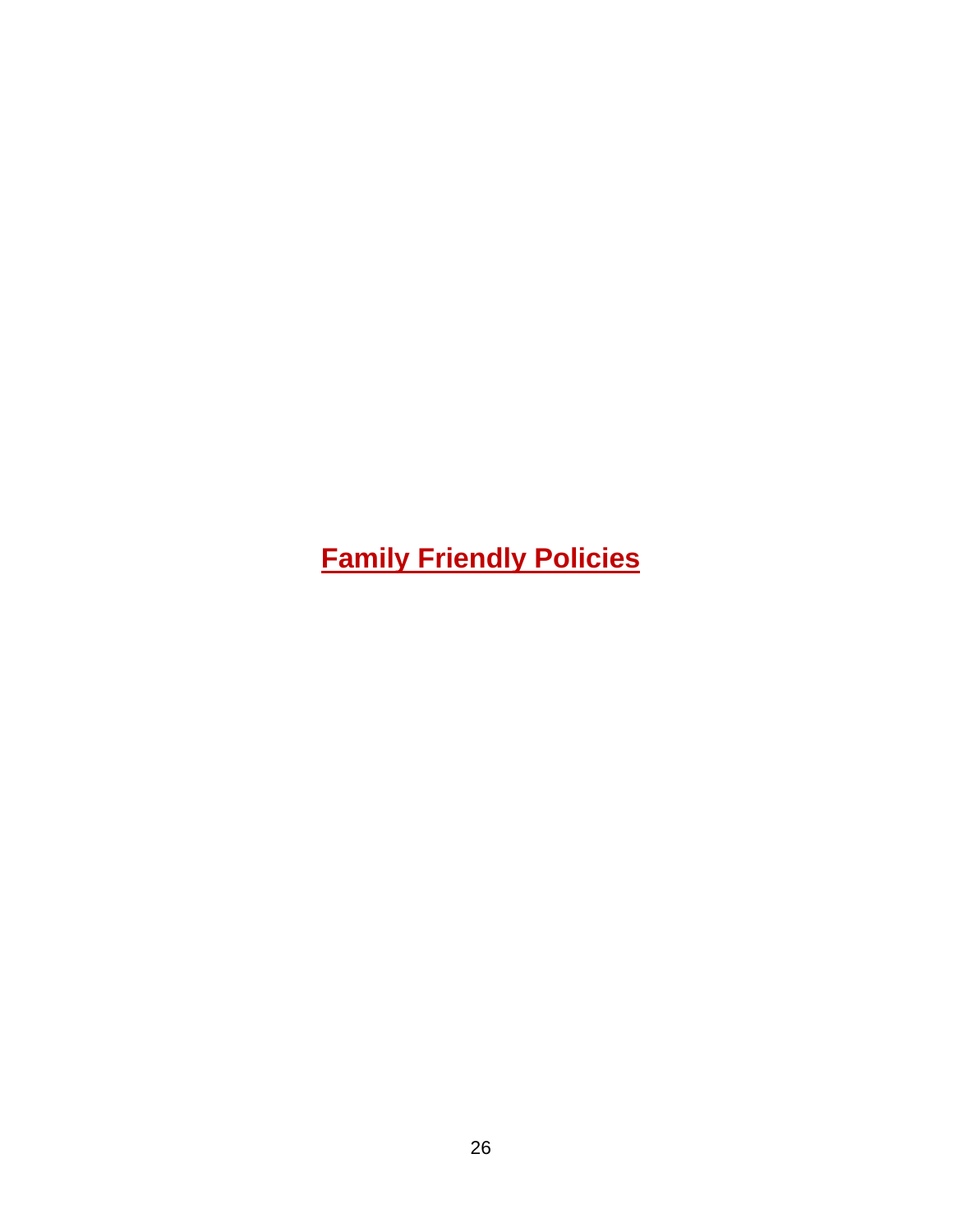# Family Friendly Policies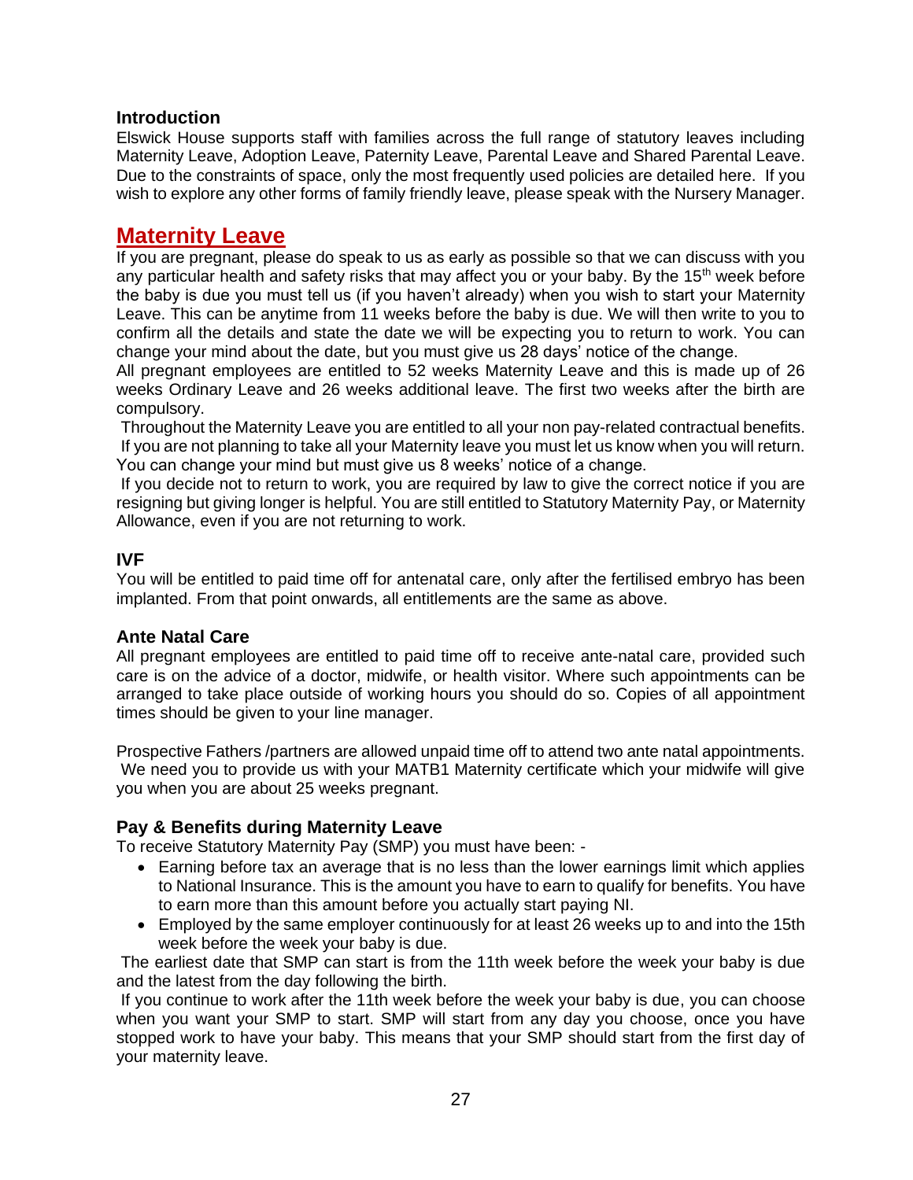### Introduction

Elswick House supports staff with families across the full range of statutory leaves including Maternity Leave, Adoption Leave, Paternity Leave, Parental Leave and Shared Parental Leave. Due to the constraints of space, only the most frequently used policies are detailed here. If you wish to explore any other forms of family friendly leave, please speak with the Nursery Manager.

## Maternity Leave

If you are pregnant, please do speak to us as early as possible so that we can discuss with you any particular health and safety risks that may affect you or your baby. By the 15th week before the baby is due you must tell us (if you haven't already) when you wish to start your Maternity Leave. This can be anytime from 11 weeks before the baby is due. We will then write to you to confirm all the details and state the date we will be expecting you to return to work. You can change your mind about the date, but you must give us 28 days' notice of the change.

All pregnant employees are entitled to 52 weeks Maternity Leave and this is made up of 26 weeks Ordinary Leave and 26 weeks additional leave. The first two weeks after the birth are compulsory.

Throughout the Maternity Leave you are entitled to all your non pay-related contractual benefits. If you are not planning to take all your Maternity leave you must let us know when you will return. You can change your mind but must give us 8 weeks' notice of a change.

If you decide not to return to work, you are required by law to give the correct notice if you are resigning but giving longer is helpful. You are still entitled to Statutory Maternity Pay, or Maternity Allowance, even if you are not returning to work.

### IVF

You will be entitled to paid time off for antenatal care, only after the fertilised embryo has been implanted. From that point onwards, all entitlements are the same as above.

### Ante Natal Care

All pregnant employees are entitled to paid time off to receive ante-natal care, provided such care is on the advice of a doctor, midwife, or health visitor. Where such appointments can be arranged to take place outside of working hours you should do so. Copies of all appointment times should be given to your line manager.

Prospective Fathers /partners are allowed unpaid time off to attend two ante natal appointments. We need you to provide us with your MATB1 Maternity certificate which your midwife will give you when you are about 25 weeks pregnant.

### Pay & Benefits during Maternity Leave

To receive Statutory Maternity Pay (SMP) you must have been: -

- Earning before tax an average that is no less than the lower earnings limit which applies to National Insurance. This is the amount you have to earn to qualify for benefits. You have to earn more than this amount before you actually start paying NI.
- Employed by the same employer continuously for at least 26 weeks up to and into the 15th week before the week your baby is due.

The earliest date that SMP can start is from the 11th week before the week your baby is due and the latest from the day following the birth.

If you continue to work after the 11th week before the week your baby is due, you can choose when you want your SMP to start. SMP will start from any day you choose, once you have stopped work to have your baby. This means that your SMP should start from the first day of your maternity leave.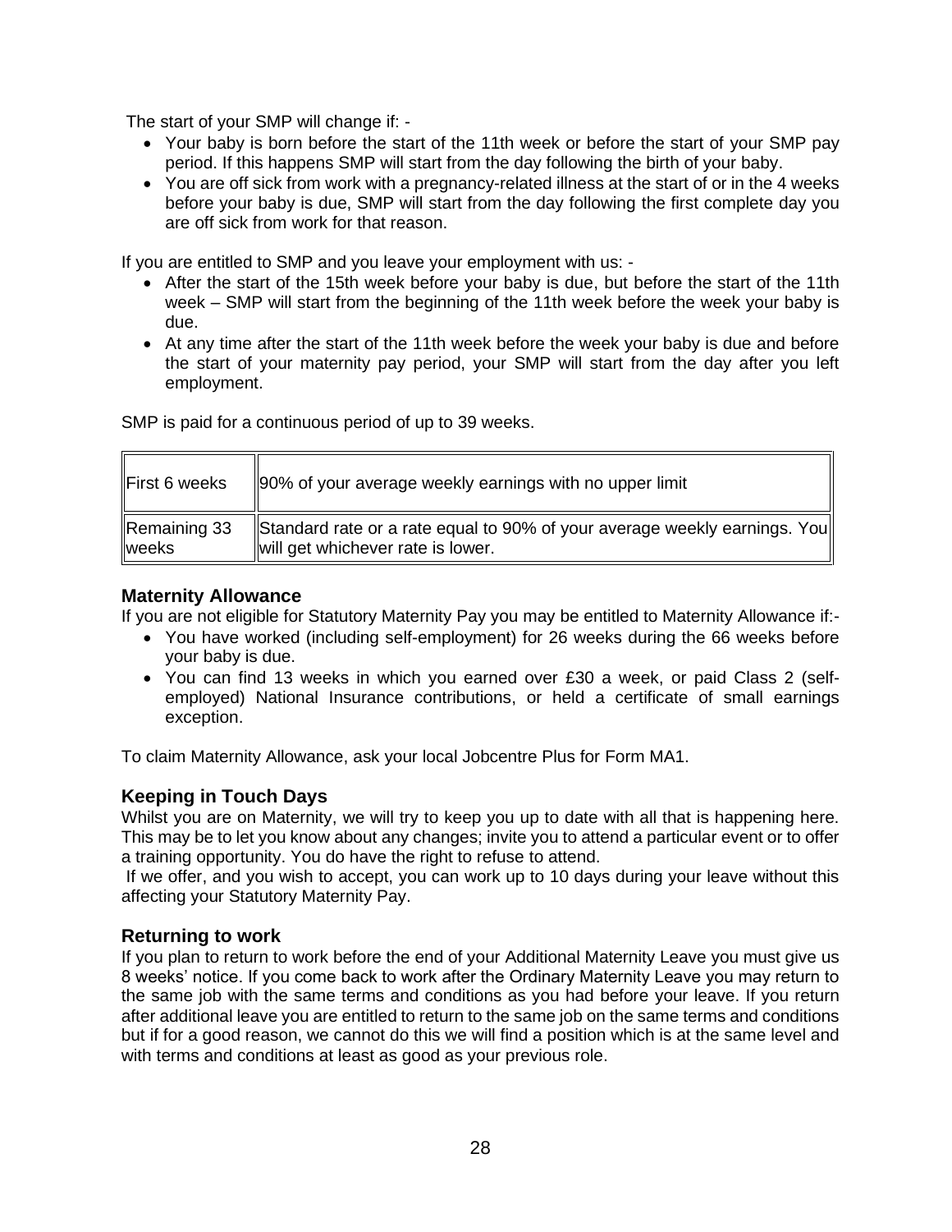The start of your SMP will change if: -

- Your baby is born before the start of the 11th week or before the start of your SMP pay period. If this happens SMP will start from the day following the birth of your baby.
- You are off sick from work with a pregnancy-related illness at the start of or in the 4 weeks before your baby is due, SMP will start from the day following the first complete day you are off sick from work for that reason.

If you are entitled to SMP and you leave your employment with us: -

- After the start of the 15th week before your baby is due, but before the start of the 11th week – SMP will start from the beginning of the 11th week before the week your baby is due.
- At any time after the start of the 11th week before the week your baby is due and before the start of your maternity pay period, your SMP will start from the day after you left employment.

SMP is paid for a continuous period of up to 39 weeks.

| | |
|---|---|
| First 6 weeks | 90% of your average weekly earnings with no upper limit |
| Remaining 33 weeks | Standard rate or a rate equal to 90% of your average weekly earnings. You will get whichever rate is lower. |

### Maternity Allowance

If you are not eligible for Statutory Maternity Pay you may be entitled to Maternity Allowance if:-

- You have worked (including self-employment) for 26 weeks during the 66 weeks before your baby is due.
- You can find 13 weeks in which you earned over £30 a week, or paid Class 2 (self-employed) National Insurance contributions, or held a certificate of small earnings exception.

To claim Maternity Allowance, ask your local Jobcentre Plus for Form MA1.

### Keeping in Touch Days

Whilst you are on Maternity, we will try to keep you up to date with all that is happening here. This may be to let you know about any changes; invite you to attend a particular event or to offer a training opportunity. You do have the right to refuse to attend.

If we offer, and you wish to accept, you can work up to 10 days during your leave without this affecting your Statutory Maternity Pay.

### Returning to work

If you plan to return to work before the end of your Additional Maternity Leave you must give us 8 weeks' notice. If you come back to work after the Ordinary Maternity Leave you may return to the same job with the same terms and conditions as you had before your leave. If you return after additional leave you are entitled to return to the same job on the same terms and conditions but if for a good reason, we cannot do this we will find a position which is at the same level and with terms and conditions at least as good as your previous role.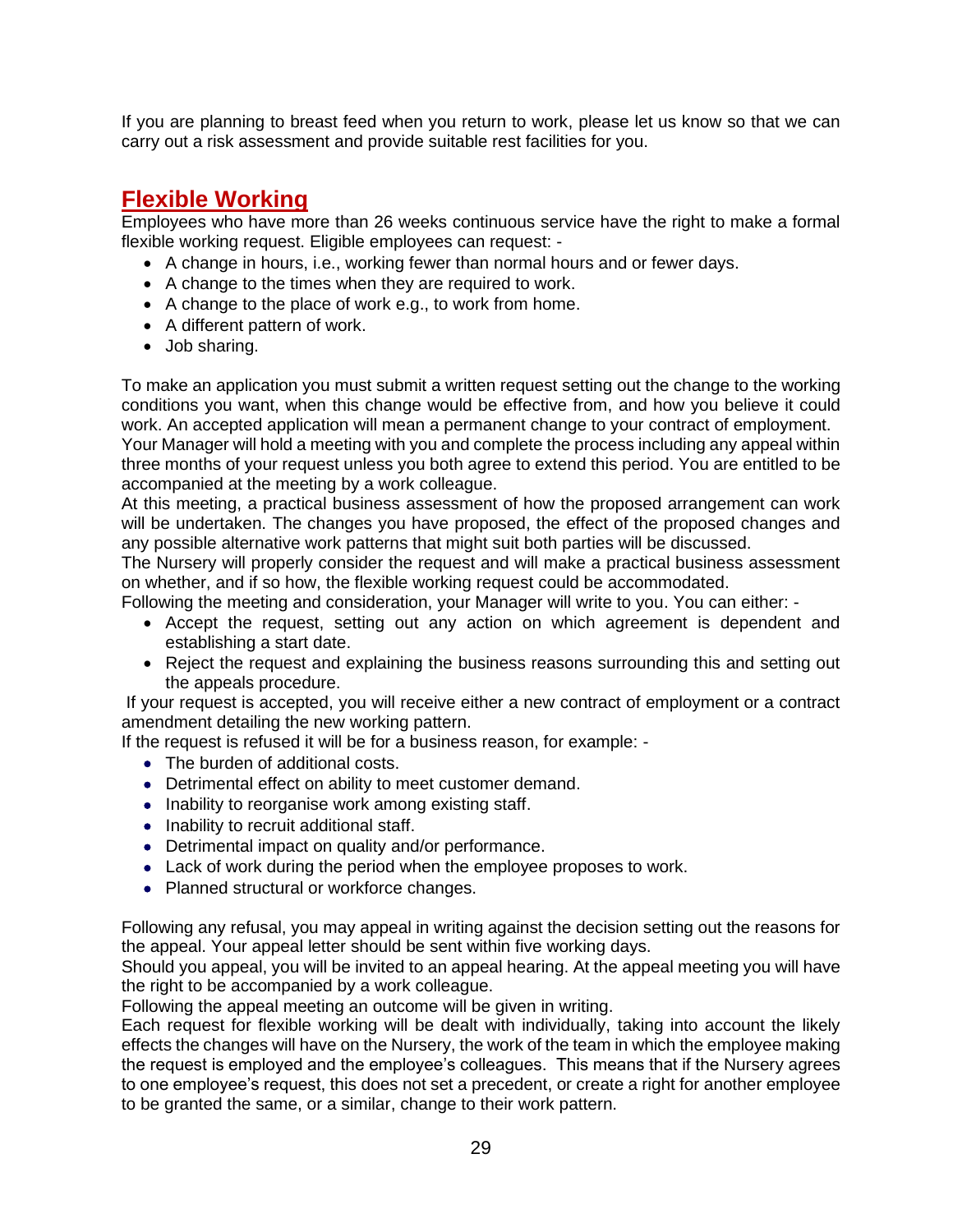If you are planning to breast feed when you return to work, please let us know so that we can carry out a risk assessment and provide suitable rest facilities for you.

## Flexible Working

Employees who have more than 26 weeks continuous service have the right to make a formal flexible working request. Eligible employees can request: -

- A change in hours, i.e., working fewer than normal hours and or fewer days.
- A change to the times when they are required to work.
- A change to the place of work e.g., to work from home.
- A different pattern of work.
- Job sharing.

To make an application you must submit a written request setting out the change to the working conditions you want, when this change would be effective from, and how you believe it could work. An accepted application will mean a permanent change to your contract of employment.
Your Manager will hold a meeting with you and complete the process including any appeal within three months of your request unless you both agree to extend this period. You are entitled to be accompanied at the meeting by a work colleague.
At this meeting, a practical business assessment of how the proposed arrangement can work will be undertaken. The changes you have proposed, the effect of the proposed changes and any possible alternative work patterns that might suit both parties will be discussed.
The Nursery will properly consider the request and will make a practical business assessment on whether, and if so how, the flexible working request could be accommodated.
Following the meeting and consideration, your Manager will write to you. You can either: -

- Accept the request, setting out any action on which agreement is dependent and establishing a start date.
- Reject the request and explaining the business reasons surrounding this and setting out the appeals procedure.

If your request is accepted, you will receive either a new contract of employment or a contract amendment detailing the new working pattern.
If the request is refused it will be for a business reason, for example: -

- The burden of additional costs.
- Detrimental effect on ability to meet customer demand.
- Inability to reorganise work among existing staff.
- Inability to recruit additional staff.
- Detrimental impact on quality and/or performance.
- Lack of work during the period when the employee proposes to work.
- Planned structural or workforce changes.

Following any refusal, you may appeal in writing against the decision setting out the reasons for the appeal. Your appeal letter should be sent within five working days.
Should you appeal, you will be invited to an appeal hearing. At the appeal meeting you will have the right to be accompanied by a work colleague.
Following the appeal meeting an outcome will be given in writing.
Each request for flexible working will be dealt with individually, taking into account the likely effects the changes will have on the Nursery, the work of the team in which the employee making the request is employed and the employee's colleagues. This means that if the Nursery agrees to one employee's request, this does not set a precedent, or create a right for another employee to be granted the same, or a similar, change to their work pattern.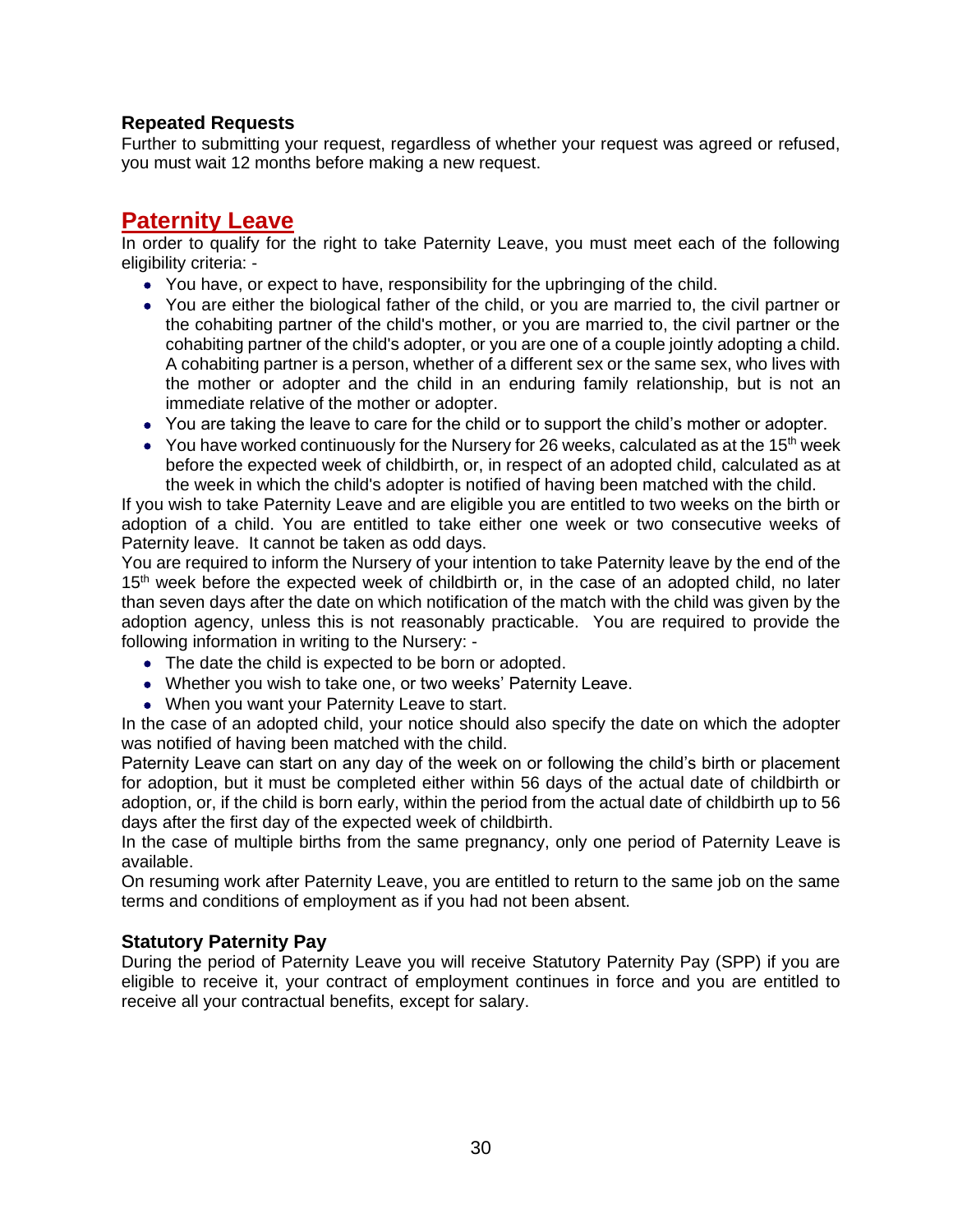### Repeated Requests

Further to submitting your request, regardless of whether your request was agreed or refused, you must wait 12 months before making a new request.

## Paternity Leave

In order to qualify for the right to take Paternity Leave, you must meet each of the following eligibility criteria: -

- You have, or expect to have, responsibility for the upbringing of the child.
- You are either the biological father of the child, or you are married to, the civil partner or the cohabiting partner of the child's mother, or you are married to, the civil partner or the cohabiting partner of the child's adopter, or you are one of a couple jointly adopting a child. A cohabiting partner is a person, whether of a different sex or the same sex, who lives with the mother or adopter and the child in an enduring family relationship, but is not an immediate relative of the mother or adopter.
- You are taking the leave to care for the child or to support the child's mother or adopter.
- You have worked continuously for the Nursery for 26 weeks, calculated as at the 15th week before the expected week of childbirth, or, in respect of an adopted child, calculated as at the week in which the child's adopter is notified of having been matched with the child.

If you wish to take Paternity Leave and are eligible you are entitled to two weeks on the birth or adoption of a child. You are entitled to take either one week or two consecutive weeks of Paternity leave. It cannot be taken as odd days.

You are required to inform the Nursery of your intention to take Paternity leave by the end of the 15th week before the expected week of childbirth or, in the case of an adopted child, no later than seven days after the date on which notification of the match with the child was given by the adoption agency, unless this is not reasonably practicable. You are required to provide the following information in writing to the Nursery: -

- The date the child is expected to be born or adopted.
- Whether you wish to take one, or two weeks' Paternity Leave.
- When you want your Paternity Leave to start.

In the case of an adopted child, your notice should also specify the date on which the adopter was notified of having been matched with the child.

Paternity Leave can start on any day of the week on or following the child's birth or placement for adoption, but it must be completed either within 56 days of the actual date of childbirth or adoption, or, if the child is born early, within the period from the actual date of childbirth up to 56 days after the first day of the expected week of childbirth.

In the case of multiple births from the same pregnancy, only one period of Paternity Leave is available.

On resuming work after Paternity Leave, you are entitled to return to the same job on the same terms and conditions of employment as if you had not been absent.

### Statutory Paternity Pay

During the period of Paternity Leave you will receive Statutory Paternity Pay (SPP) if you are eligible to receive it, your contract of employment continues in force and you are entitled to receive all your contractual benefits, except for salary.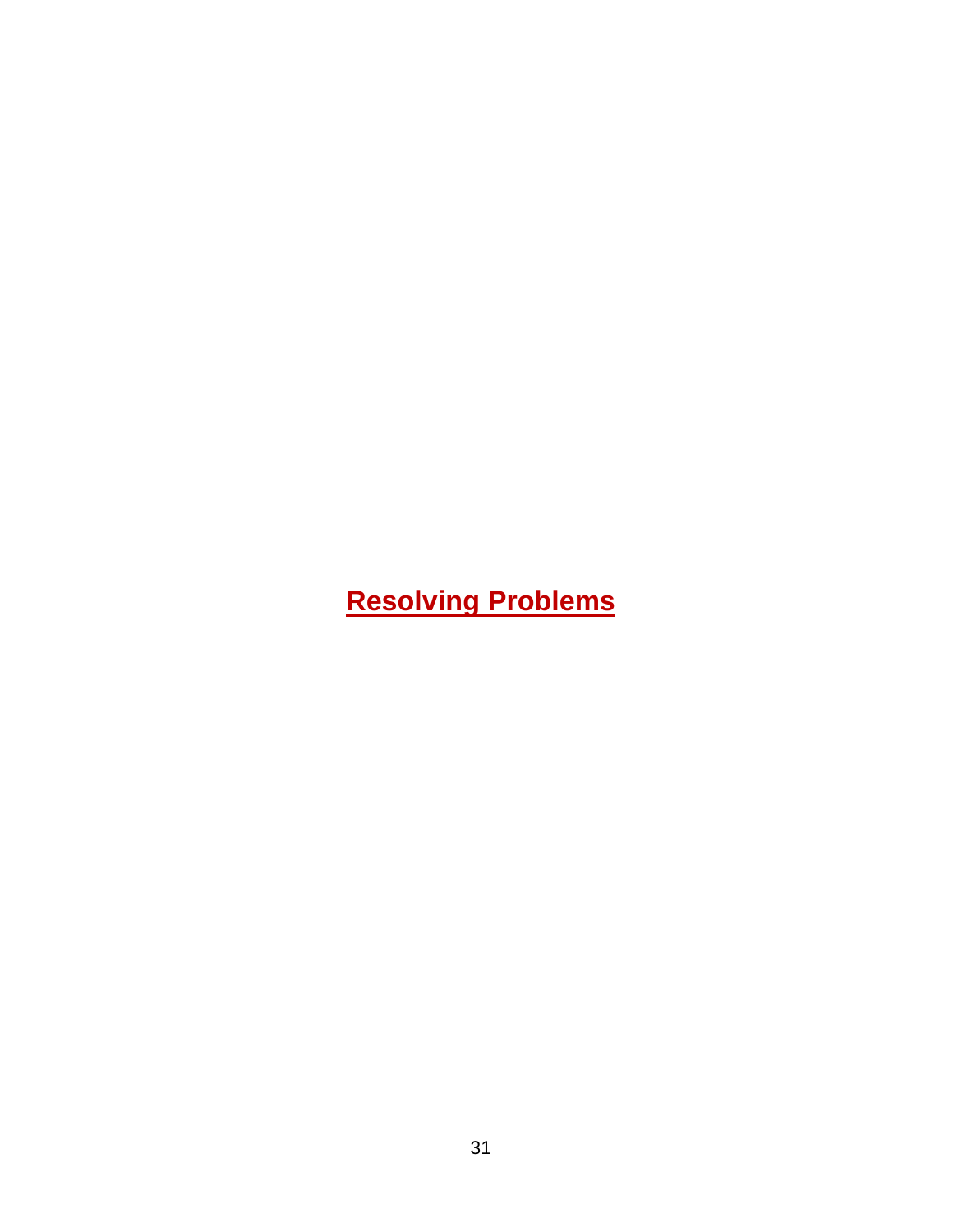# Resolving Problems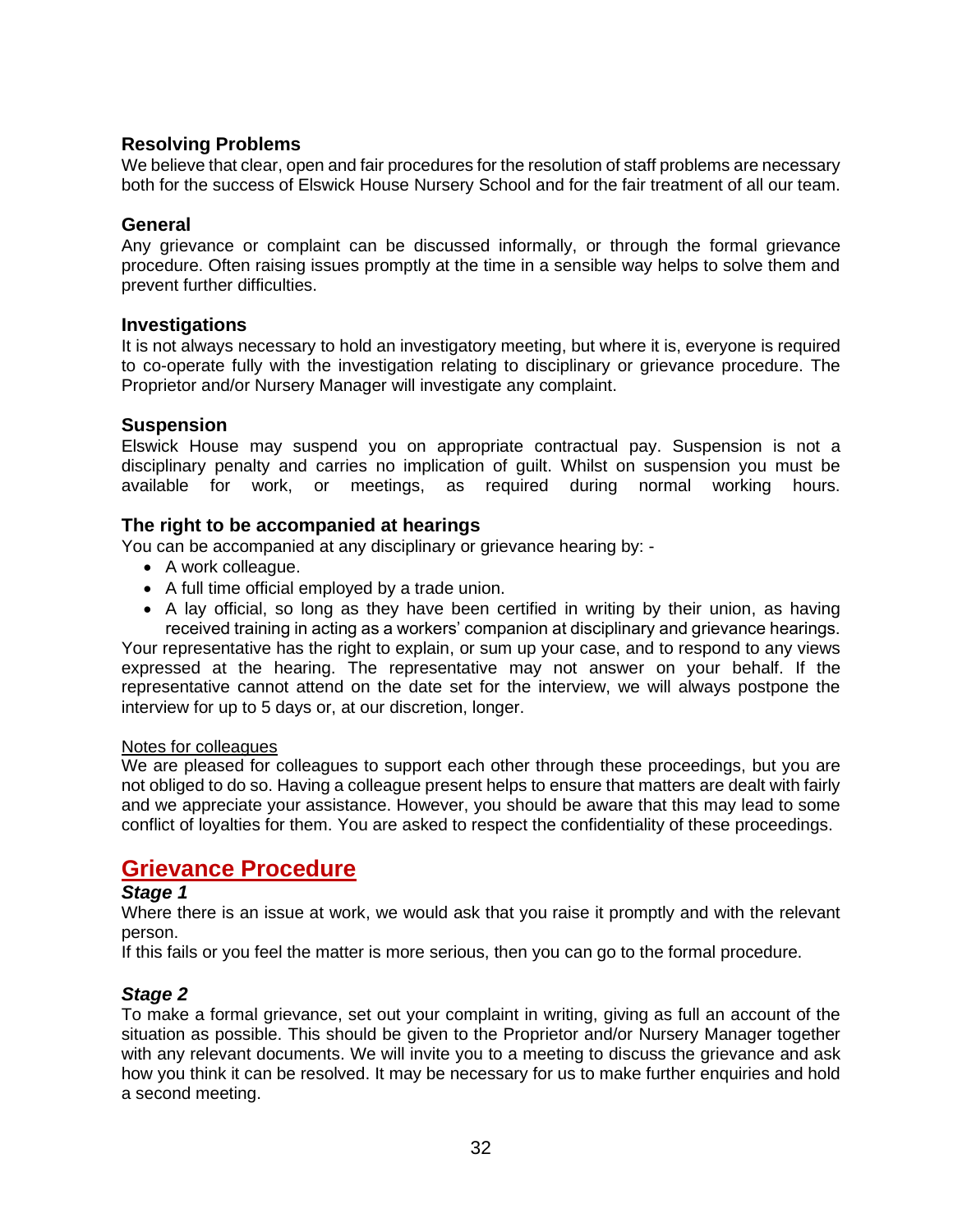### Resolving Problems

We believe that clear, open and fair procedures for the resolution of staff problems are necessary both for the success of Elswick House Nursery School and for the fair treatment of all our team.

### General

Any grievance or complaint can be discussed informally, or through the formal grievance procedure. Often raising issues promptly at the time in a sensible way helps to solve them and prevent further difficulties.

### Investigations

It is not always necessary to hold an investigatory meeting, but where it is, everyone is required to co-operate fully with the investigation relating to disciplinary or grievance procedure. The Proprietor and/or Nursery Manager will investigate any complaint.

### Suspension

Elswick House may suspend you on appropriate contractual pay. Suspension is not a disciplinary penalty and carries no implication of guilt. Whilst on suspension you must be available for work, or meetings, as required during normal working hours.

### The right to be accompanied at hearings

You can be accompanied at any disciplinary or grievance hearing by: -

- A work colleague.
- A full time official employed by a trade union.
- A lay official, so long as they have been certified in writing by their union, as having received training in acting as a workers' companion at disciplinary and grievance hearings.

Your representative has the right to explain, or sum up your case, and to respond to any views expressed at the hearing. The representative may not answer on your behalf. If the representative cannot attend on the date set for the interview, we will always postpone the interview for up to 5 days or, at our discretion, longer.

Notes for colleagues

We are pleased for colleagues to support each other through these proceedings, but you are not obliged to do so. Having a colleague present helps to ensure that matters are dealt with fairly and we appreciate your assistance. However, you should be aware that this may lead to some conflict of loyalties for them. You are asked to respect the confidentiality of these proceedings.

## Grievance Procedure

***Stage 1***

Where there is an issue at work, we would ask that you raise it promptly and with the relevant person.

If this fails or you feel the matter is more serious, then you can go to the formal procedure.

***Stage 2***

To make a formal grievance, set out your complaint in writing, giving as full an account of the situation as possible. This should be given to the Proprietor and/or Nursery Manager together with any relevant documents. We will invite you to a meeting to discuss the grievance and ask how you think it can be resolved. It may be necessary for us to make further enquiries and hold a second meeting.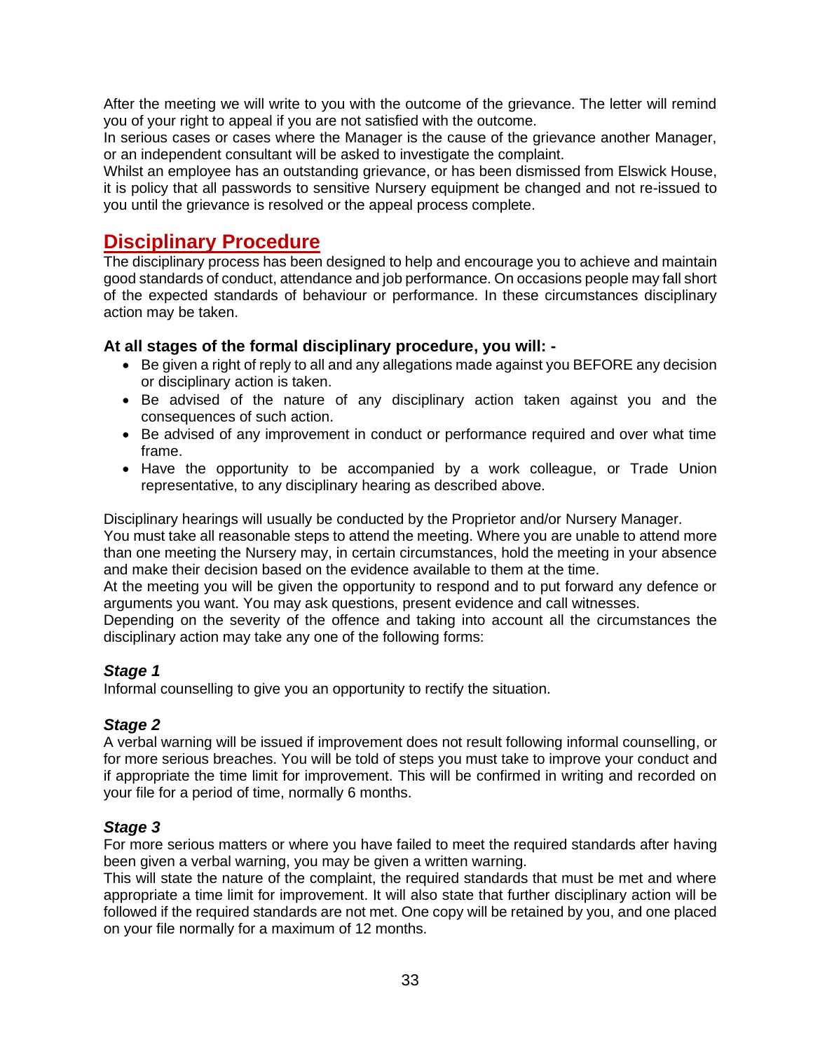After the meeting we will write to you with the outcome of the grievance. The letter will remind you of your right to appeal if you are not satisfied with the outcome.
In serious cases or cases where the Manager is the cause of the grievance another Manager, or an independent consultant will be asked to investigate the complaint.
Whilst an employee has an outstanding grievance, or has been dismissed from Elswick House, it is policy that all passwords to sensitive Nursery equipment be changed and not re-issued to you until the grievance is resolved or the appeal process complete.

## Disciplinary Procedure

The disciplinary process has been designed to help and encourage you to achieve and maintain good standards of conduct, attendance and job performance. On occasions people may fall short of the expected standards of behaviour or performance. In these circumstances disciplinary action may be taken.

### At all stages of the formal disciplinary procedure, you will: -

- Be given a right of reply to all and any allegations made against you BEFORE any decision or disciplinary action is taken.
- Be advised of the nature of any disciplinary action taken against you and the consequences of such action.
- Be advised of any improvement in conduct or performance required and over what time frame.
- Have the opportunity to be accompanied by a work colleague, or Trade Union representative, to any disciplinary hearing as described above.

Disciplinary hearings will usually be conducted by the Proprietor and/or Nursery Manager.
You must take all reasonable steps to attend the meeting. Where you are unable to attend more than one meeting the Nursery may, in certain circumstances, hold the meeting in your absence and make their decision based on the evidence available to them at the time.
At the meeting you will be given the opportunity to respond and to put forward any defence or arguments you want. You may ask questions, present evidence and call witnesses.
Depending on the severity of the offence and taking into account all the circumstances the disciplinary action may take any one of the following forms:

### *Stage 1*

Informal counselling to give you an opportunity to rectify the situation.

### *Stage 2*

A verbal warning will be issued if improvement does not result following informal counselling, or for more serious breaches. You will be told of steps you must take to improve your conduct and if appropriate the time limit for improvement. This will be confirmed in writing and recorded on your file for a period of time, normally 6 months.

### *Stage 3*

For more serious matters or where you have failed to meet the required standards after having been given a verbal warning, you may be given a written warning.
This will state the nature of the complaint, the required standards that must be met and where appropriate a time limit for improvement. It will also state that further disciplinary action will be followed if the required standards are not met. One copy will be retained by you, and one placed on your file normally for a maximum of 12 months.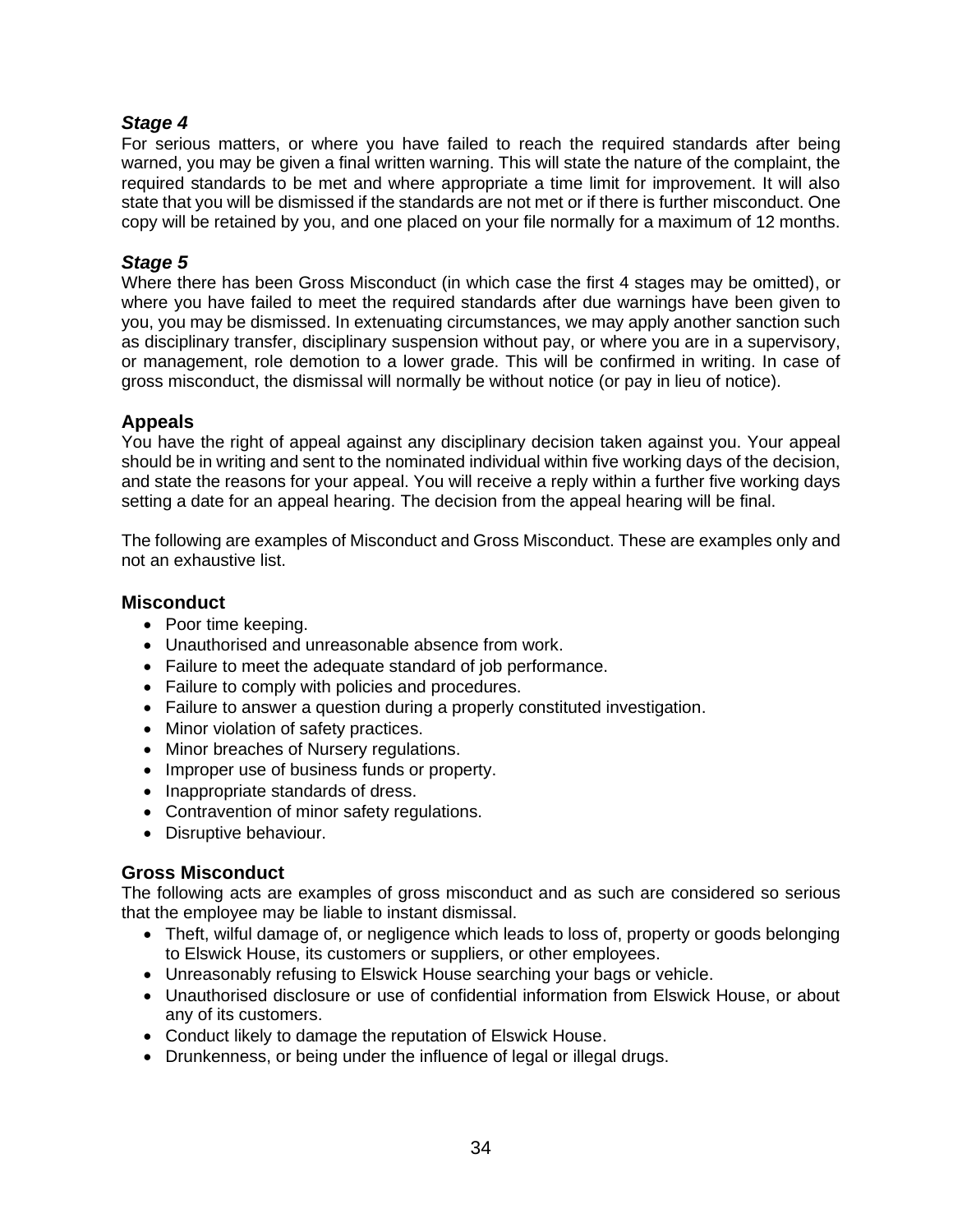### *Stage 4*

For serious matters, or where you have failed to reach the required standards after being warned, you may be given a final written warning. This will state the nature of the complaint, the required standards to be met and where appropriate a time limit for improvement. It will also state that you will be dismissed if the standards are not met or if there is further misconduct. One copy will be retained by you, and one placed on your file normally for a maximum of 12 months.

### *Stage 5*

Where there has been Gross Misconduct (in which case the first 4 stages may be omitted), or where you have failed to meet the required standards after due warnings have been given to you, you may be dismissed. In extenuating circumstances, we may apply another sanction such as disciplinary transfer, disciplinary suspension without pay, or where you are in a supervisory, or management, role demotion to a lower grade. This will be confirmed in writing. In case of gross misconduct, the dismissal will normally be without notice (or pay in lieu of notice).

## Appeals

You have the right of appeal against any disciplinary decision taken against you. Your appeal should be in writing and sent to the nominated individual within five working days of the decision, and state the reasons for your appeal. You will receive a reply within a further five working days setting a date for an appeal hearing. The decision from the appeal hearing will be final.

The following are examples of Misconduct and Gross Misconduct. These are examples only and not an exhaustive list.

## Misconduct

- Poor time keeping.
- Unauthorised and unreasonable absence from work.
- Failure to meet the adequate standard of job performance.
- Failure to comply with policies and procedures.
- Failure to answer a question during a properly constituted investigation.
- Minor violation of safety practices.
- Minor breaches of Nursery regulations.
- Improper use of business funds or property.
- Inappropriate standards of dress.
- Contravention of minor safety regulations.
- Disruptive behaviour.

## Gross Misconduct

The following acts are examples of gross misconduct and as such are considered so serious that the employee may be liable to instant dismissal.

- Theft, wilful damage of, or negligence which leads to loss of, property or goods belonging to Elswick House, its customers or suppliers, or other employees.
- Unreasonably refusing to Elswick House searching your bags or vehicle.
- Unauthorised disclosure or use of confidential information from Elswick House, or about any of its customers.
- Conduct likely to damage the reputation of Elswick House.
- Drunkenness, or being under the influence of legal or illegal drugs.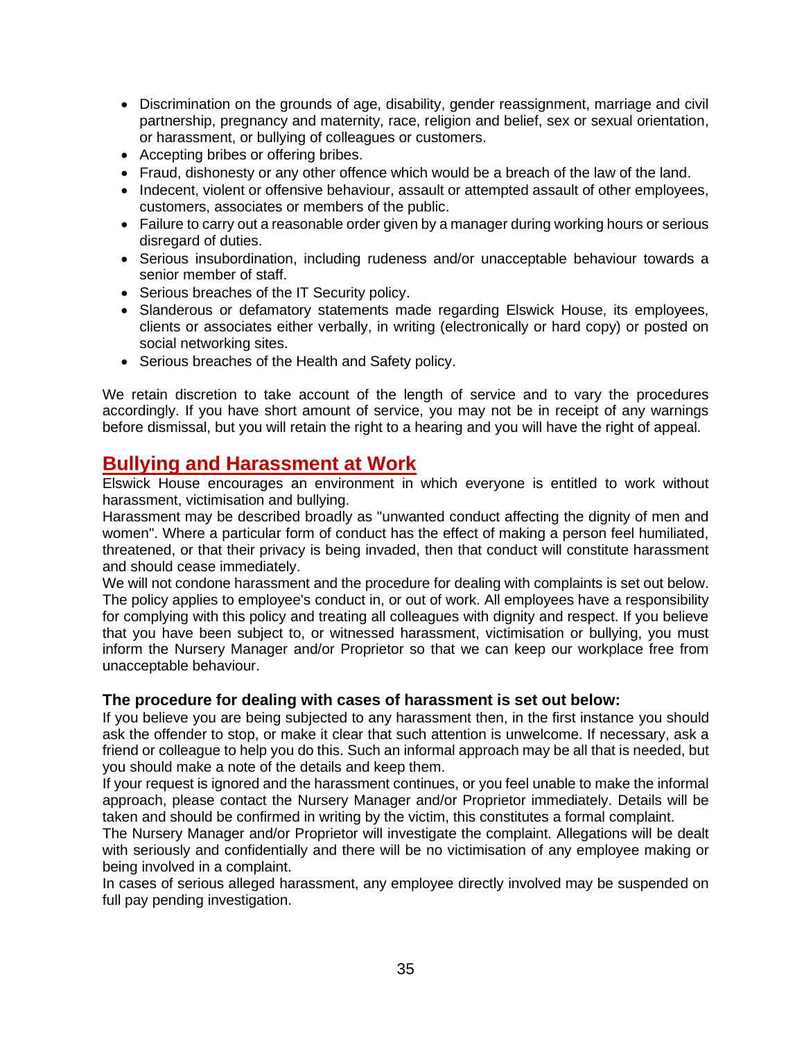- Discrimination on the grounds of age, disability, gender reassignment, marriage and civil partnership, pregnancy and maternity, race, religion and belief, sex or sexual orientation, or harassment, or bullying of colleagues or customers.
- Accepting bribes or offering bribes.
- Fraud, dishonesty or any other offence which would be a breach of the law of the land.
- Indecent, violent or offensive behaviour, assault or attempted assault of other employees, customers, associates or members of the public.
- Failure to carry out a reasonable order given by a manager during working hours or serious disregard of duties.
- Serious insubordination, including rudeness and/or unacceptable behaviour towards a senior member of staff.
- Serious breaches of the IT Security policy.
- Slanderous or defamatory statements made regarding Elswick House, its employees, clients or associates either verbally, in writing (electronically or hard copy) or posted on social networking sites.
- Serious breaches of the Health and Safety policy.

We retain discretion to take account of the length of service and to vary the procedures accordingly. If you have short amount of service, you may not be in receipt of any warnings before dismissal, but you will retain the right to a hearing and you will have the right of appeal.

## Bullying and Harassment at Work

Elswick House encourages an environment in which everyone is entitled to work without harassment, victimisation and bullying.

Harassment may be described broadly as "unwanted conduct affecting the dignity of men and women". Where a particular form of conduct has the effect of making a person feel humiliated, threatened, or that their privacy is being invaded, then that conduct will constitute harassment and should cease immediately.

We will not condone harassment and the procedure for dealing with complaints is set out below. The policy applies to employee's conduct in, or out of work. All employees have a responsibility for complying with this policy and treating all colleagues with dignity and respect. If you believe that you have been subject to, or witnessed harassment, victimisation or bullying, you must inform the Nursery Manager and/or Proprietor so that we can keep our workplace free from unacceptable behaviour.

### The procedure for dealing with cases of harassment is set out below:

If you believe you are being subjected to any harassment then, in the first instance you should ask the offender to stop, or make it clear that such attention is unwelcome. If necessary, ask a friend or colleague to help you do this. Such an informal approach may be all that is needed, but you should make a note of the details and keep them.

If your request is ignored and the harassment continues, or you feel unable to make the informal approach, please contact the Nursery Manager and/or Proprietor immediately. Details will be taken and should be confirmed in writing by the victim, this constitutes a formal complaint.

The Nursery Manager and/or Proprietor will investigate the complaint. Allegations will be dealt with seriously and confidentially and there will be no victimisation of any employee making or being involved in a complaint.

In cases of serious alleged harassment, any employee directly involved may be suspended on full pay pending investigation.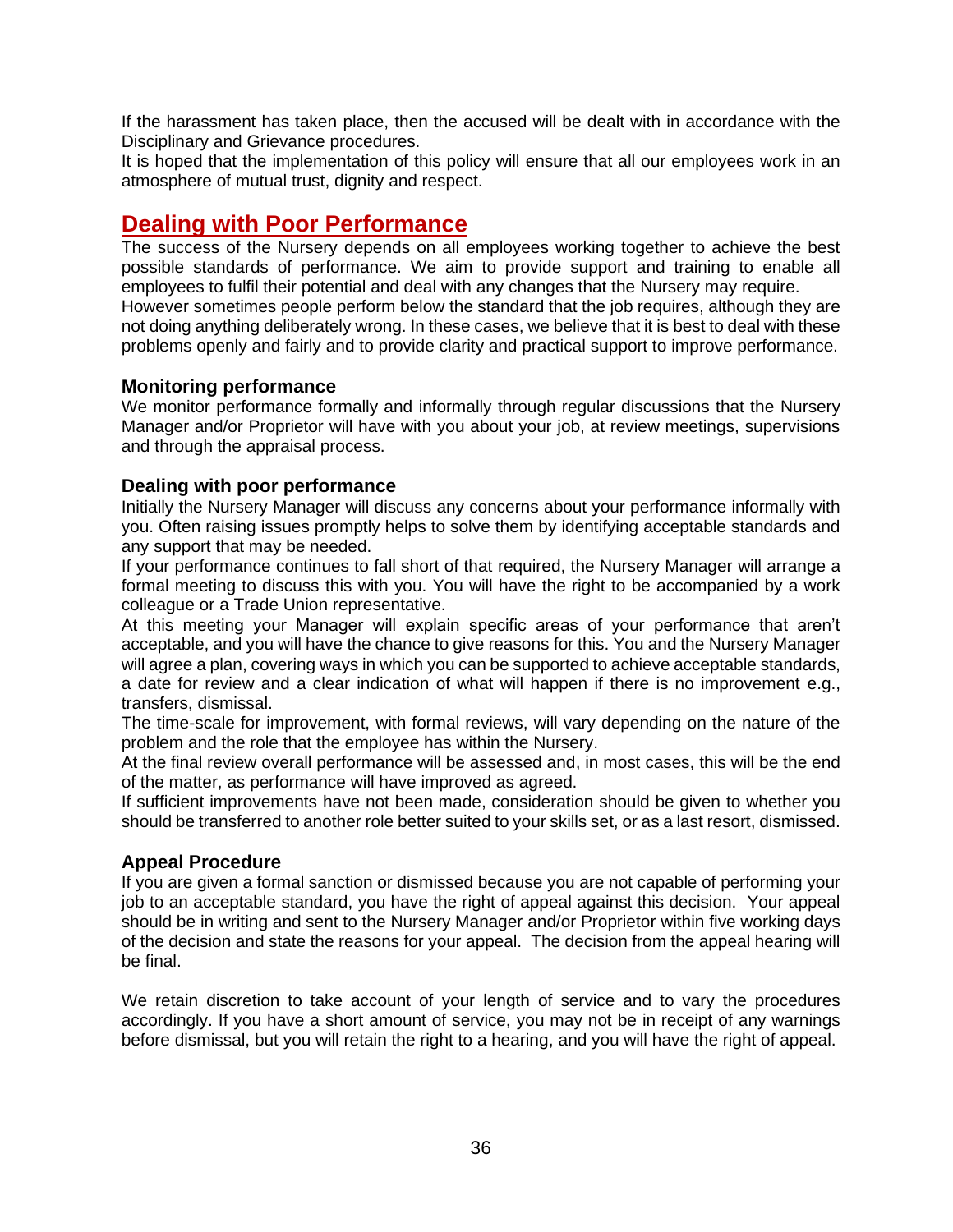If the harassment has taken place, then the accused will be dealt with in accordance with the Disciplinary and Grievance procedures.
It is hoped that the implementation of this policy will ensure that all our employees work in an atmosphere of mutual trust, dignity and respect.

## Dealing with Poor Performance

The success of the Nursery depends on all employees working together to achieve the best possible standards of performance. We aim to provide support and training to enable all employees to fulfil their potential and deal with any changes that the Nursery may require.
However sometimes people perform below the standard that the job requires, although they are not doing anything deliberately wrong. In these cases, we believe that it is best to deal with these problems openly and fairly and to provide clarity and practical support to improve performance.

### Monitoring performance

We monitor performance formally and informally through regular discussions that the Nursery Manager and/or Proprietor will have with you about your job, at review meetings, supervisions and through the appraisal process.

### Dealing with poor performance

Initially the Nursery Manager will discuss any concerns about your performance informally with you. Often raising issues promptly helps to solve them by identifying acceptable standards and any support that may be needed.
If your performance continues to fall short of that required, the Nursery Manager will arrange a formal meeting to discuss this with you. You will have the right to be accompanied by a work colleague or a Trade Union representative.
At this meeting your Manager will explain specific areas of your performance that aren't acceptable, and you will have the chance to give reasons for this. You and the Nursery Manager will agree a plan, covering ways in which you can be supported to achieve acceptable standards, a date for review and a clear indication of what will happen if there is no improvement e.g., transfers, dismissal.
The time-scale for improvement, with formal reviews, will vary depending on the nature of the problem and the role that the employee has within the Nursery.
At the final review overall performance will be assessed and, in most cases, this will be the end of the matter, as performance will have improved as agreed.
If sufficient improvements have not been made, consideration should be given to whether you should be transferred to another role better suited to your skills set, or as a last resort, dismissed.

### Appeal Procedure

If you are given a formal sanction or dismissed because you are not capable of performing your job to an acceptable standard, you have the right of appeal against this decision. Your appeal should be in writing and sent to the Nursery Manager and/or Proprietor within five working days of the decision and state the reasons for your appeal. The decision from the appeal hearing will be final.

We retain discretion to take account of your length of service and to vary the procedures accordingly. If you have a short amount of service, you may not be in receipt of any warnings before dismissal, but you will retain the right to a hearing, and you will have the right of appeal.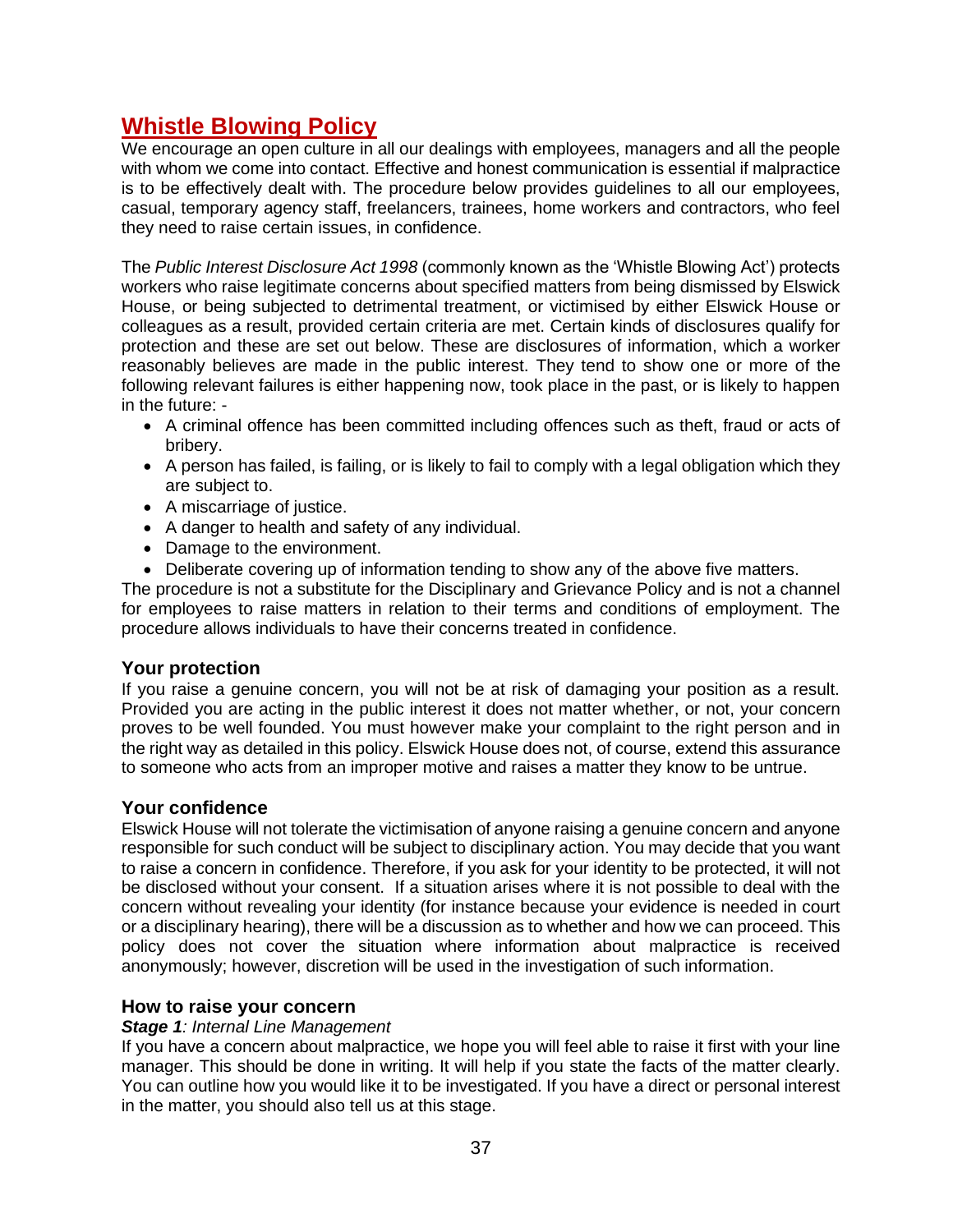# Whistle Blowing Policy

We encourage an open culture in all our dealings with employees, managers and all the people with whom we come into contact. Effective and honest communication is essential if malpractice is to be effectively dealt with. The procedure below provides guidelines to all our employees, casual, temporary agency staff, freelancers, trainees, home workers and contractors, who feel they need to raise certain issues, in confidence.

The *Public Interest Disclosure Act 1998* (commonly known as the 'Whistle Blowing Act') protects workers who raise legitimate concerns about specified matters from being dismissed by Elswick House, or being subjected to detrimental treatment, or victimised by either Elswick House or colleagues as a result, provided certain criteria are met. Certain kinds of disclosures qualify for protection and these are set out below. These are disclosures of information, which a worker reasonably believes are made in the public interest. They tend to show one or more of the following relevant failures is either happening now, took place in the past, or is likely to happen in the future: -

- A criminal offence has been committed including offences such as theft, fraud or acts of bribery.
- A person has failed, is failing, or is likely to fail to comply with a legal obligation which they are subject to.
- A miscarriage of justice.
- A danger to health and safety of any individual.
- Damage to the environment.
- Deliberate covering up of information tending to show any of the above five matters.

The procedure is not a substitute for the Disciplinary and Grievance Policy and is not a channel for employees to raise matters in relation to their terms and conditions of employment. The procedure allows individuals to have their concerns treated in confidence.

### Your protection

If you raise a genuine concern, you will not be at risk of damaging your position as a result. Provided you are acting in the public interest it does not matter whether, or not, your concern proves to be well founded. You must however make your complaint to the right person and in the right way as detailed in this policy. Elswick House does not, of course, extend this assurance to someone who acts from an improper motive and raises a matter they know to be untrue.

### Your confidence

Elswick House will not tolerate the victimisation of anyone raising a genuine concern and anyone responsible for such conduct will be subject to disciplinary action. You may decide that you want to raise a concern in confidence. Therefore, if you ask for your identity to be protected, it will not be disclosed without your consent. If a situation arises where it is not possible to deal with the concern without revealing your identity (for instance because your evidence is needed in court or a disciplinary hearing), there will be a discussion as to whether and how we can proceed. This policy does not cover the situation where information about malpractice is received anonymously; however, discretion will be used in the investigation of such information.

### How to raise your concern

***Stage 1****: Internal Line Management*

If you have a concern about malpractice, we hope you will feel able to raise it first with your line manager. This should be done in writing. It will help if you state the facts of the matter clearly. You can outline how you would like it to be investigated. If you have a direct or personal interest in the matter, you should also tell us at this stage.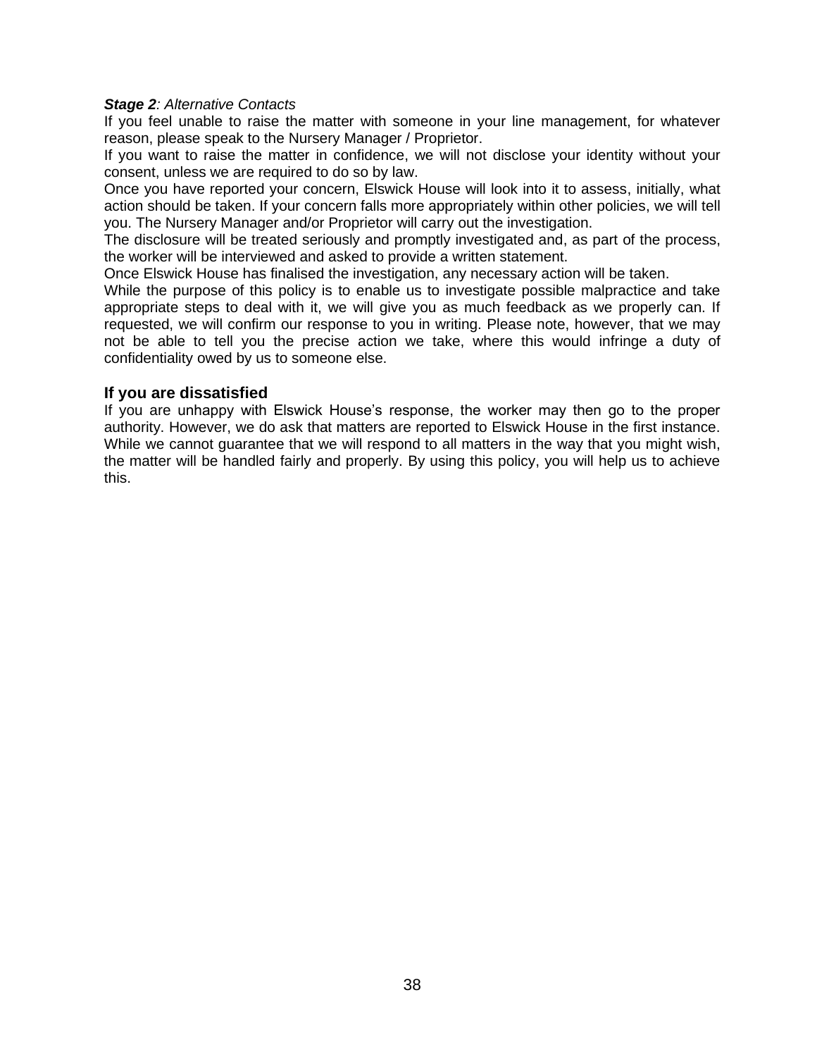***Stage 2****: Alternative Contacts*

If you feel unable to raise the matter with someone in your line management, for whatever reason, please speak to the Nursery Manager / Proprietor.

If you want to raise the matter in confidence, we will not disclose your identity without your consent, unless we are required to do so by law.

Once you have reported your concern, Elswick House will look into it to assess, initially, what action should be taken. If your concern falls more appropriately within other policies, we will tell you. The Nursery Manager and/or Proprietor will carry out the investigation.

The disclosure will be treated seriously and promptly investigated and, as part of the process, the worker will be interviewed and asked to provide a written statement.

Once Elswick House has finalised the investigation, any necessary action will be taken.

While the purpose of this policy is to enable us to investigate possible malpractice and take appropriate steps to deal with it, we will give you as much feedback as we properly can. If requested, we will confirm our response to you in writing. Please note, however, that we may not be able to tell you the precise action we take, where this would infringe a duty of confidentiality owed by us to someone else.

### If you are dissatisfied

If you are unhappy with Elswick House's response, the worker may then go to the proper authority. However, we do ask that matters are reported to Elswick House in the first instance. While we cannot guarantee that we will respond to all matters in the way that you might wish, the matter will be handled fairly and properly. By using this policy, you will help us to achieve this.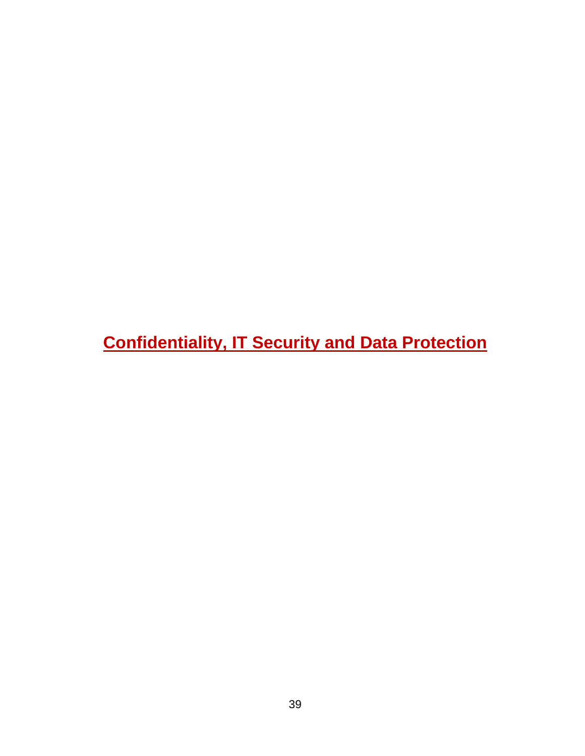# Confidentiality, IT Security and Data Protection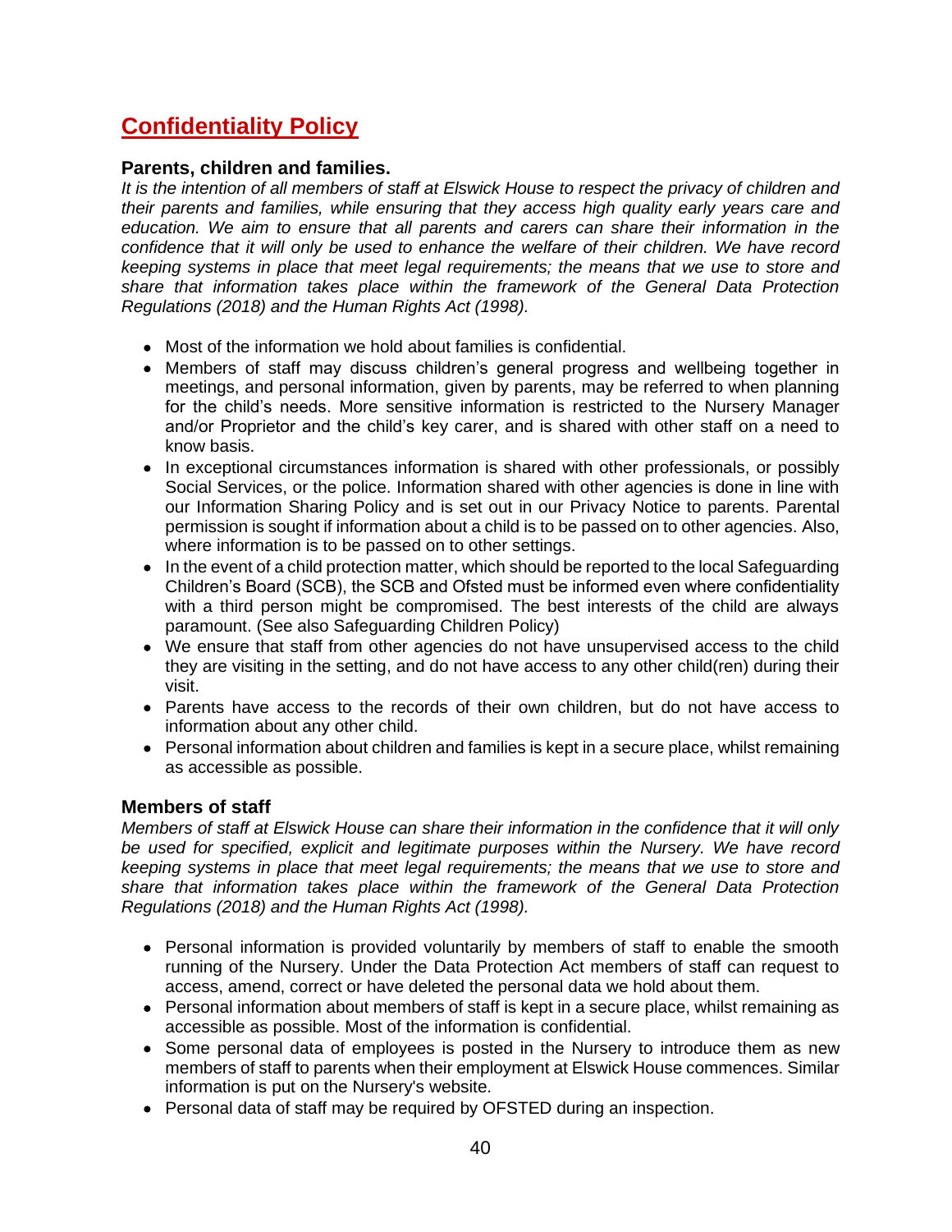## Confidentiality Policy

### Parents, children and families.

*It is the intention of all members of staff at Elswick House to respect the privacy of children and their parents and families, while ensuring that they access high quality early years care and education. We aim to ensure that all parents and carers can share their information in the confidence that it will only be used to enhance the welfare of their children. We have record keeping systems in place that meet legal requirements; the means that we use to store and share that information takes place within the framework of the General Data Protection Regulations (2018) and the Human Rights Act (1998).*

- Most of the information we hold about families is confidential.
- Members of staff may discuss children's general progress and wellbeing together in meetings, and personal information, given by parents, may be referred to when planning for the child's needs. More sensitive information is restricted to the Nursery Manager and/or Proprietor and the child's key carer, and is shared with other staff on a need to know basis.
- In exceptional circumstances information is shared with other professionals, or possibly Social Services, or the police. Information shared with other agencies is done in line with our Information Sharing Policy and is set out in our Privacy Notice to parents. Parental permission is sought if information about a child is to be passed on to other agencies. Also, where information is to be passed on to other settings.
- In the event of a child protection matter, which should be reported to the local Safeguarding Children's Board (SCB), the SCB and Ofsted must be informed even where confidentiality with a third person might be compromised. The best interests of the child are always paramount. (See also Safeguarding Children Policy)
- We ensure that staff from other agencies do not have unsupervised access to the child they are visiting in the setting, and do not have access to any other child(ren) during their visit.
- Parents have access to the records of their own children, but do not have access to information about any other child.
- Personal information about children and families is kept in a secure place, whilst remaining as accessible as possible.

### Members of staff

*Members of staff at Elswick House can share their information in the confidence that it will only be used for specified, explicit and legitimate purposes within the Nursery. We have record keeping systems in place that meet legal requirements; the means that we use to store and share that information takes place within the framework of the General Data Protection Regulations (2018) and the Human Rights Act (1998).*

- Personal information is provided voluntarily by members of staff to enable the smooth running of the Nursery. Under the Data Protection Act members of staff can request to access, amend, correct or have deleted the personal data we hold about them.
- Personal information about members of staff is kept in a secure place, whilst remaining as accessible as possible. Most of the information is confidential.
- Some personal data of employees is posted in the Nursery to introduce them as new members of staff to parents when their employment at Elswick House commences. Similar information is put on the Nursery's website.
- Personal data of staff may be required by OFSTED during an inspection.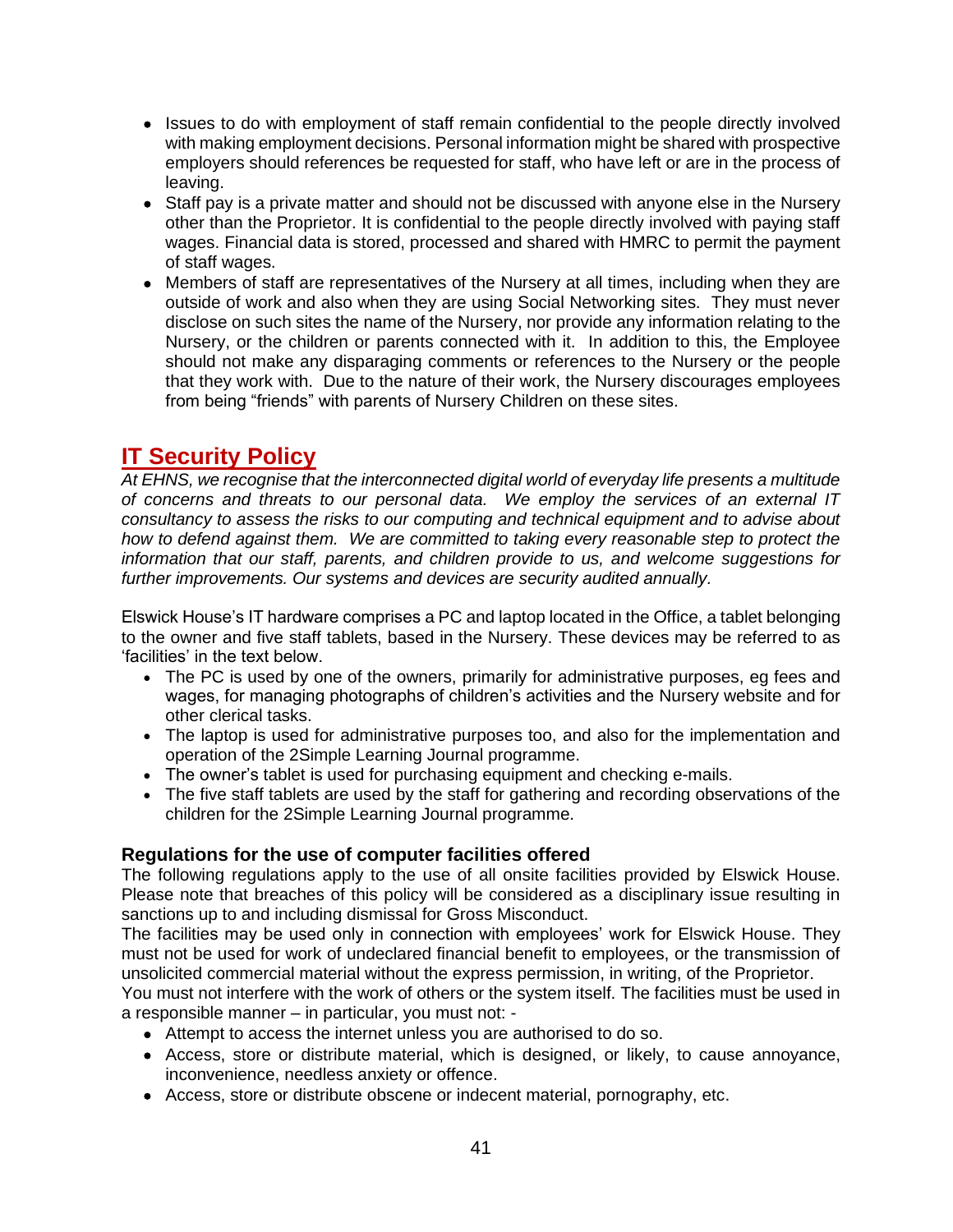- Issues to do with employment of staff remain confidential to the people directly involved with making employment decisions. Personal information might be shared with prospective employers should references be requested for staff, who have left or are in the process of leaving.
- Staff pay is a private matter and should not be discussed with anyone else in the Nursery other than the Proprietor. It is confidential to the people directly involved with paying staff wages. Financial data is stored, processed and shared with HMRC to permit the payment of staff wages.
- Members of staff are representatives of the Nursery at all times, including when they are outside of work and also when they are using Social Networking sites. They must never disclose on such sites the name of the Nursery, nor provide any information relating to the Nursery, or the children or parents connected with it. In addition to this, the Employee should not make any disparaging comments or references to the Nursery or the people that they work with. Due to the nature of their work, the Nursery discourages employees from being "friends" with parents of Nursery Children on these sites.

## IT Security Policy

*At EHNS, we recognise that the interconnected digital world of everyday life presents a multitude of concerns and threats to our personal data. We employ the services of an external IT consultancy to assess the risks to our computing and technical equipment and to advise about how to defend against them. We are committed to taking every reasonable step to protect the information that our staff, parents, and children provide to us, and welcome suggestions for further improvements. Our systems and devices are security audited annually.*

Elswick House's IT hardware comprises a PC and laptop located in the Office, a tablet belonging to the owner and five staff tablets, based in the Nursery. These devices may be referred to as 'facilities' in the text below.

- The PC is used by one of the owners, primarily for administrative purposes, eg fees and wages, for managing photographs of children's activities and the Nursery website and for other clerical tasks.
- The laptop is used for administrative purposes too, and also for the implementation and operation of the 2Simple Learning Journal programme.
- The owner's tablet is used for purchasing equipment and checking e-mails.
- The five staff tablets are used by the staff for gathering and recording observations of the children for the 2Simple Learning Journal programme.

### Regulations for the use of computer facilities offered

The following regulations apply to the use of all onsite facilities provided by Elswick House. Please note that breaches of this policy will be considered as a disciplinary issue resulting in sanctions up to and including dismissal for Gross Misconduct.

The facilities may be used only in connection with employees' work for Elswick House. They must not be used for work of undeclared financial benefit to employees, or the transmission of unsolicited commercial material without the express permission, in writing, of the Proprietor.

You must not interfere with the work of others or the system itself. The facilities must be used in a responsible manner – in particular, you must not: -

- Attempt to access the internet unless you are authorised to do so.
- Access, store or distribute material, which is designed, or likely, to cause annoyance, inconvenience, needless anxiety or offence.
- Access, store or distribute obscene or indecent material, pornography, etc.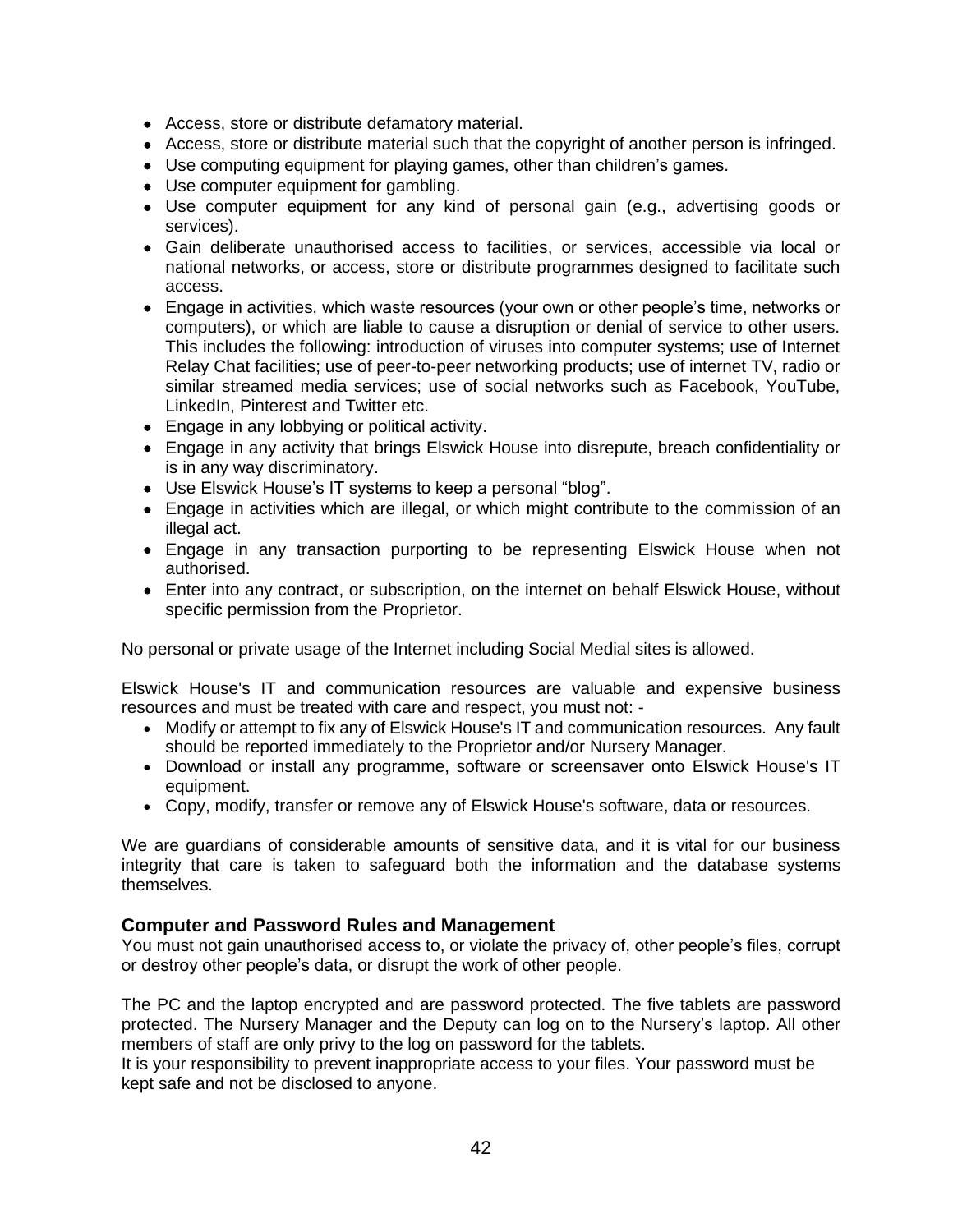- Access, store or distribute defamatory material.
- Access, store or distribute material such that the copyright of another person is infringed.
- Use computing equipment for playing games, other than children's games.
- Use computer equipment for gambling.
- Use computer equipment for any kind of personal gain (e.g., advertising goods or services).
- Gain deliberate unauthorised access to facilities, or services, accessible via local or national networks, or access, store or distribute programmes designed to facilitate such access.
- Engage in activities, which waste resources (your own or other people's time, networks or computers), or which are liable to cause a disruption or denial of service to other users. This includes the following: introduction of viruses into computer systems; use of Internet Relay Chat facilities; use of peer-to-peer networking products; use of internet TV, radio or similar streamed media services; use of social networks such as Facebook, YouTube, LinkedIn, Pinterest and Twitter etc.
- Engage in any lobbying or political activity.
- Engage in any activity that brings Elswick House into disrepute, breach confidentiality or is in any way discriminatory.
- Use Elswick House's IT systems to keep a personal "blog".
- Engage in activities which are illegal, or which might contribute to the commission of an illegal act.
- Engage in any transaction purporting to be representing Elswick House when not authorised.
- Enter into any contract, or subscription, on the internet on behalf Elswick House, without specific permission from the Proprietor.

No personal or private usage of the Internet including Social Medial sites is allowed.

Elswick House's IT and communication resources are valuable and expensive business resources and must be treated with care and respect, you must not: -

- Modify or attempt to fix any of Elswick House's IT and communication resources. Any fault should be reported immediately to the Proprietor and/or Nursery Manager.
- Download or install any programme, software or screensaver onto Elswick House's IT equipment.
- Copy, modify, transfer or remove any of Elswick House's software, data or resources.

We are guardians of considerable amounts of sensitive data, and it is vital for our business integrity that care is taken to safeguard both the information and the database systems themselves.

### Computer and Password Rules and Management

You must not gain unauthorised access to, or violate the privacy of, other people's files, corrupt or destroy other people's data, or disrupt the work of other people.

The PC and the laptop encrypted and are password protected. The five tablets are password protected. The Nursery Manager and the Deputy can log on to the Nursery's laptop. All other members of staff are only privy to the log on password for the tablets.
It is your responsibility to prevent inappropriate access to your files. Your password must be kept safe and not be disclosed to anyone.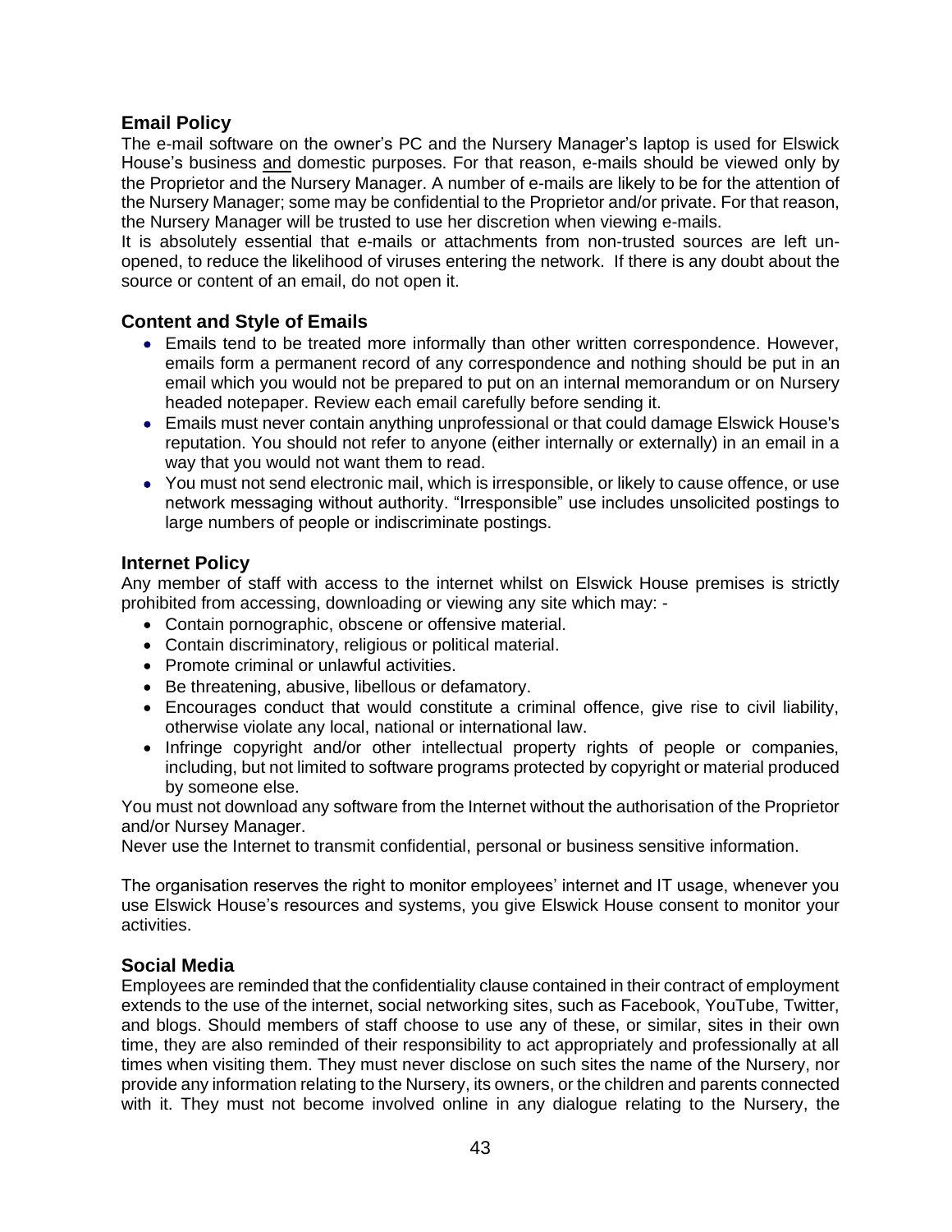## Email Policy

The e-mail software on the owner's PC and the Nursery Manager's laptop is used for Elswick House's business and domestic purposes. For that reason, e-mails should be viewed only by the Proprietor and the Nursery Manager. A number of e-mails are likely to be for the attention of the Nursery Manager; some may be confidential to the Proprietor and/or private. For that reason, the Nursery Manager will be trusted to use her discretion when viewing e-mails.

It is absolutely essential that e-mails or attachments from non-trusted sources are left un-opened, to reduce the likelihood of viruses entering the network. If there is any doubt about the source or content of an email, do not open it.

## Content and Style of Emails

- Emails tend to be treated more informally than other written correspondence. However, emails form a permanent record of any correspondence and nothing should be put in an email which you would not be prepared to put on an internal memorandum or on Nursery headed notepaper. Review each email carefully before sending it.
- Emails must never contain anything unprofessional or that could damage Elswick House's reputation. You should not refer to anyone (either internally or externally) in an email in a way that you would not want them to read.
- You must not send electronic mail, which is irresponsible, or likely to cause offence, or use network messaging without authority. "Irresponsible" use includes unsolicited postings to large numbers of people or indiscriminate postings.

## Internet Policy

Any member of staff with access to the internet whilst on Elswick House premises is strictly prohibited from accessing, downloading or viewing any site which may: -

- Contain pornographic, obscene or offensive material.
- Contain discriminatory, religious or political material.
- Promote criminal or unlawful activities.
- Be threatening, abusive, libellous or defamatory.
- Encourages conduct that would constitute a criminal offence, give rise to civil liability, otherwise violate any local, national or international law.
- Infringe copyright and/or other intellectual property rights of people or companies, including, but not limited to software programs protected by copyright or material produced by someone else.

You must not download any software from the Internet without the authorisation of the Proprietor and/or Nursey Manager.

Never use the Internet to transmit confidential, personal or business sensitive information.

The organisation reserves the right to monitor employees' internet and IT usage, whenever you use Elswick House's resources and systems, you give Elswick House consent to monitor your activities.

## Social Media

Employees are reminded that the confidentiality clause contained in their contract of employment extends to the use of the internet, social networking sites, such as Facebook, YouTube, Twitter, and blogs. Should members of staff choose to use any of these, or similar, sites in their own time, they are also reminded of their responsibility to act appropriately and professionally at all times when visiting them. They must never disclose on such sites the name of the Nursery, nor provide any information relating to the Nursery, its owners, or the children and parents connected with it. They must not become involved online in any dialogue relating to the Nursery, the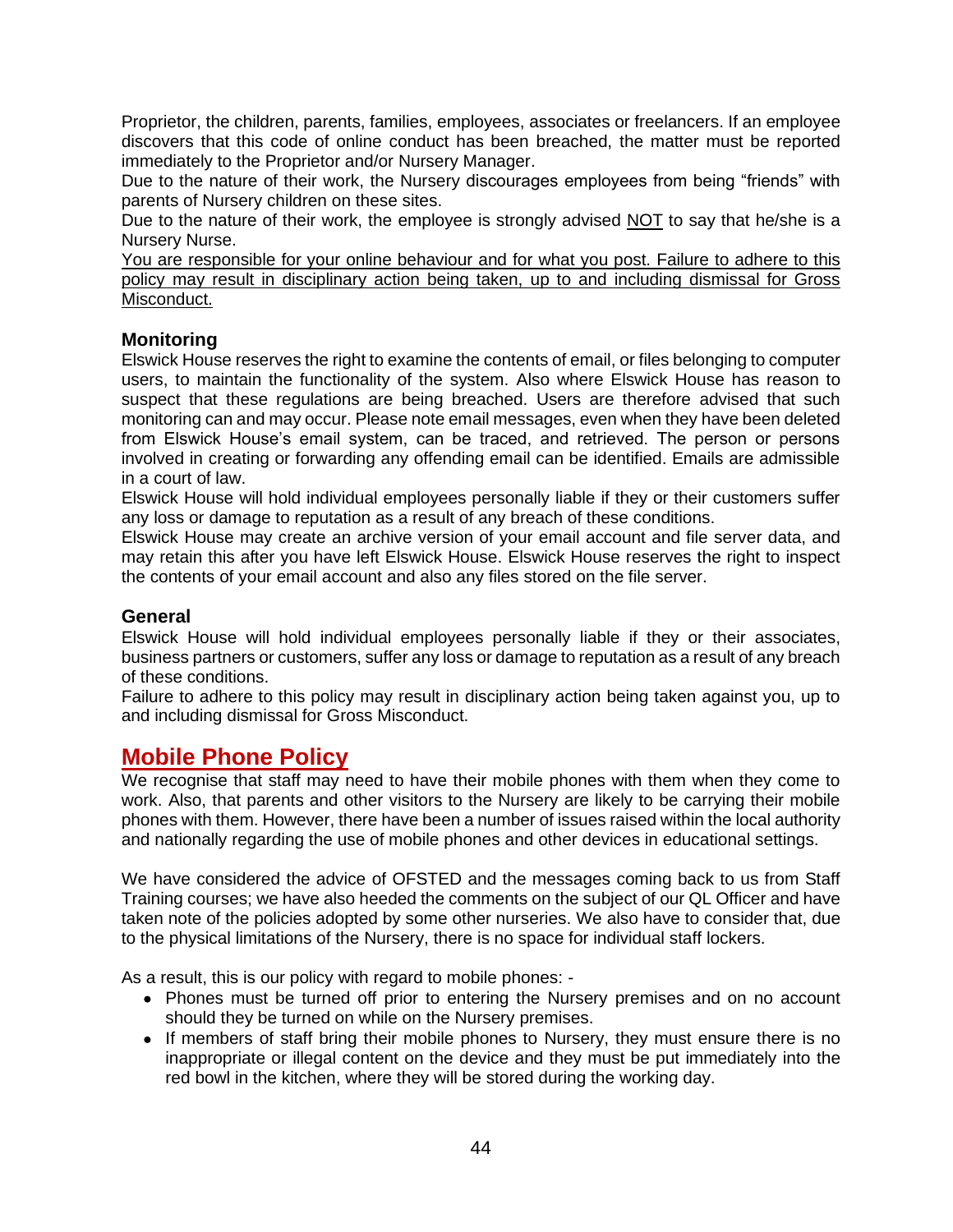Proprietor, the children, parents, families, employees, associates or freelancers. If an employee discovers that this code of online conduct has been breached, the matter must be reported immediately to the Proprietor and/or Nursery Manager.

Due to the nature of their work, the Nursery discourages employees from being "friends" with parents of Nursery children on these sites.

Due to the nature of their work, the employee is strongly advised <u>NOT</u> to say that he/she is a Nursery Nurse.

<u>You are responsible for your online behaviour and for what you post. Failure to adhere to this policy may result in disciplinary action being taken, up to and including dismissal for Gross Misconduct.</u>

### Monitoring

Elswick House reserves the right to examine the contents of email, or files belonging to computer users, to maintain the functionality of the system. Also where Elswick House has reason to suspect that these regulations are being breached. Users are therefore advised that such monitoring can and may occur. Please note email messages, even when they have been deleted from Elswick House's email system, can be traced, and retrieved. The person or persons involved in creating or forwarding any offending email can be identified. Emails are admissible in a court of law.

Elswick House will hold individual employees personally liable if they or their customers suffer any loss or damage to reputation as a result of any breach of these conditions.

Elswick House may create an archive version of your email account and file server data, and may retain this after you have left Elswick House. Elswick House reserves the right to inspect the contents of your email account and also any files stored on the file server.

### General

Elswick House will hold individual employees personally liable if they or their associates, business partners or customers, suffer any loss or damage to reputation as a result of any breach of these conditions.

Failure to adhere to this policy may result in disciplinary action being taken against you, up to and including dismissal for Gross Misconduct.

## Mobile Phone Policy

We recognise that staff may need to have their mobile phones with them when they come to work. Also, that parents and other visitors to the Nursery are likely to be carrying their mobile phones with them. However, there have been a number of issues raised within the local authority and nationally regarding the use of mobile phones and other devices in educational settings.

We have considered the advice of OFSTED and the messages coming back to us from Staff Training courses; we have also heeded the comments on the subject of our QL Officer and have taken note of the policies adopted by some other nurseries. We also have to consider that, due to the physical limitations of the Nursery, there is no space for individual staff lockers.

As a result, this is our policy with regard to mobile phones: -

- Phones must be turned off prior to entering the Nursery premises and on no account should they be turned on while on the Nursery premises.
- If members of staff bring their mobile phones to Nursery, they must ensure there is no inappropriate or illegal content on the device and they must be put immediately into the red bowl in the kitchen, where they will be stored during the working day.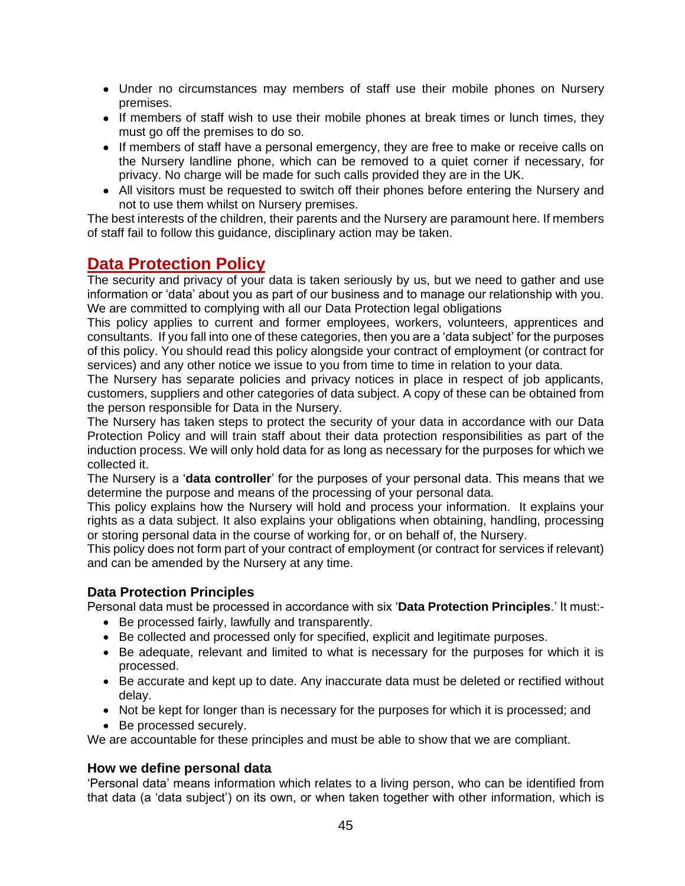- Under no circumstances may members of staff use their mobile phones on Nursery premises.
- If members of staff wish to use their mobile phones at break times or lunch times, they must go off the premises to do so.
- If members of staff have a personal emergency, they are free to make or receive calls on the Nursery landline phone, which can be removed to a quiet corner if necessary, for privacy. No charge will be made for such calls provided they are in the UK.
- All visitors must be requested to switch off their phones before entering the Nursery and not to use them whilst on Nursery premises.

The best interests of the children, their parents and the Nursery are paramount here. If members of staff fail to follow this guidance, disciplinary action may be taken.

## Data Protection Policy

The security and privacy of your data is taken seriously by us, but we need to gather and use information or 'data' about you as part of our business and to manage our relationship with you. We are committed to complying with all our Data Protection legal obligations

This policy applies to current and former employees, workers, volunteers, apprentices and consultants. If you fall into one of these categories, then you are a 'data subject' for the purposes of this policy. You should read this policy alongside your contract of employment (or contract for services) and any other notice we issue to you from time to time in relation to your data.

The Nursery has separate policies and privacy notices in place in respect of job applicants, customers, suppliers and other categories of data subject. A copy of these can be obtained from the person responsible for Data in the Nursery.

The Nursery has taken steps to protect the security of your data in accordance with our Data Protection Policy and will train staff about their data protection responsibilities as part of the induction process. We will only hold data for as long as necessary for the purposes for which we collected it.

The Nursery is a '**data controller**' for the purposes of your personal data. This means that we determine the purpose and means of the processing of your personal data.

This policy explains how the Nursery will hold and process your information. It explains your rights as a data subject. It also explains your obligations when obtaining, handling, processing or storing personal data in the course of working for, or on behalf of, the Nursery.

This policy does not form part of your contract of employment (or contract for services if relevant) and can be amended by the Nursery at any time.

### Data Protection Principles

Personal data must be processed in accordance with six '**Data Protection Principles**.' It must:-

- Be processed fairly, lawfully and transparently.
- Be collected and processed only for specified, explicit and legitimate purposes.
- Be adequate, relevant and limited to what is necessary for the purposes for which it is processed.
- Be accurate and kept up to date. Any inaccurate data must be deleted or rectified without delay.
- Not be kept for longer than is necessary for the purposes for which it is processed; and
- Be processed securely.

We are accountable for these principles and must be able to show that we are compliant.

### How we define personal data

'Personal data' means information which relates to a living person, who can be identified from that data (a 'data subject') on its own, or when taken together with other information, which is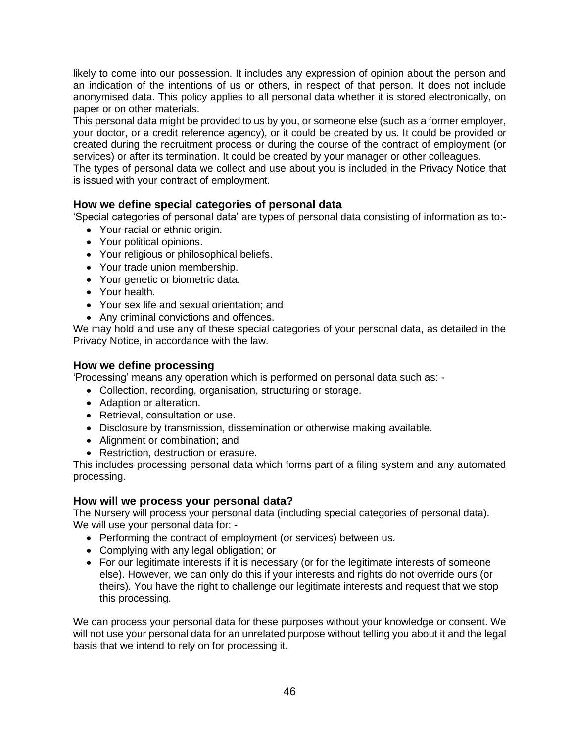likely to come into our possession. It includes any expression of opinion about the person and an indication of the intentions of us or others, in respect of that person. It does not include anonymised data. This policy applies to all personal data whether it is stored electronically, on paper or on other materials.

This personal data might be provided to us by you, or someone else (such as a former employer, your doctor, or a credit reference agency), or it could be created by us. It could be provided or created during the recruitment process or during the course of the contract of employment (or services) or after its termination. It could be created by your manager or other colleagues.

The types of personal data we collect and use about you is included in the Privacy Notice that is issued with your contract of employment.

### How we define special categories of personal data

'Special categories of personal data' are types of personal data consisting of information as to:-

- Your racial or ethnic origin.
- Your political opinions.
- Your religious or philosophical beliefs.
- Your trade union membership.
- Your genetic or biometric data.
- Your health.
- Your sex life and sexual orientation; and
- Any criminal convictions and offences.

We may hold and use any of these special categories of your personal data, as detailed in the Privacy Notice, in accordance with the law.

### How we define processing

'Processing' means any operation which is performed on personal data such as: -

- Collection, recording, organisation, structuring or storage.
- Adaption or alteration.
- Retrieval, consultation or use.
- Disclosure by transmission, dissemination or otherwise making available.
- Alignment or combination; and
- Restriction, destruction or erasure.

This includes processing personal data which forms part of a filing system and any automated processing.

### How will we process your personal data?

The Nursery will process your personal data (including special categories of personal data). We will use your personal data for: -

- Performing the contract of employment (or services) between us.
- Complying with any legal obligation; or
- For our legitimate interests if it is necessary (or for the legitimate interests of someone else). However, we can only do this if your interests and rights do not override ours (or theirs). You have the right to challenge our legitimate interests and request that we stop this processing.

We can process your personal data for these purposes without your knowledge or consent. We will not use your personal data for an unrelated purpose without telling you about it and the legal basis that we intend to rely on for processing it.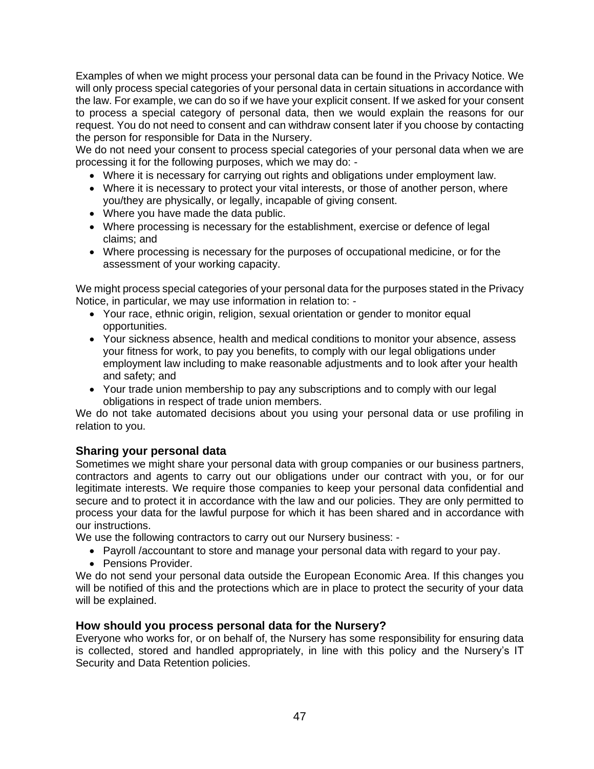Examples of when we might process your personal data can be found in the Privacy Notice. We will only process special categories of your personal data in certain situations in accordance with the law. For example, we can do so if we have your explicit consent. If we asked for your consent to process a special category of personal data, then we would explain the reasons for our request. You do not need to consent and can withdraw consent later if you choose by contacting the person for responsible for Data in the Nursery.

We do not need your consent to process special categories of your personal data when we are processing it for the following purposes, which we may do: -

- Where it is necessary for carrying out rights and obligations under employment law.
- Where it is necessary to protect your vital interests, or those of another person, where you/they are physically, or legally, incapable of giving consent.
- Where you have made the data public.
- Where processing is necessary for the establishment, exercise or defence of legal claims; and
- Where processing is necessary for the purposes of occupational medicine, or for the assessment of your working capacity.

We might process special categories of your personal data for the purposes stated in the Privacy Notice, in particular, we may use information in relation to: -

- Your race, ethnic origin, religion, sexual orientation or gender to monitor equal opportunities.
- Your sickness absence, health and medical conditions to monitor your absence, assess your fitness for work, to pay you benefits, to comply with our legal obligations under employment law including to make reasonable adjustments and to look after your health and safety; and
- Your trade union membership to pay any subscriptions and to comply with our legal obligations in respect of trade union members.

We do not take automated decisions about you using your personal data or use profiling in relation to you.

## Sharing your personal data

Sometimes we might share your personal data with group companies or our business partners, contractors and agents to carry out our obligations under our contract with you, or for our legitimate interests. We require those companies to keep your personal data confidential and secure and to protect it in accordance with the law and our policies. They are only permitted to process your data for the lawful purpose for which it has been shared and in accordance with our instructions.

We use the following contractors to carry out our Nursery business: -

- Payroll /accountant to store and manage your personal data with regard to your pay.
- Pensions Provider.

We do not send your personal data outside the European Economic Area. If this changes you will be notified of this and the protections which are in place to protect the security of your data will be explained.

## How should you process personal data for the Nursery?

Everyone who works for, or on behalf of, the Nursery has some responsibility for ensuring data is collected, stored and handled appropriately, in line with this policy and the Nursery's IT Security and Data Retention policies.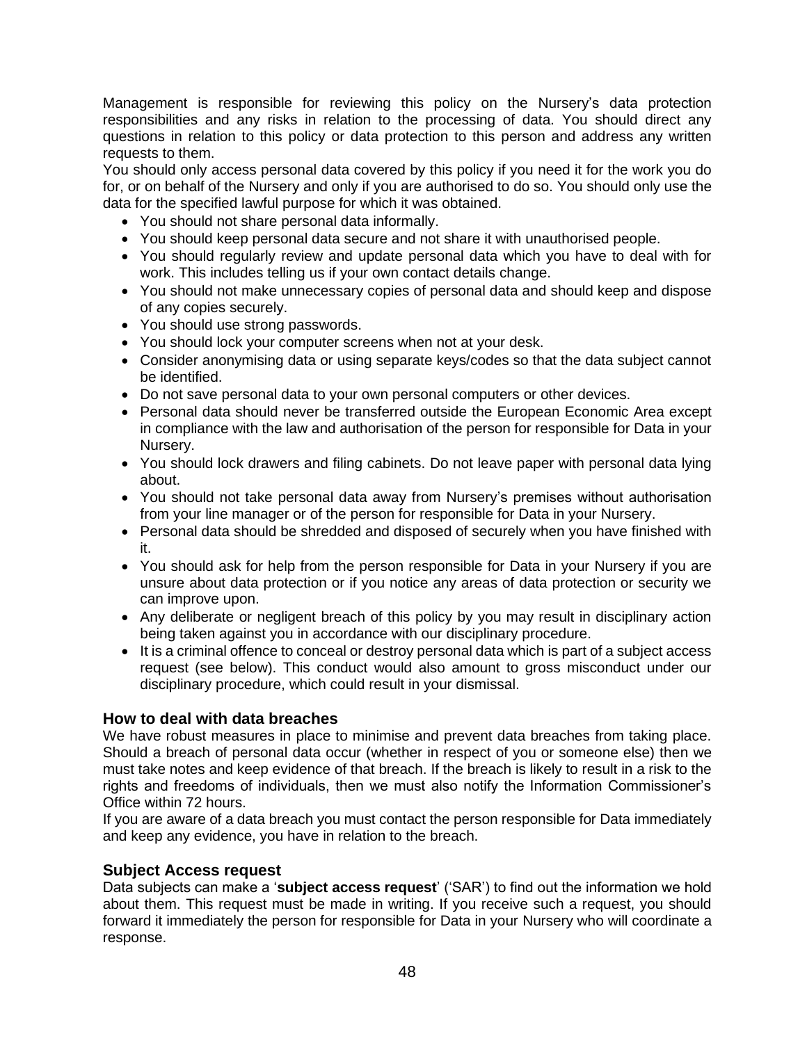Management is responsible for reviewing this policy on the Nursery's data protection responsibilities and any risks in relation to the processing of data. You should direct any questions in relation to this policy or data protection to this person and address any written requests to them.

You should only access personal data covered by this policy if you need it for the work you do for, or on behalf of the Nursery and only if you are authorised to do so. You should only use the data for the specified lawful purpose for which it was obtained.

- You should not share personal data informally.
- You should keep personal data secure and not share it with unauthorised people.
- You should regularly review and update personal data which you have to deal with for work. This includes telling us if your own contact details change.
- You should not make unnecessary copies of personal data and should keep and dispose of any copies securely.
- You should use strong passwords.
- You should lock your computer screens when not at your desk.
- Consider anonymising data or using separate keys/codes so that the data subject cannot be identified.
- Do not save personal data to your own personal computers or other devices.
- Personal data should never be transferred outside the European Economic Area except in compliance with the law and authorisation of the person for responsible for Data in your Nursery.
- You should lock drawers and filing cabinets. Do not leave paper with personal data lying about.
- You should not take personal data away from Nursery's premises without authorisation from your line manager or of the person for responsible for Data in your Nursery.
- Personal data should be shredded and disposed of securely when you have finished with it.
- You should ask for help from the person responsible for Data in your Nursery if you are unsure about data protection or if you notice any areas of data protection or security we can improve upon.
- Any deliberate or negligent breach of this policy by you may result in disciplinary action being taken against you in accordance with our disciplinary procedure.
- It is a criminal offence to conceal or destroy personal data which is part of a subject access request (see below). This conduct would also amount to gross misconduct under our disciplinary procedure, which could result in your dismissal.

### How to deal with data breaches

We have robust measures in place to minimise and prevent data breaches from taking place. Should a breach of personal data occur (whether in respect of you or someone else) then we must take notes and keep evidence of that breach. If the breach is likely to result in a risk to the rights and freedoms of individuals, then we must also notify the Information Commissioner's Office within 72 hours.

If you are aware of a data breach you must contact the person responsible for Data immediately and keep any evidence, you have in relation to the breach.

### Subject Access request

Data subjects can make a '**subject access request**' ('SAR') to find out the information we hold about them. This request must be made in writing. If you receive such a request, you should forward it immediately the person for responsible for Data in your Nursery who will coordinate a response.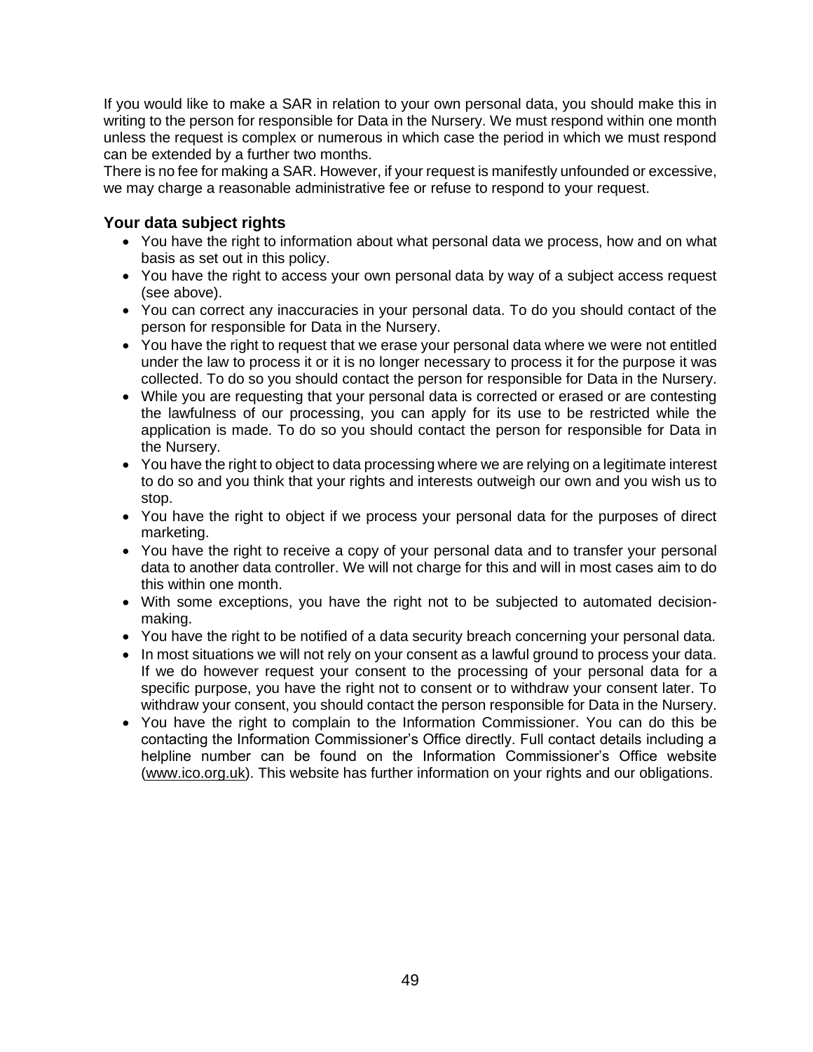If you would like to make a SAR in relation to your own personal data, you should make this in writing to the person for responsible for Data in the Nursery. We must respond within one month unless the request is complex or numerous in which case the period in which we must respond can be extended by a further two months.
There is no fee for making a SAR. However, if your request is manifestly unfounded or excessive, we may charge a reasonable administrative fee or refuse to respond to your request.

### Your data subject rights

- You have the right to information about what personal data we process, how and on what basis as set out in this policy.
- You have the right to access your own personal data by way of a subject access request (see above).
- You can correct any inaccuracies in your personal data. To do you should contact of the person for responsible for Data in the Nursery.
- You have the right to request that we erase your personal data where we were not entitled under the law to process it or it is no longer necessary to process it for the purpose it was collected. To do so you should contact the person for responsible for Data in the Nursery.
- While you are requesting that your personal data is corrected or erased or are contesting the lawfulness of our processing, you can apply for its use to be restricted while the application is made. To do so you should contact the person for responsible for Data in the Nursery.
- You have the right to object to data processing where we are relying on a legitimate interest to do so and you think that your rights and interests outweigh our own and you wish us to stop.
- You have the right to object if we process your personal data for the purposes of direct marketing.
- You have the right to receive a copy of your personal data and to transfer your personal data to another data controller. We will not charge for this and will in most cases aim to do this within one month.
- With some exceptions, you have the right not to be subjected to automated decision-making.
- You have the right to be notified of a data security breach concerning your personal data.
- In most situations we will not rely on your consent as a lawful ground to process your data. If we do however request your consent to the processing of your personal data for a specific purpose, you have the right not to consent or to withdraw your consent later. To withdraw your consent, you should contact the person responsible for Data in the Nursery.
- You have the right to complain to the Information Commissioner. You can do this be contacting the Information Commissioner's Office directly. Full contact details including a helpline number can be found on the Information Commissioner's Office website (www.ico.org.uk). This website has further information on your rights and our obligations.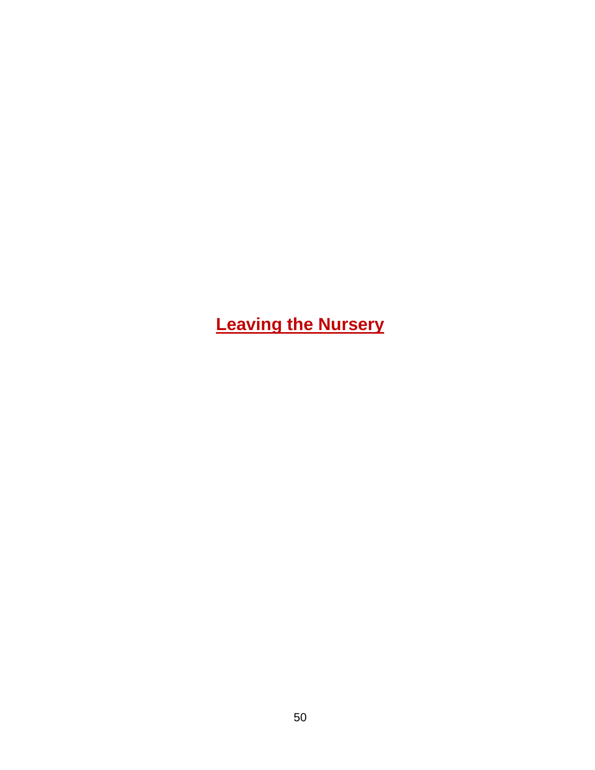# Leaving the Nursery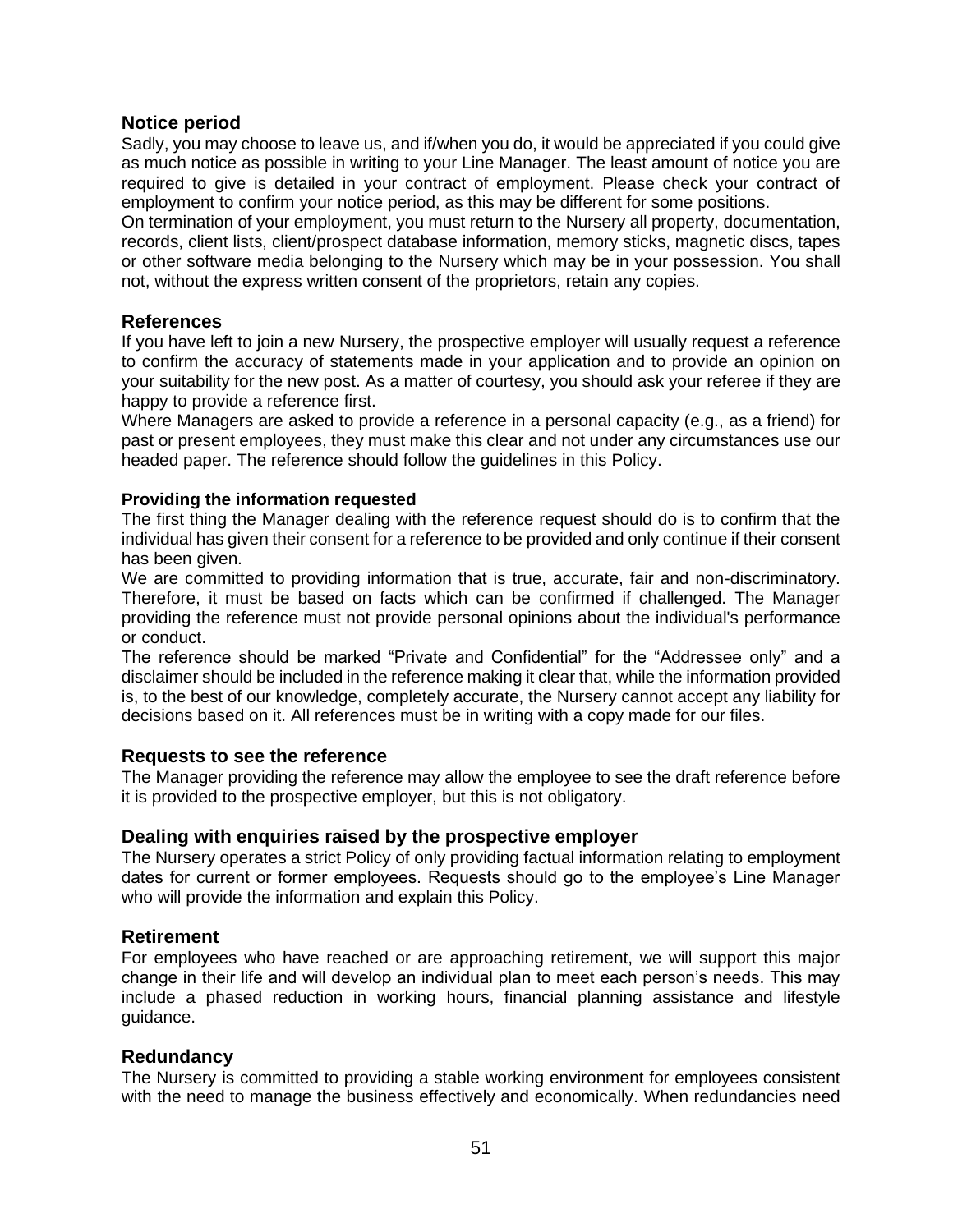## Notice period

Sadly, you may choose to leave us, and if/when you do, it would be appreciated if you could give as much notice as possible in writing to your Line Manager. The least amount of notice you are required to give is detailed in your contract of employment. Please check your contract of employment to confirm your notice period, as this may be different for some positions.

On termination of your employment, you must return to the Nursery all property, documentation, records, client lists, client/prospect database information, memory sticks, magnetic discs, tapes or other software media belonging to the Nursery which may be in your possession. You shall not, without the express written consent of the proprietors, retain any copies.

## References

If you have left to join a new Nursery, the prospective employer will usually request a reference to confirm the accuracy of statements made in your application and to provide an opinion on your suitability for the new post. As a matter of courtesy, you should ask your referee if they are happy to provide a reference first.

Where Managers are asked to provide a reference in a personal capacity (e.g., as a friend) for past or present employees, they must make this clear and not under any circumstances use our headed paper. The reference should follow the guidelines in this Policy.

### Providing the information requested

The first thing the Manager dealing with the reference request should do is to confirm that the individual has given their consent for a reference to be provided and only continue if their consent has been given.

We are committed to providing information that is true, accurate, fair and non-discriminatory. Therefore, it must be based on facts which can be confirmed if challenged. The Manager providing the reference must not provide personal opinions about the individual's performance or conduct.

The reference should be marked "Private and Confidential" for the "Addressee only" and a disclaimer should be included in the reference making it clear that, while the information provided is, to the best of our knowledge, completely accurate, the Nursery cannot accept any liability for decisions based on it. All references must be in writing with a copy made for our files.

## Requests to see the reference

The Manager providing the reference may allow the employee to see the draft reference before it is provided to the prospective employer, but this is not obligatory.

## Dealing with enquiries raised by the prospective employer

The Nursery operates a strict Policy of only providing factual information relating to employment dates for current or former employees. Requests should go to the employee's Line Manager who will provide the information and explain this Policy.

## Retirement

For employees who have reached or are approaching retirement, we will support this major change in their life and will develop an individual plan to meet each person's needs. This may include a phased reduction in working hours, financial planning assistance and lifestyle guidance.

## Redundancy

The Nursery is committed to providing a stable working environment for employees consistent with the need to manage the business effectively and economically. When redundancies need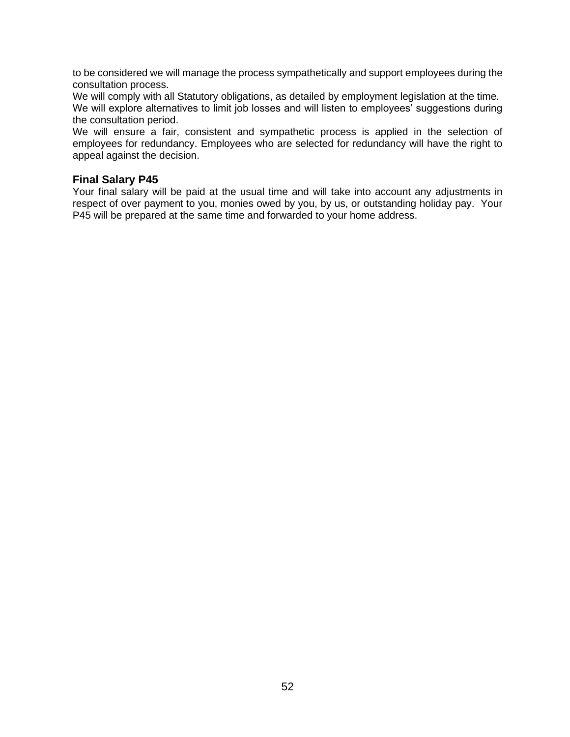to be considered we will manage the process sympathetically and support employees during the consultation process.

We will comply with all Statutory obligations, as detailed by employment legislation at the time.

We will explore alternatives to limit job losses and will listen to employees' suggestions during the consultation period.

We will ensure a fair, consistent and sympathetic process is applied in the selection of employees for redundancy. Employees who are selected for redundancy will have the right to appeal against the decision.

### Final Salary P45

Your final salary will be paid at the usual time and will take into account any adjustments in respect of over payment to you, monies owed by you, by us, or outstanding holiday pay. Your P45 will be prepared at the same time and forwarded to your home address.